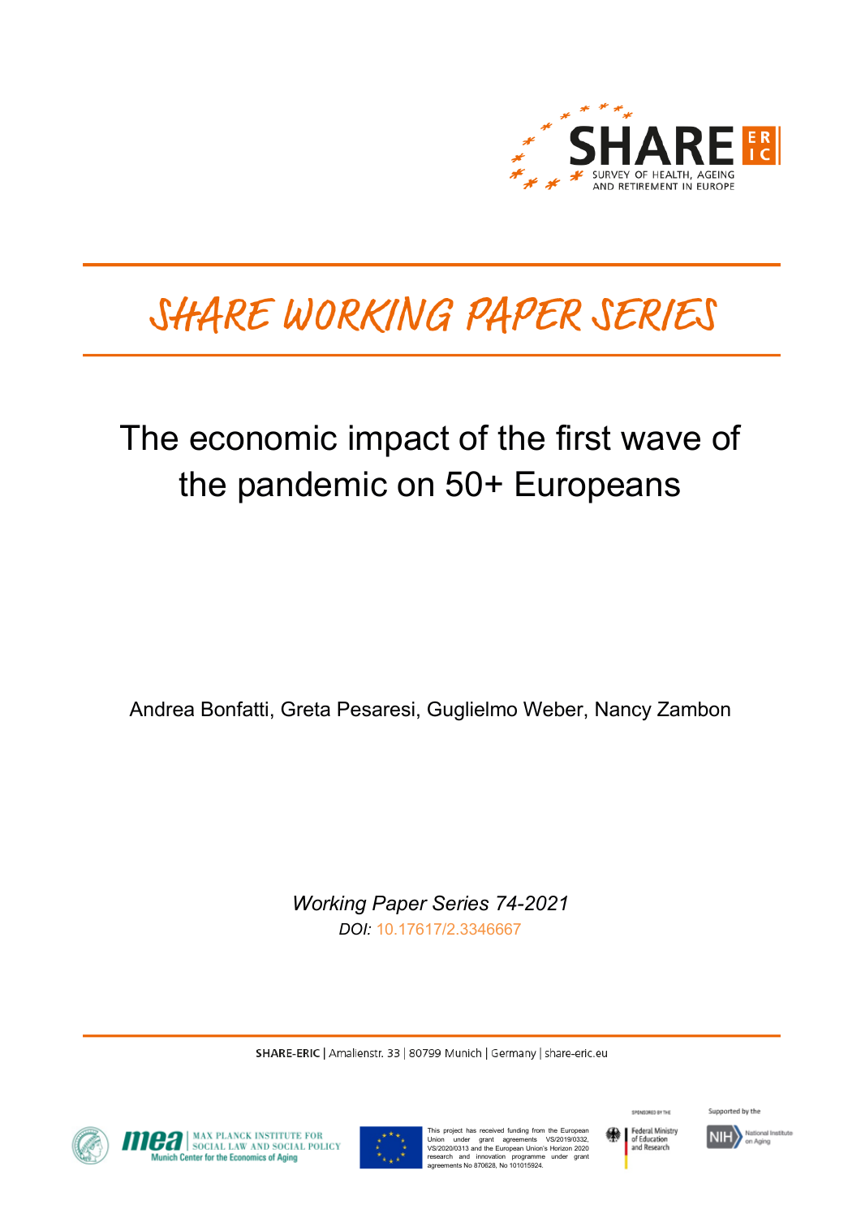SHARE ERIC

SURVEY OF HEALTH, AGEING AND RETIREMENT IN EUROPE

# SHARE WORKING PAPER SERIES

## The economic impact of the first wave of the pandemic on 50+ Europeans

Andrea Bonfatti, Greta Pesaresi, Guglielmo Weber, Nancy Zambon

*Working Paper Series 74-2021*

*DOI:* 10.17617/2.3346667

**SHARE-ERIC** | Amalienstr. 33 | 80799 Munich | Germany | share-eric.eu

MEA MAX PLANCK INSTITUTE FOR SOCIAL LAW AND SOCIAL POLICY
Munich Center for the Economics of Aging

This project has received funding from the European Union under grant agreements VS/2019/0332, VS/2020/0313 and the European Union's Horizon 2020 research and innovation programme under grant agreements No 870628, No 101015924.

SPONSORED BY THE Federal Ministry of Education and Research

Supported by the NIH National Institute on Aging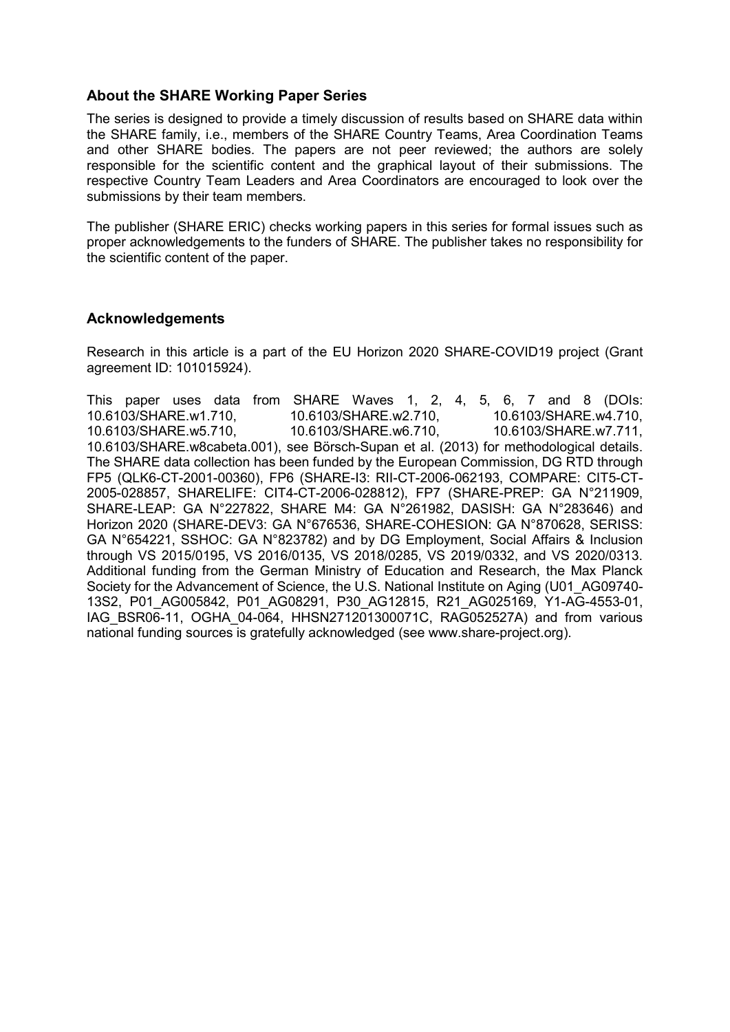## About the SHARE Working Paper Series

The series is designed to provide a timely discussion of results based on SHARE data within the SHARE family, i.e., members of the SHARE Country Teams, Area Coordination Teams and other SHARE bodies. The papers are not peer reviewed; the authors are solely responsible for the scientific content and the graphical layout of their submissions. The respective Country Team Leaders and Area Coordinators are encouraged to look over the submissions by their team members.

The publisher (SHARE ERIC) checks working papers in this series for formal issues such as proper acknowledgements to the funders of SHARE. The publisher takes no responsibility for the scientific content of the paper.

## Acknowledgements

Research in this article is a part of the EU Horizon 2020 SHARE-COVID19 project (Grant agreement ID: 101015924).

This paper uses data from SHARE Waves 1, 2, 4, 5, 6, 7 and 8 (DOIs: 10.6103/SHARE.w1.710, 10.6103/SHARE.w2.710, 10.6103/SHARE.w4.710, 10.6103/SHARE.w5.710, 10.6103/SHARE.w6.710, 10.6103/SHARE.w7.711, 10.6103/SHARE.w8cabeta.001), see Börsch-Supan et al. (2013) for methodological details. The SHARE data collection has been funded by the European Commission, DG RTD through FP5 (QLK6-CT-2001-00360), FP6 (SHARE-I3: RII-CT-2006-062193, COMPARE: CIT5-CT-2005-028857, SHARELIFE: CIT4-CT-2006-028812), FP7 (SHARE-PREP: GA N°211909, SHARE-LEAP: GA N°227822, SHARE M4: GA N°261982, DASISH: GA N°283646) and Horizon 2020 (SHARE-DEV3: GA N°676536, SHARE-COHESION: GA N°870628, SERISS: GA N°654221, SSHOC: GA N°823782) and by DG Employment, Social Affairs & Inclusion through VS 2015/0195, VS 2016/0135, VS 2018/0285, VS 2019/0332, and VS 2020/0313. Additional funding from the German Ministry of Education and Research, the Max Planck Society for the Advancement of Science, the U.S. National Institute on Aging (U01_AG09740-13S2, P01_AG005842, P01_AG08291, P30_AG12815, R21_AG025169, Y1-AG-4553-01, IAG_BSR06-11, OGHA_04-064, HHSN271201300071C, RAG052527A) and from various national funding sources is gratefully acknowledged (see www.share-project.org).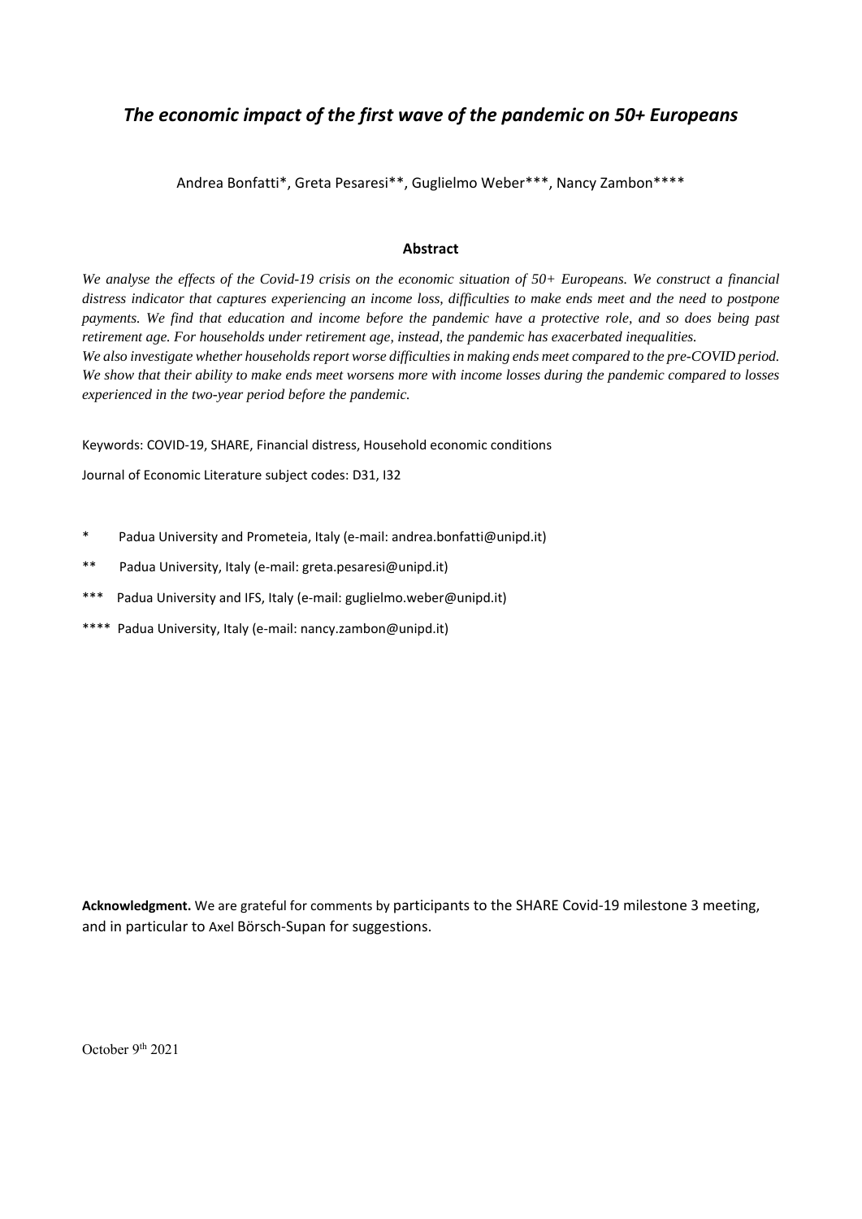# *The economic impact of the first wave of the pandemic on 50+ Europeans*

Andrea Bonfatti*, Greta Pesaresi**, Guglielmo Weber***, Nancy Zambon****

**Abstract**

*We analyse the effects of the Covid-19 crisis on the economic situation of 50+ Europeans. We construct a financial distress indicator that captures experiencing an income loss, difficulties to make ends meet and the need to postpone payments. We find that education and income before the pandemic have a protective role, and so does being past retirement age. For households under retirement age, instead, the pandemic has exacerbated inequalities.*

*We also investigate whether households report worse difficulties in making ends meet compared to the pre-COVID period. We show that their ability to make ends meet worsens more with income losses during the pandemic compared to losses experienced in the two-year period before the pandemic.*

Keywords: COVID-19, SHARE, Financial distress, Household economic conditions

Journal of Economic Literature subject codes: D31, I32

\* Padua University and Prometeia, Italy (e-mail: andrea.bonfatti@unipd.it)

\** Padua University, Italy (e-mail: greta.pesaresi@unipd.it)

\*** Padua University and IFS, Italy (e-mail: guglielmo.weber@unipd.it)

\**** Padua University, Italy (e-mail: nancy.zambon@unipd.it)

**Acknowledgment.** We are grateful for comments by participants to the SHARE Covid-19 milestone 3 meeting, and in particular to Axel Börsch-Supan for suggestions.

October 9th 2021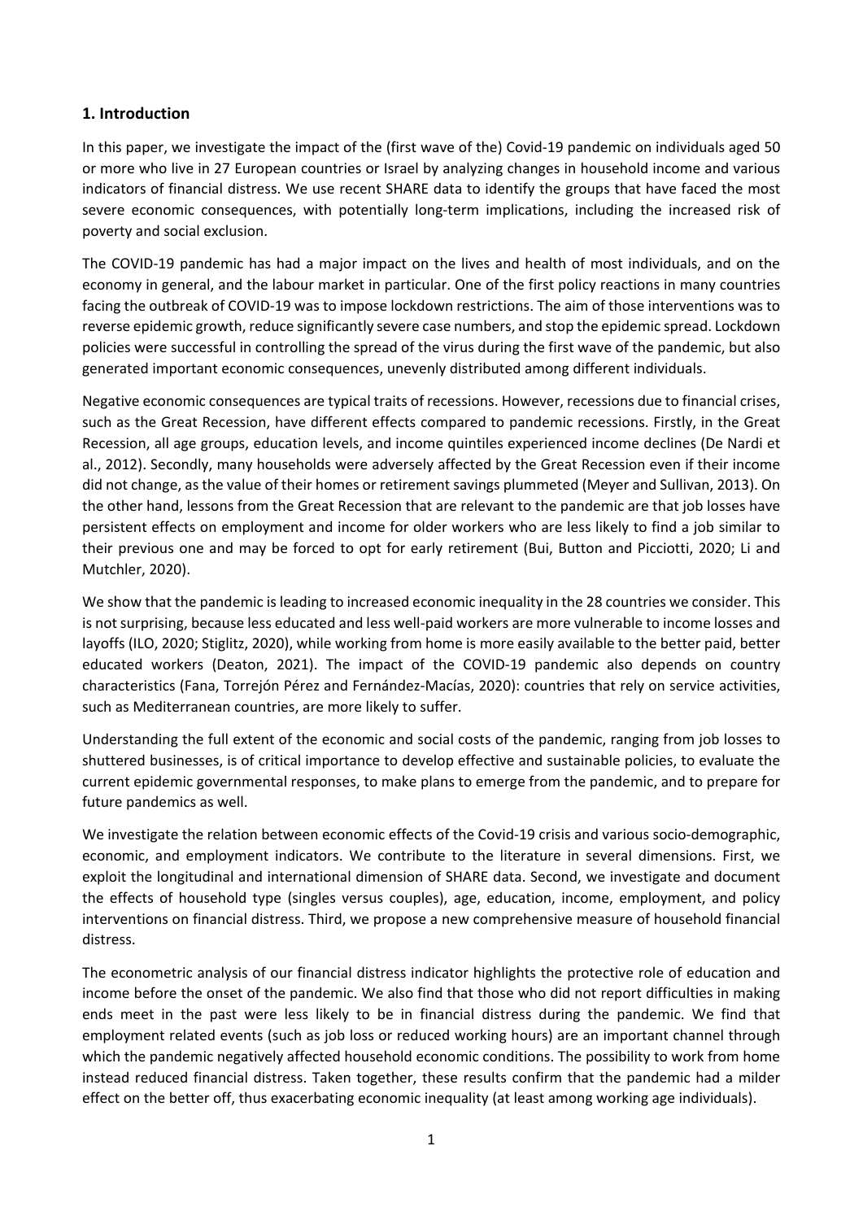## 1. Introduction

In this paper, we investigate the impact of the (first wave of the) Covid-19 pandemic on individuals aged 50 or more who live in 27 European countries or Israel by analyzing changes in household income and various indicators of financial distress. We use recent SHARE data to identify the groups that have faced the most severe economic consequences, with potentially long-term implications, including the increased risk of poverty and social exclusion.

The COVID-19 pandemic has had a major impact on the lives and health of most individuals, and on the economy in general, and the labour market in particular. One of the first policy reactions in many countries facing the outbreak of COVID-19 was to impose lockdown restrictions. The aim of those interventions was to reverse epidemic growth, reduce significantly severe case numbers, and stop the epidemic spread. Lockdown policies were successful in controlling the spread of the virus during the first wave of the pandemic, but also generated important economic consequences, unevenly distributed among different individuals.

Negative economic consequences are typical traits of recessions. However, recessions due to financial crises, such as the Great Recession, have different effects compared to pandemic recessions. Firstly, in the Great Recession, all age groups, education levels, and income quintiles experienced income declines (De Nardi et al., 2012). Secondly, many households were adversely affected by the Great Recession even if their income did not change, as the value of their homes or retirement savings plummeted (Meyer and Sullivan, 2013). On the other hand, lessons from the Great Recession that are relevant to the pandemic are that job losses have persistent effects on employment and income for older workers who are less likely to find a job similar to their previous one and may be forced to opt for early retirement (Bui, Button and Picciotti, 2020; Li and Mutchler, 2020).

We show that the pandemic is leading to increased economic inequality in the 28 countries we consider. This is not surprising, because less educated and less well-paid workers are more vulnerable to income losses and layoffs (ILO, 2020; Stiglitz, 2020), while working from home is more easily available to the better paid, better educated workers (Deaton, 2021). The impact of the COVID-19 pandemic also depends on country characteristics (Fana, Torrejón Pérez and Fernández-Macías, 2020): countries that rely on service activities, such as Mediterranean countries, are more likely to suffer.

Understanding the full extent of the economic and social costs of the pandemic, ranging from job losses to shuttered businesses, is of critical importance to develop effective and sustainable policies, to evaluate the current epidemic governmental responses, to make plans to emerge from the pandemic, and to prepare for future pandemics as well.

We investigate the relation between economic effects of the Covid-19 crisis and various socio-demographic, economic, and employment indicators. We contribute to the literature in several dimensions. First, we exploit the longitudinal and international dimension of SHARE data. Second, we investigate and document the effects of household type (singles versus couples), age, education, income, employment, and policy interventions on financial distress. Third, we propose a new comprehensive measure of household financial distress.

The econometric analysis of our financial distress indicator highlights the protective role of education and income before the onset of the pandemic. We also find that those who did not report difficulties in making ends meet in the past were less likely to be in financial distress during the pandemic. We find that employment related events (such as job loss or reduced working hours) are an important channel through which the pandemic negatively affected household economic conditions. The possibility to work from home instead reduced financial distress. Taken together, these results confirm that the pandemic had a milder effect on the better off, thus exacerbating economic inequality (at least among working age individuals).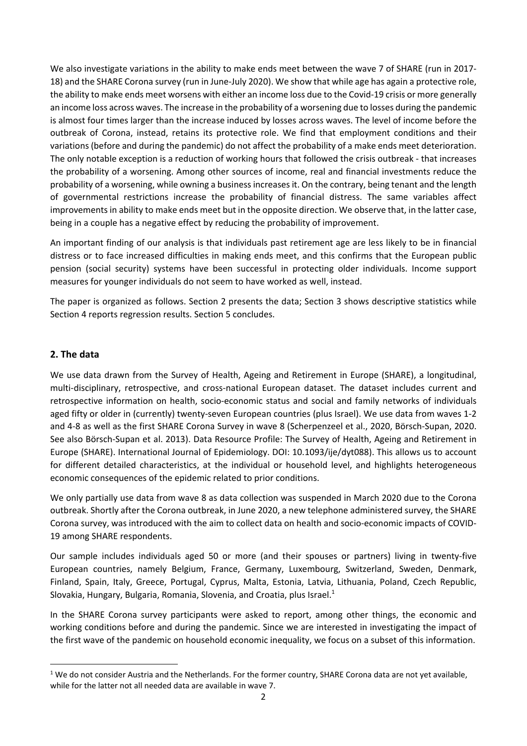We also investigate variations in the ability to make ends meet between the wave 7 of SHARE (run in 2017-18) and the SHARE Corona survey (run in June-July 2020). We show that while age has again a protective role, the ability to make ends meet worsens with either an income loss due to the Covid-19 crisis or more generally an income loss across waves. The increase in the probability of a worsening due to losses during the pandemic is almost four times larger than the increase induced by losses across waves. The level of income before the outbreak of Corona, instead, retains its protective role. We find that employment conditions and their variations (before and during the pandemic) do not affect the probability of a make ends meet deterioration. The only notable exception is a reduction of working hours that followed the crisis outbreak - that increases the probability of a worsening. Among other sources of income, real and financial investments reduce the probability of a worsening, while owning a business increases it. On the contrary, being tenant and the length of governmental restrictions increase the probability of financial distress. The same variables affect improvements in ability to make ends meet but in the opposite direction. We observe that, in the latter case, being in a couple has a negative effect by reducing the probability of improvement.

An important finding of our analysis is that individuals past retirement age are less likely to be in financial distress or to face increased difficulties in making ends meet, and this confirms that the European public pension (social security) systems have been successful in protecting older individuals. Income support measures for younger individuals do not seem to have worked as well, instead.

The paper is organized as follows. Section 2 presents the data; Section 3 shows descriptive statistics while Section 4 reports regression results. Section 5 concludes.

## 2. The data

We use data drawn from the Survey of Health, Ageing and Retirement in Europe (SHARE), a longitudinal, multi-disciplinary, retrospective, and cross-national European dataset. The dataset includes current and retrospective information on health, socio-economic status and social and family networks of individuals aged fifty or older in (currently) twenty-seven European countries (plus Israel). We use data from waves 1-2 and 4-8 as well as the first SHARE Corona Survey in wave 8 (Scherpenzeel et al., 2020, Börsch-Supan, 2020. See also Börsch-Supan et al. 2013). Data Resource Profile: The Survey of Health, Ageing and Retirement in Europe (SHARE). International Journal of Epidemiology. DOI: 10.1093/ije/dyt088). This allows us to account for different detailed characteristics, at the individual or household level, and highlights heterogeneous economic consequences of the epidemic related to prior conditions.

We only partially use data from wave 8 as data collection was suspended in March 2020 due to the Corona outbreak. Shortly after the Corona outbreak, in June 2020, a new telephone administered survey, the SHARE Corona survey, was introduced with the aim to collect data on health and socio-economic impacts of COVID-19 among SHARE respondents.

Our sample includes individuals aged 50 or more (and their spouses or partners) living in twenty-five European countries, namely Belgium, France, Germany, Luxembourg, Switzerland, Sweden, Denmark, Finland, Spain, Italy, Greece, Portugal, Cyprus, Malta, Estonia, Latvia, Lithuania, Poland, Czech Republic, Slovakia, Hungary, Bulgaria, Romania, Slovenia, and Croatia, plus Israel.[1]

In the SHARE Corona survey participants were asked to report, among other things, the economic and working conditions before and during the pandemic. Since we are interested in investigating the impact of the first wave of the pandemic on household economic inequality, we focus on a subset of this information.

[1] We do not consider Austria and the Netherlands. For the former country, SHARE Corona data are not yet available, while for the latter not all needed data are available in wave 7.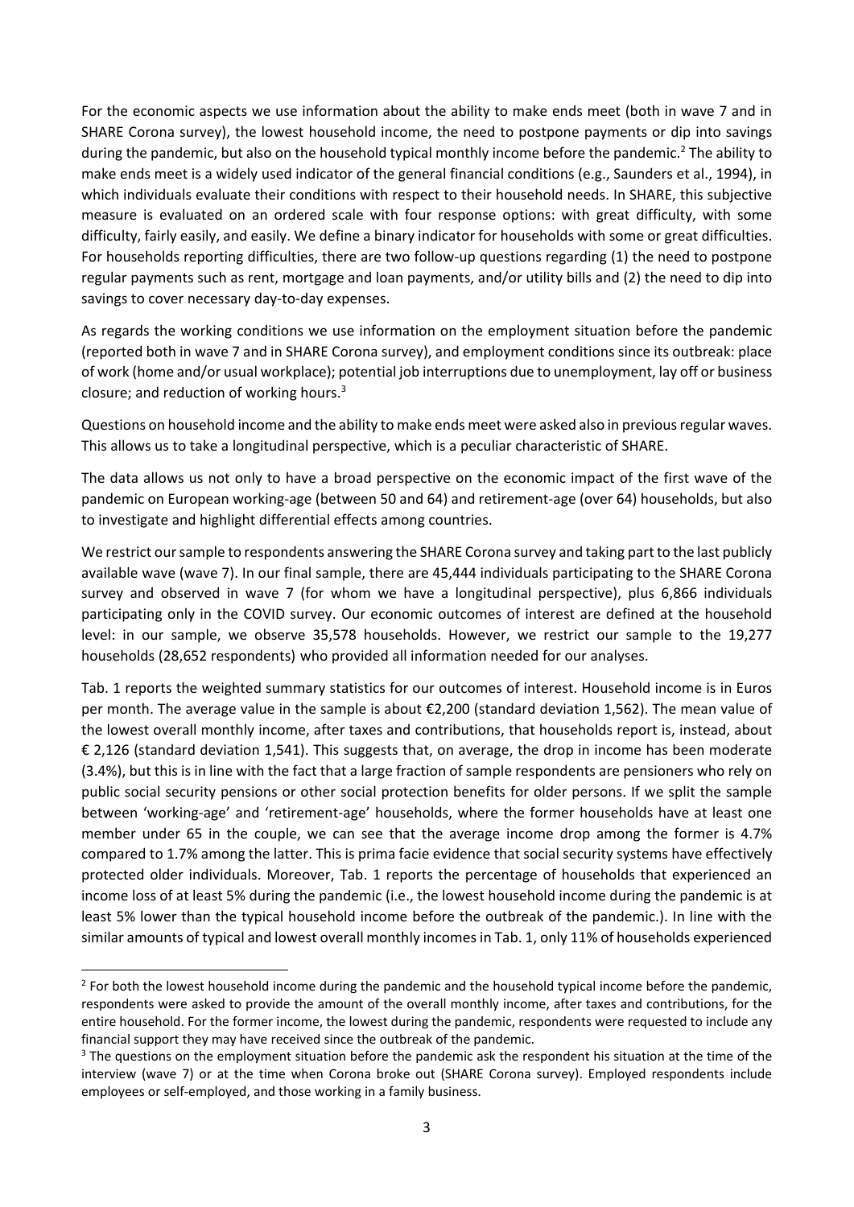For the economic aspects we use information about the ability to make ends meet (both in wave 7 and in SHARE Corona survey), the lowest household income, the need to postpone payments or dip into savings during the pandemic, but also on the household typical monthly income before the pandemic.[2] The ability to make ends meet is a widely used indicator of the general financial conditions (e.g., Saunders et al., 1994), in which individuals evaluate their conditions with respect to their household needs. In SHARE, this subjective measure is evaluated on an ordered scale with four response options: with great difficulty, with some difficulty, fairly easily, and easily. We define a binary indicator for households with some or great difficulties. For households reporting difficulties, there are two follow-up questions regarding (1) the need to postpone regular payments such as rent, mortgage and loan payments, and/or utility bills and (2) the need to dip into savings to cover necessary day-to-day expenses.

As regards the working conditions we use information on the employment situation before the pandemic (reported both in wave 7 and in SHARE Corona survey), and employment conditions since its outbreak: place of work (home and/or usual workplace); potential job interruptions due to unemployment, lay off or business closure; and reduction of working hours.[3]

Questions on household income and the ability to make ends meet were asked also in previous regular waves. This allows us to take a longitudinal perspective, which is a peculiar characteristic of SHARE.

The data allows us not only to have a broad perspective on the economic impact of the first wave of the pandemic on European working-age (between 50 and 64) and retirement-age (over 64) households, but also to investigate and highlight differential effects among countries.

We restrict our sample to respondents answering the SHARE Corona survey and taking part to the last publicly available wave (wave 7). In our final sample, there are 45,444 individuals participating to the SHARE Corona survey and observed in wave 7 (for whom we have a longitudinal perspective), plus 6,866 individuals participating only in the COVID survey. Our economic outcomes of interest are defined at the household level: in our sample, we observe 35,578 households. However, we restrict our sample to the 19,277 households (28,652 respondents) who provided all information needed for our analyses.

Tab. 1 reports the weighted summary statistics for our outcomes of interest. Household income is in Euros per month. The average value in the sample is about €2,200 (standard deviation 1,562). The mean value of the lowest overall monthly income, after taxes and contributions, that households report is, instead, about € 2,126 (standard deviation 1,541). This suggests that, on average, the drop in income has been moderate (3.4%), but this is in line with the fact that a large fraction of sample respondents are pensioners who rely on public social security pensions or other social protection benefits for older persons. If we split the sample between 'working-age' and 'retirement-age' households, where the former households have at least one member under 65 in the couple, we can see that the average income drop among the former is 4.7% compared to 1.7% among the latter. This is prima facie evidence that social security systems have effectively protected older individuals. Moreover, Tab. 1 reports the percentage of households that experienced an income loss of at least 5% during the pandemic (i.e., the lowest household income during the pandemic is at least 5% lower than the typical household income before the outbreak of the pandemic.). In line with the similar amounts of typical and lowest overall monthly incomes in Tab. 1, only 11% of households experienced

[2] For both the lowest household income during the pandemic and the household typical income before the pandemic, respondents were asked to provide the amount of the overall monthly income, after taxes and contributions, for the entire household. For the former income, the lowest during the pandemic, respondents were requested to include any financial support they may have received since the outbreak of the pandemic.

[3] The questions on the employment situation before the pandemic ask the respondent his situation at the time of the interview (wave 7) or at the time when Corona broke out (SHARE Corona survey). Employed respondents include employees or self-employed, and those working in a family business.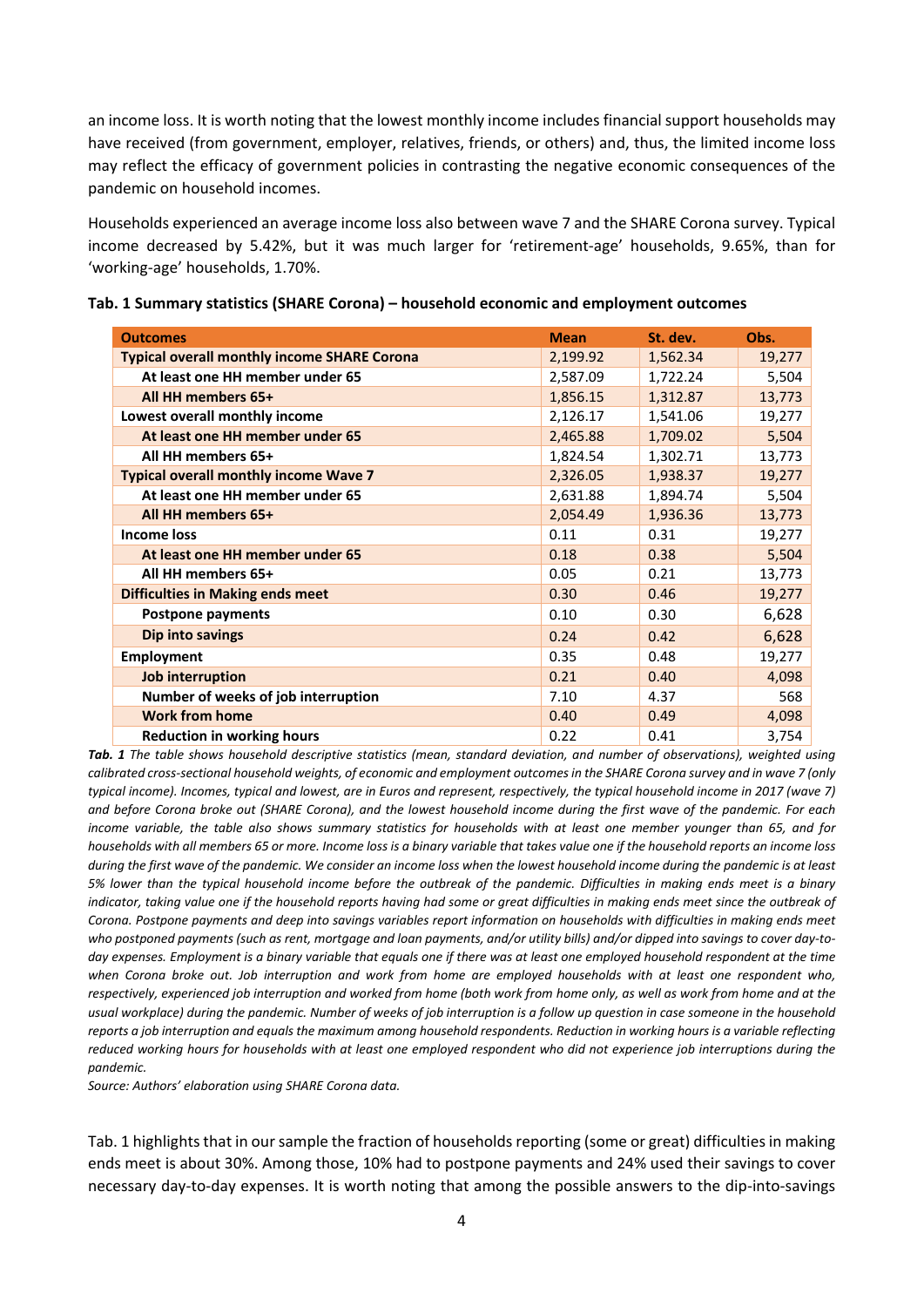an income loss. It is worth noting that the lowest monthly income includes financial support households may have received (from government, employer, relatives, friends, or others) and, thus, the limited income loss may reflect the efficacy of government policies in contrasting the negative economic consequences of the pandemic on household incomes.

Households experienced an average income loss also between wave 7 and the SHARE Corona survey. Typical income decreased by 5.42%, but it was much larger for 'retirement-age' households, 9.65%, than for 'working-age' households, 1.70%.

**Tab. 1 Summary statistics (SHARE Corona) – household economic and employment outcomes**

| Outcomes | Mean | St. dev. | Obs. |
|---|---|---|---|
| **Typical overall monthly income SHARE Corona** | 2,199.92 | 1,562.34 | 19,277 |
| **At least one HH member under 65** | 2,587.09 | 1,722.24 | 5,504 |
| **All HH members 65+** | 1,856.15 | 1,312.87 | 13,773 |
| **Lowest overall monthly income** | 2,126.17 | 1,541.06 | 19,277 |
| **At least one HH member under 65** | 2,465.88 | 1,709.02 | 5,504 |
| **All HH members 65+** | 1,824.54 | 1,302.71 | 13,773 |
| **Typical overall monthly income Wave 7** | 2,326.05 | 1,938.37 | 19,277 |
| **At least one HH member under 65** | 2,631.88 | 1,894.74 | 5,504 |
| **All HH members 65+** | 2,054.49 | 1,936.36 | 13,773 |
| **Income loss** | 0.11 | 0.31 | 19,277 |
| **At least one HH member under 65** | 0.18 | 0.38 | 5,504 |
| **All HH members 65+** | 0.05 | 0.21 | 13,773 |
| **Difficulties in Making ends meet** | 0.30 | 0.46 | 19,277 |
| **Postpone payments** | 0.10 | 0.30 | 6,628 |
| **Dip into savings** | 0.24 | 0.42 | 6,628 |
| **Employment** | 0.35 | 0.48 | 19,277 |
| **Job interruption** | 0.21 | 0.40 | 4,098 |
| **Number of weeks of job interruption** | 7.10 | 4.37 | 568 |
| **Work from home** | 0.40 | 0.49 | 4,098 |
| **Reduction in working hours** | 0.22 | 0.41 | 3,754 |

***Tab. 1*** *The table shows household descriptive statistics (mean, standard deviation, and number of observations), weighted using calibrated cross-sectional household weights, of economic and employment outcomes in the SHARE Corona survey and in wave 7 (only typical income). Incomes, typical and lowest, are in Euros and represent, respectively, the typical household income in 2017 (wave 7) and before Corona broke out (SHARE Corona), and the lowest household income during the first wave of the pandemic. For each income variable, the table also shows summary statistics for households with at least one member younger than 65, and for households with all members 65 or more. Income loss is a binary variable that takes value one if the household reports an income loss during the first wave of the pandemic. We consider an income loss when the lowest household income during the pandemic is at least 5% lower than the typical household income before the outbreak of the pandemic. Difficulties in making ends meet is a binary indicator, taking value one if the household reports having had some or great difficulties in making ends meet since the outbreak of Corona. Postpone payments and deep into savings variables report information on households with difficulties in making ends meet who postponed payments (such as rent, mortgage and loan payments, and/or utility bills) and/or dipped into savings to cover day-to-day expenses. Employment is a binary variable that equals one if there was at least one employed household respondent at the time when Corona broke out. Job interruption and work from home are employed households with at least one respondent who, respectively, experienced job interruption and worked from home (both work from home only, as well as work from home and at the usual workplace) during the pandemic. Number of weeks of job interruption is a follow up question in case someone in the household reports a job interruption and equals the maximum among household respondents. Reduction in working hours is a variable reflecting reduced working hours for households with at least one employed respondent who did not experience job interruptions during the pandemic.*

*Source: Authors' elaboration using SHARE Corona data.*

Tab. 1 highlights that in our sample the fraction of households reporting (some or great) difficulties in making ends meet is about 30%. Among those, 10% had to postpone payments and 24% used their savings to cover necessary day-to-day expenses. It is worth noting that among the possible answers to the dip-into-savings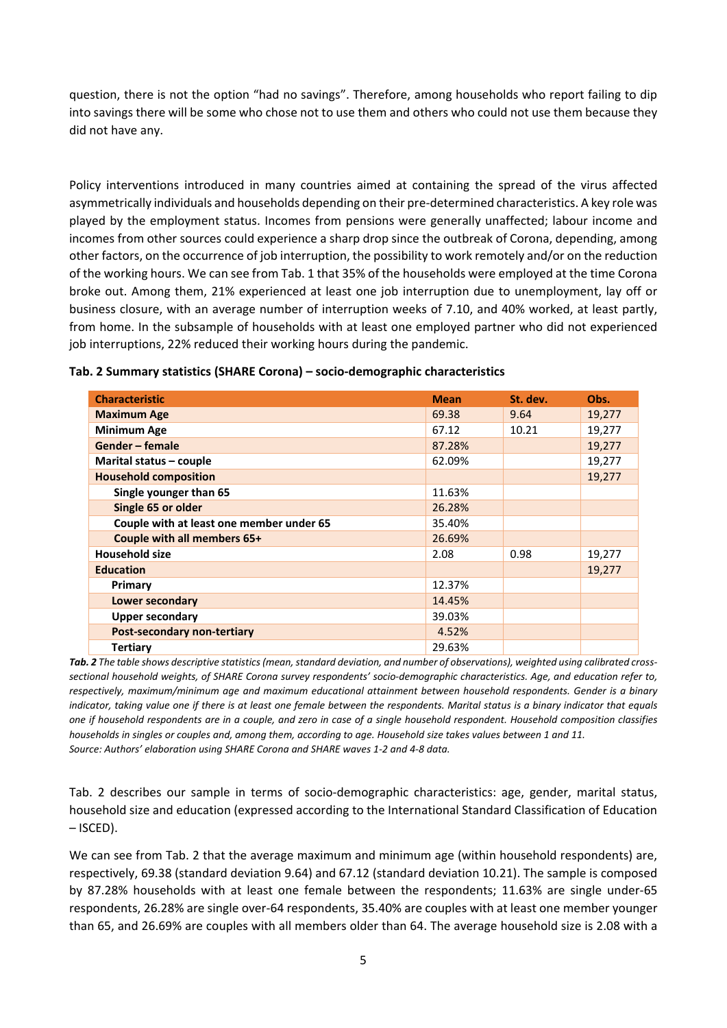question, there is not the option "had no savings". Therefore, among households who report failing to dip into savings there will be some who chose not to use them and others who could not use them because they did not have any.

Policy interventions introduced in many countries aimed at containing the spread of the virus affected asymmetrically individuals and households depending on their pre-determined characteristics. A key role was played by the employment status. Incomes from pensions were generally unaffected; labour income and incomes from other sources could experience a sharp drop since the outbreak of Corona, depending, among other factors, on the occurrence of job interruption, the possibility to work remotely and/or on the reduction of the working hours. We can see from Tab. 1 that 35% of the households were employed at the time Corona broke out. Among them, 21% experienced at least one job interruption due to unemployment, lay off or business closure, with an average number of interruption weeks of 7.10, and 40% worked, at least partly, from home. In the subsample of households with at least one employed partner who did not experienced job interruptions, 22% reduced their working hours during the pandemic.

**Tab. 2 Summary statistics (SHARE Corona) – socio-demographic characteristics**

| Characteristic | Mean | St. dev. | Obs. |
|---|---|---|---|
| **Maximum Age** | 69.38 | 9.64 | 19,277 |
| **Minimum Age** | 67.12 | 10.21 | 19,277 |
| **Gender – female** | 87.28% | | 19,277 |
| **Marital status – couple** | 62.09% | | 19,277 |
| **Household composition** | | | 19,277 |
| **Single younger than 65** | 11.63% | | |
| **Single 65 or older** | 26.28% | | |
| **Couple with at least one member under 65** | 35.40% | | |
| **Couple with all members 65+** | 26.69% | | |
| **Household size** | 2.08 | 0.98 | 19,277 |
| **Education** | | | 19,277 |
| **Primary** | 12.37% | | |
| **Lower secondary** | 14.45% | | |
| **Upper secondary** | 39.03% | | |
| **Post-secondary non-tertiary** | 4.52% | | |
| **Tertiary** | 29.63% | | |

***Tab. 2*** *The table shows descriptive statistics (mean, standard deviation, and number of observations), weighted using calibrated cross-sectional household weights, of SHARE Corona survey respondents' socio-demographic characteristics. Age, and education refer to, respectively, maximum/minimum age and maximum educational attainment between household respondents. Gender is a binary indicator, taking value one if there is at least one female between the respondents. Marital status is a binary indicator that equals one if household respondents are in a couple, and zero in case of a single household respondent. Household composition classifies households in singles or couples and, among them, according to age. Household size takes values between 1 and 11.*
*Source: Authors' elaboration using SHARE Corona and SHARE waves 1-2 and 4-8 data.*

Tab. 2 describes our sample in terms of socio-demographic characteristics: age, gender, marital status, household size and education (expressed according to the International Standard Classification of Education – ISCED).

We can see from Tab. 2 that the average maximum and minimum age (within household respondents) are, respectively, 69.38 (standard deviation 9.64) and 67.12 (standard deviation 10.21). The sample is composed by 87.28% households with at least one female between the respondents; 11.63% are single under-65 respondents, 26.28% are single over-64 respondents, 35.40% are couples with at least one member younger than 65, and 26.69% are couples with all members older than 64. The average household size is 2.08 with a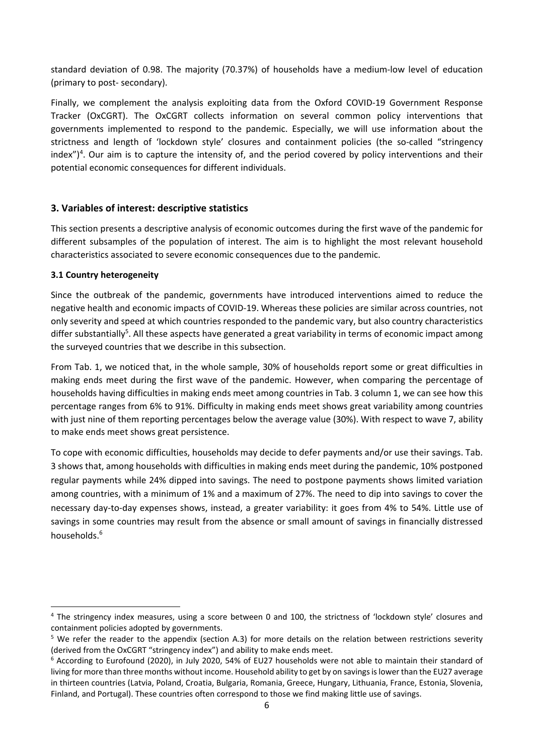standard deviation of 0.98. The majority (70.37%) of households have a medium-low level of education (primary to post- secondary).

Finally, we complement the analysis exploiting data from the Oxford COVID-19 Government Response Tracker (OxCGRT). The OxCGRT collects information on several common policy interventions that governments implemented to respond to the pandemic. Especially, we will use information about the strictness and length of 'lockdown style' closures and containment policies (the so-called "stringency index")[4]. Our aim is to capture the intensity of, and the period covered by policy interventions and their potential economic consequences for different individuals.

## 3. Variables of interest: descriptive statistics

This section presents a descriptive analysis of economic outcomes during the first wave of the pandemic for different subsamples of the population of interest. The aim is to highlight the most relevant household characteristics associated to severe economic consequences due to the pandemic.

### 3.1 Country heterogeneity

Since the outbreak of the pandemic, governments have introduced interventions aimed to reduce the negative health and economic impacts of COVID-19. Whereas these policies are similar across countries, not only severity and speed at which countries responded to the pandemic vary, but also country characteristics differ substantially[5]. All these aspects have generated a great variability in terms of economic impact among the surveyed countries that we describe in this subsection.

From Tab. 1, we noticed that, in the whole sample, 30% of households report some or great difficulties in making ends meet during the first wave of the pandemic. However, when comparing the percentage of households having difficulties in making ends meet among countries in Tab. 3 column 1, we can see how this percentage ranges from 6% to 91%. Difficulty in making ends meet shows great variability among countries with just nine of them reporting percentages below the average value (30%). With respect to wave 7, ability to make ends meet shows great persistence.

To cope with economic difficulties, households may decide to defer payments and/or use their savings. Tab. 3 shows that, among households with difficulties in making ends meet during the pandemic, 10% postponed regular payments while 24% dipped into savings. The need to postpone payments shows limited variation among countries, with a minimum of 1% and a maximum of 27%. The need to dip into savings to cover the necessary day-to-day expenses shows, instead, a greater variability: it goes from 4% to 54%. Little use of savings in some countries may result from the absence or small amount of savings in financially distressed households.[6]

[4] The stringency index measures, using a score between 0 and 100, the strictness of 'lockdown style' closures and containment policies adopted by governments.

[5] We refer the reader to the appendix (section A.3) for more details on the relation between restrictions severity (derived from the OxCGRT "stringency index") and ability to make ends meet.

[6] According to Eurofound (2020), in July 2020, 54% of EU27 households were not able to maintain their standard of living for more than three months without income. Household ability to get by on savings is lower than the EU27 average in thirteen countries (Latvia, Poland, Croatia, Bulgaria, Romania, Greece, Hungary, Lithuania, France, Estonia, Slovenia, Finland, and Portugal). These countries often correspond to those we find making little use of savings.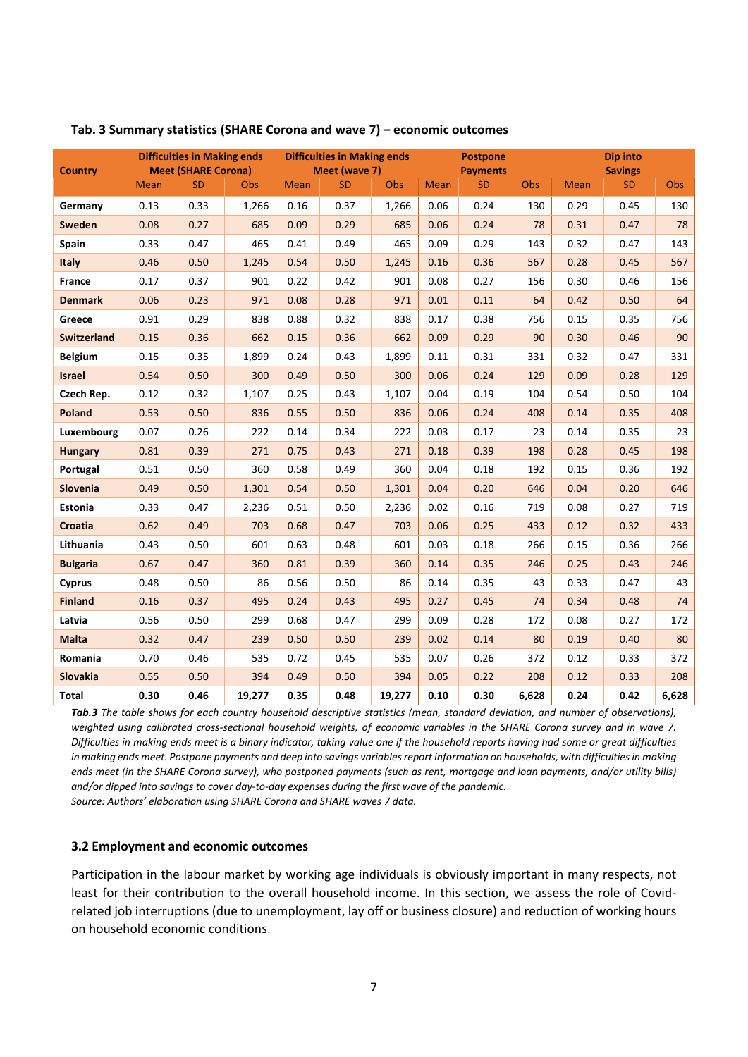**Tab. 3 Summary statistics (SHARE Corona and wave 7) – economic outcomes**

| Country | Difficulties in Making ends Meet (SHARE Corona) | | | Difficulties in Making ends Meet (wave 7) | | | Postpone Payments | | | Dip into Savings | | |
|---|---|---|---|---|---|---|---|---|---|---|---|---|
| | Mean | SD | Obs | Mean | SD | Obs | Mean | SD | Obs | Mean | SD | Obs |
| **Germany** | 0.13 | 0.33 | 1,266 | 0.16 | 0.37 | 1,266 | 0.06 | 0.24 | 130 | 0.29 | 0.45 | 130 |
| **Sweden** | 0.08 | 0.27 | 685 | 0.09 | 0.29 | 685 | 0.06 | 0.24 | 78 | 0.31 | 0.47 | 78 |
| **Spain** | 0.33 | 0.47 | 465 | 0.41 | 0.49 | 465 | 0.09 | 0.29 | 143 | 0.32 | 0.47 | 143 |
| **Italy** | 0.46 | 0.50 | 1,245 | 0.54 | 0.50 | 1,245 | 0.16 | 0.36 | 567 | 0.28 | 0.45 | 567 |
| **France** | 0.17 | 0.37 | 901 | 0.22 | 0.42 | 901 | 0.08 | 0.27 | 156 | 0.30 | 0.46 | 156 |
| **Denmark** | 0.06 | 0.23 | 971 | 0.08 | 0.28 | 971 | 0.01 | 0.11 | 64 | 0.42 | 0.50 | 64 |
| **Greece** | 0.91 | 0.29 | 838 | 0.88 | 0.32 | 838 | 0.17 | 0.38 | 756 | 0.15 | 0.35 | 756 |
| **Switzerland** | 0.15 | 0.36 | 662 | 0.15 | 0.36 | 662 | 0.09 | 0.29 | 90 | 0.30 | 0.46 | 90 |
| **Belgium** | 0.15 | 0.35 | 1,899 | 0.24 | 0.43 | 1,899 | 0.11 | 0.31 | 331 | 0.32 | 0.47 | 331 |
| **Israel** | 0.54 | 0.50 | 300 | 0.49 | 0.50 | 300 | 0.06 | 0.24 | 129 | 0.09 | 0.28 | 129 |
| **Czech Rep.** | 0.12 | 0.32 | 1,107 | 0.25 | 0.43 | 1,107 | 0.04 | 0.19 | 104 | 0.54 | 0.50 | 104 |
| **Poland** | 0.53 | 0.50 | 836 | 0.55 | 0.50 | 836 | 0.06 | 0.24 | 408 | 0.14 | 0.35 | 408 |
| **Luxembourg** | 0.07 | 0.26 | 222 | 0.14 | 0.34 | 222 | 0.03 | 0.17 | 23 | 0.14 | 0.35 | 23 |
| **Hungary** | 0.81 | 0.39 | 271 | 0.75 | 0.43 | 271 | 0.18 | 0.39 | 198 | 0.28 | 0.45 | 198 |
| **Portugal** | 0.51 | 0.50 | 360 | 0.58 | 0.49 | 360 | 0.04 | 0.18 | 192 | 0.15 | 0.36 | 192 |
| **Slovenia** | 0.49 | 0.50 | 1,301 | 0.54 | 0.50 | 1,301 | 0.04 | 0.20 | 646 | 0.04 | 0.20 | 646 |
| **Estonia** | 0.33 | 0.47 | 2,236 | 0.51 | 0.50 | 2,236 | 0.02 | 0.16 | 719 | 0.08 | 0.27 | 719 |
| **Croatia** | 0.62 | 0.49 | 703 | 0.68 | 0.47 | 703 | 0.06 | 0.25 | 433 | 0.12 | 0.32 | 433 |
| **Lithuania** | 0.43 | 0.50 | 601 | 0.63 | 0.48 | 601 | 0.03 | 0.18 | 266 | 0.15 | 0.36 | 266 |
| **Bulgaria** | 0.67 | 0.47 | 360 | 0.81 | 0.39 | 360 | 0.14 | 0.35 | 246 | 0.25 | 0.43 | 246 |
| **Cyprus** | 0.48 | 0.50 | 86 | 0.56 | 0.50 | 86 | 0.14 | 0.35 | 43 | 0.33 | 0.47 | 43 |
| **Finland** | 0.16 | 0.37 | 495 | 0.24 | 0.43 | 495 | 0.27 | 0.45 | 74 | 0.34 | 0.48 | 74 |
| **Latvia** | 0.56 | 0.50 | 299 | 0.68 | 0.47 | 299 | 0.09 | 0.28 | 172 | 0.08 | 0.27 | 172 |
| **Malta** | 0.32 | 0.47 | 239 | 0.50 | 0.50 | 239 | 0.02 | 0.14 | 80 | 0.19 | 0.40 | 80 |
| **Romania** | 0.70 | 0.46 | 535 | 0.72 | 0.45 | 535 | 0.07 | 0.26 | 372 | 0.12 | 0.33 | 372 |
| **Slovakia** | 0.55 | 0.50 | 394 | 0.49 | 0.50 | 394 | 0.05 | 0.22 | 208 | 0.12 | 0.33 | 208 |
| **Total** | **0.30** | **0.46** | **19,277** | **0.35** | **0.48** | **19,277** | **0.10** | **0.30** | **6,628** | **0.24** | **0.42** | **6,628** |

***Tab.3*** *The table shows for each country household descriptive statistics (mean, standard deviation, and number of observations), weighted using calibrated cross-sectional household weights, of economic variables in the SHARE Corona survey and in wave 7. Difficulties in making ends meet is a binary indicator, taking value one if the household reports having had some or great difficulties in making ends meet. Postpone payments and deep into savings variables report information on households, with difficulties in making ends meet (in the SHARE Corona survey), who postponed payments (such as rent, mortgage and loan payments, and/or utility bills) and/or dipped into savings to cover day-to-day expenses during the first wave of the pandemic.*
*Source: Authors' elaboration using SHARE Corona and SHARE waves 7 data.*

### 3.2 Employment and economic outcomes

Participation in the labour market by working age individuals is obviously important in many respects, not least for their contribution to the overall household income. In this section, we assess the role of Covid-related job interruptions (due to unemployment, lay off or business closure) and reduction of working hours on household economic conditions.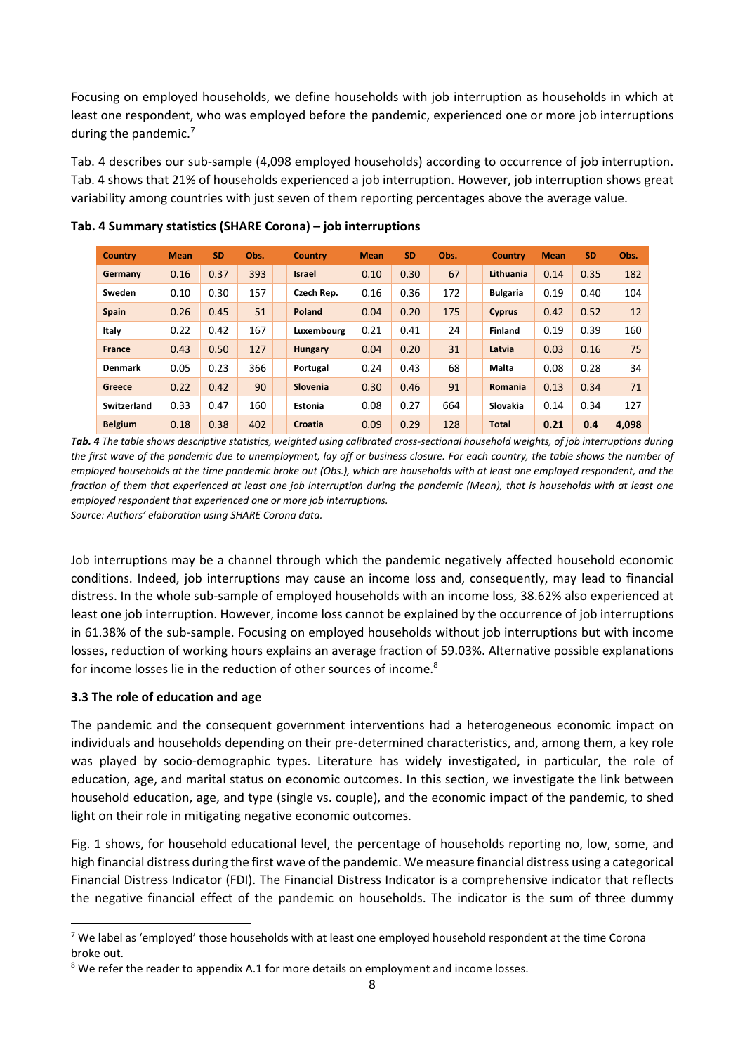Focusing on employed households, we define households with job interruption as households in which at least one respondent, who was employed before the pandemic, experienced one or more job interruptions during the pandemic.[7]

Tab. 4 describes our sub-sample (4,098 employed households) according to occurrence of job interruption. Tab. 4 shows that 21% of households experienced a job interruption. However, job interruption shows great variability among countries with just seven of them reporting percentages above the average value.

**Tab. 4 Summary statistics (SHARE Corona) – job interruptions**

| Country | Mean | SD | Obs. | Country | Mean | SD | Obs. | Country | Mean | SD | Obs. |
|---|---|---|---|---|---|---|---|---|---|---|---|
| Germany | 0.16 | 0.37 | 393 | Israel | 0.10 | 0.30 | 67 | Lithuania | 0.14 | 0.35 | 182 |
| Sweden | 0.10 | 0.30 | 157 | Czech Rep. | 0.16 | 0.36 | 172 | Bulgaria | 0.19 | 0.40 | 104 |
| Spain | 0.26 | 0.45 | 51 | Poland | 0.04 | 0.20 | 175 | Cyprus | 0.42 | 0.52 | 12 |
| Italy | 0.22 | 0.42 | 167 | Luxembourg | 0.21 | 0.41 | 24 | Finland | 0.19 | 0.39 | 160 |
| France | 0.43 | 0.50 | 127 | Hungary | 0.04 | 0.20 | 31 | Latvia | 0.03 | 0.16 | 75 |
| Denmark | 0.05 | 0.23 | 366 | Portugal | 0.24 | 0.43 | 68 | Malta | 0.08 | 0.28 | 34 |
| Greece | 0.22 | 0.42 | 90 | Slovenia | 0.30 | 0.46 | 91 | Romania | 0.13 | 0.34 | 71 |
| Switzerland | 0.33 | 0.47 | 160 | Estonia | 0.08 | 0.27 | 664 | Slovakia | 0.14 | 0.34 | 127 |
| Belgium | 0.18 | 0.38 | 402 | Croatia | 0.09 | 0.29 | 128 | **Total** | **0.21** | **0.4** | **4,098** |

***Tab. 4*** *The table shows descriptive statistics, weighted using calibrated cross-sectional household weights, of job interruptions during the first wave of the pandemic due to unemployment, lay off or business closure. For each country, the table shows the number of employed households at the time pandemic broke out (Obs.), which are households with at least one employed respondent, and the fraction of them that experienced at least one job interruption during the pandemic (Mean), that is households with at least one employed respondent that experienced one or more job interruptions.*
*Source: Authors' elaboration using SHARE Corona data.*

Job interruptions may be a channel through which the pandemic negatively affected household economic conditions. Indeed, job interruptions may cause an income loss and, consequently, may lead to financial distress. In the whole sub-sample of employed households with an income loss, 38.62% also experienced at least one job interruption. However, income loss cannot be explained by the occurrence of job interruptions in 61.38% of the sub-sample. Focusing on employed households without job interruptions but with income losses, reduction of working hours explains an average fraction of 59.03%. Alternative possible explanations for income losses lie in the reduction of other sources of income.[8]

### 3.3 The role of education and age

The pandemic and the consequent government interventions had a heterogeneous economic impact on individuals and households depending on their pre-determined characteristics, and, among them, a key role was played by socio-demographic types. Literature has widely investigated, in particular, the role of education, age, and marital status on economic outcomes. In this section, we investigate the link between household education, age, and type (single vs. couple), and the economic impact of the pandemic, to shed light on their role in mitigating negative economic outcomes.

Fig. 1 shows, for household educational level, the percentage of households reporting no, low, some, and high financial distress during the first wave of the pandemic. We measure financial distress using a categorical Financial Distress Indicator (FDI). The Financial Distress Indicator is a comprehensive indicator that reflects the negative financial effect of the pandemic on households. The indicator is the sum of three dummy

[7] We label as 'employed' those households with at least one employed household respondent at the time Corona broke out.

[8] We refer the reader to appendix A.1 for more details on employment and income losses.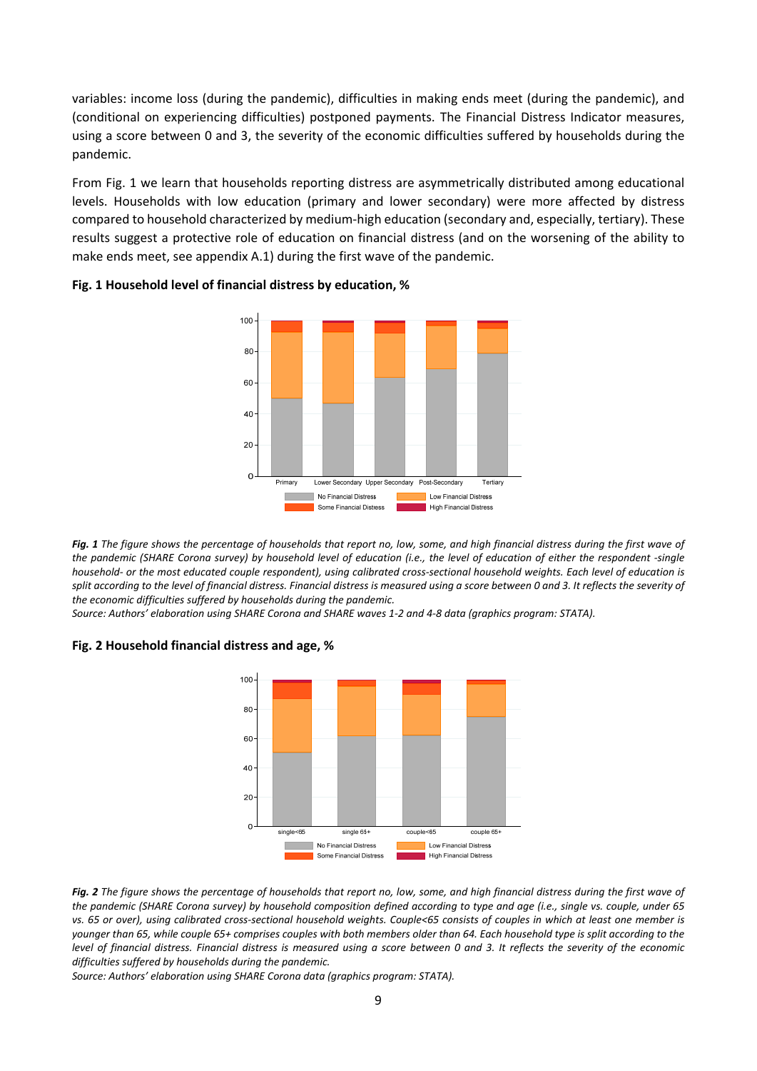variables: income loss (during the pandemic), difficulties in making ends meet (during the pandemic), and (conditional on experiencing difficulties) postponed payments. The Financial Distress Indicator measures, using a score between 0 and 3, the severity of the economic difficulties suffered by households during the pandemic.

From Fig. 1 we learn that households reporting distress are asymmetrically distributed among educational levels. Households with low education (primary and lower secondary) were more affected by distress compared to household characterized by medium-high education (secondary and, especially, tertiary). These results suggest a protective role of education on financial distress (and on the worsening of the ability to make ends meet, see appendix A.1) during the first wave of the pandemic.

**Fig. 1 Household level of financial distress by education, %**

***Fig. 1*** *The figure shows the percentage of households that report no, low, some, and high financial distress during the first wave of the pandemic (SHARE Corona survey) by household level of education (i.e., the level of education of either the respondent -single household- or the most educated couple respondent), using calibrated cross-sectional household weights. Each level of education is split according to the level of financial distress. Financial distress is measured using a score between 0 and 3. It reflects the severity of the economic difficulties suffered by households during the pandemic.*

*Source: Authors' elaboration using SHARE Corona and SHARE waves 1-2 and 4-8 data (graphics program: STATA).*

**Fig. 2 Household financial distress and age, %**

***Fig. 2*** *The figure shows the percentage of households that report no, low, some, and high financial distress during the first wave of the pandemic (SHARE Corona survey) by household composition defined according to type and age (i.e., single vs. couple, under 65 vs. 65 or over), using calibrated cross-sectional household weights. Couple<65 consists of couples in which at least one member is younger than 65, while couple 65+ comprises couples with both members older than 64. Each household type is split according to the level of financial distress. Financial distress is measured using a score between 0 and 3. It reflects the severity of the economic difficulties suffered by households during the pandemic.*

*Source: Authors' elaboration using SHARE Corona data (graphics program: STATA).*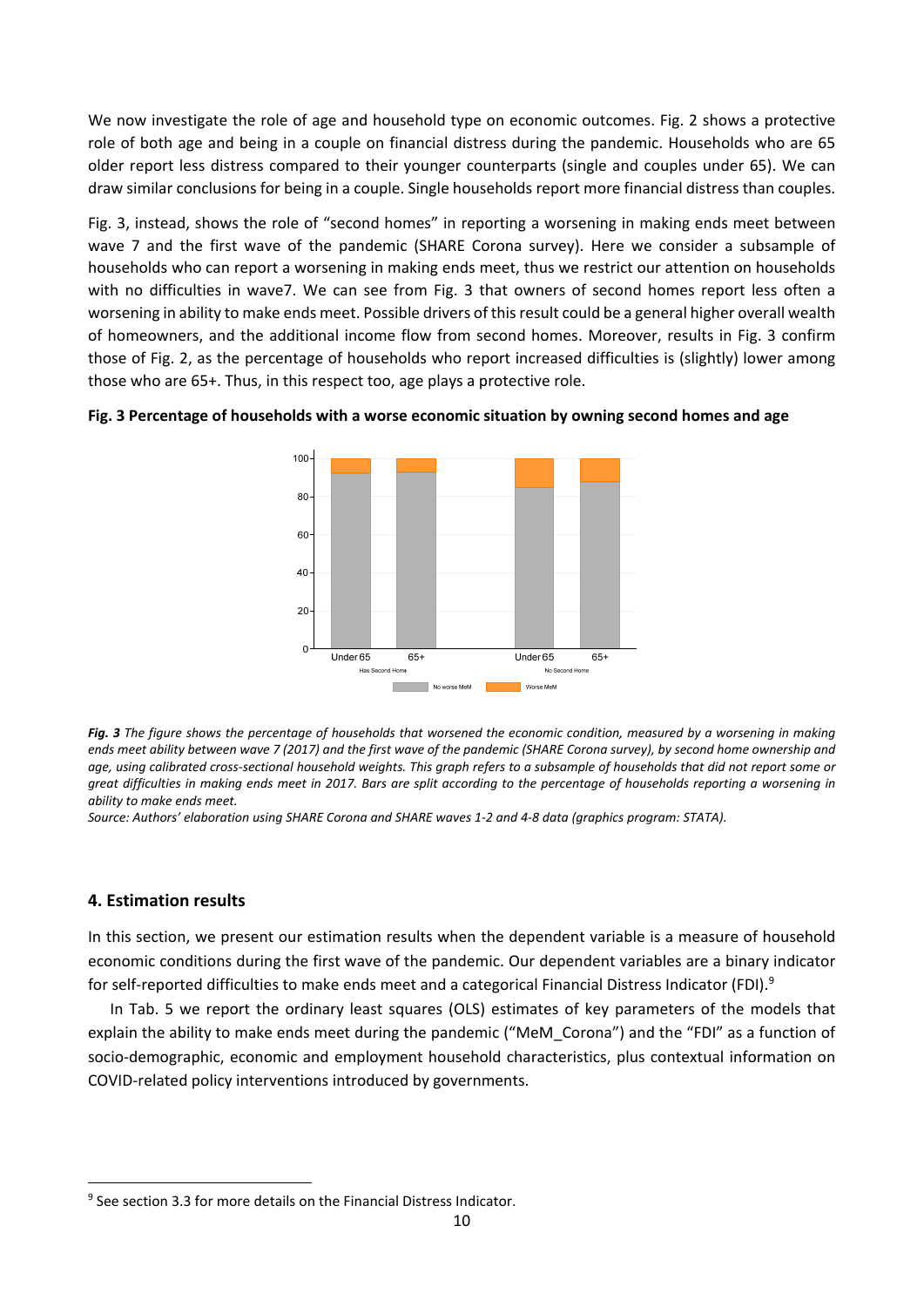We now investigate the role of age and household type on economic outcomes. Fig. 2 shows a protective role of both age and being in a couple on financial distress during the pandemic. Households who are 65 older report less distress compared to their younger counterparts (single and couples under 65). We can draw similar conclusions for being in a couple. Single households report more financial distress than couples.

Fig. 3, instead, shows the role of "second homes" in reporting a worsening in making ends meet between wave 7 and the first wave of the pandemic (SHARE Corona survey). Here we consider a subsample of households who can report a worsening in making ends meet, thus we restrict our attention on households with no difficulties in wave7. We can see from Fig. 3 that owners of second homes report less often a worsening in ability to make ends meet. Possible drivers of this result could be a general higher overall wealth of homeowners, and the additional income flow from second homes. Moreover, results in Fig. 3 confirm those of Fig. 2, as the percentage of households who report increased difficulties is (slightly) lower among those who are 65+. Thus, in this respect too, age plays a protective role.

**Fig. 3 Percentage of households with a worse economic situation by owning second homes and age**

***Fig. 3*** *The figure shows the percentage of households that worsened the economic condition, measured by a worsening in making ends meet ability between wave 7 (2017) and the first wave of the pandemic (SHARE Corona survey), by second home ownership and age, using calibrated cross-sectional household weights. This graph refers to a subsample of households that did not report some or great difficulties in making ends meet in 2017. Bars are split according to the percentage of households reporting a worsening in ability to make ends meet.*

*Source: Authors' elaboration using SHARE Corona and SHARE waves 1-2 and 4-8 data (graphics program: STATA).*

## 4. Estimation results

In this section, we present our estimation results when the dependent variable is a measure of household economic conditions during the first wave of the pandemic. Our dependent variables are a binary indicator for self-reported difficulties to make ends meet and a categorical Financial Distress Indicator (FDI).[9]

In Tab. 5 we report the ordinary least squares (OLS) estimates of key parameters of the models that explain the ability to make ends meet during the pandemic ("MeM_Corona") and the "FDI" as a function of socio-demographic, economic and employment household characteristics, plus contextual information on COVID-related policy interventions introduced by governments.

[9] See section 3.3 for more details on the Financial Distress Indicator.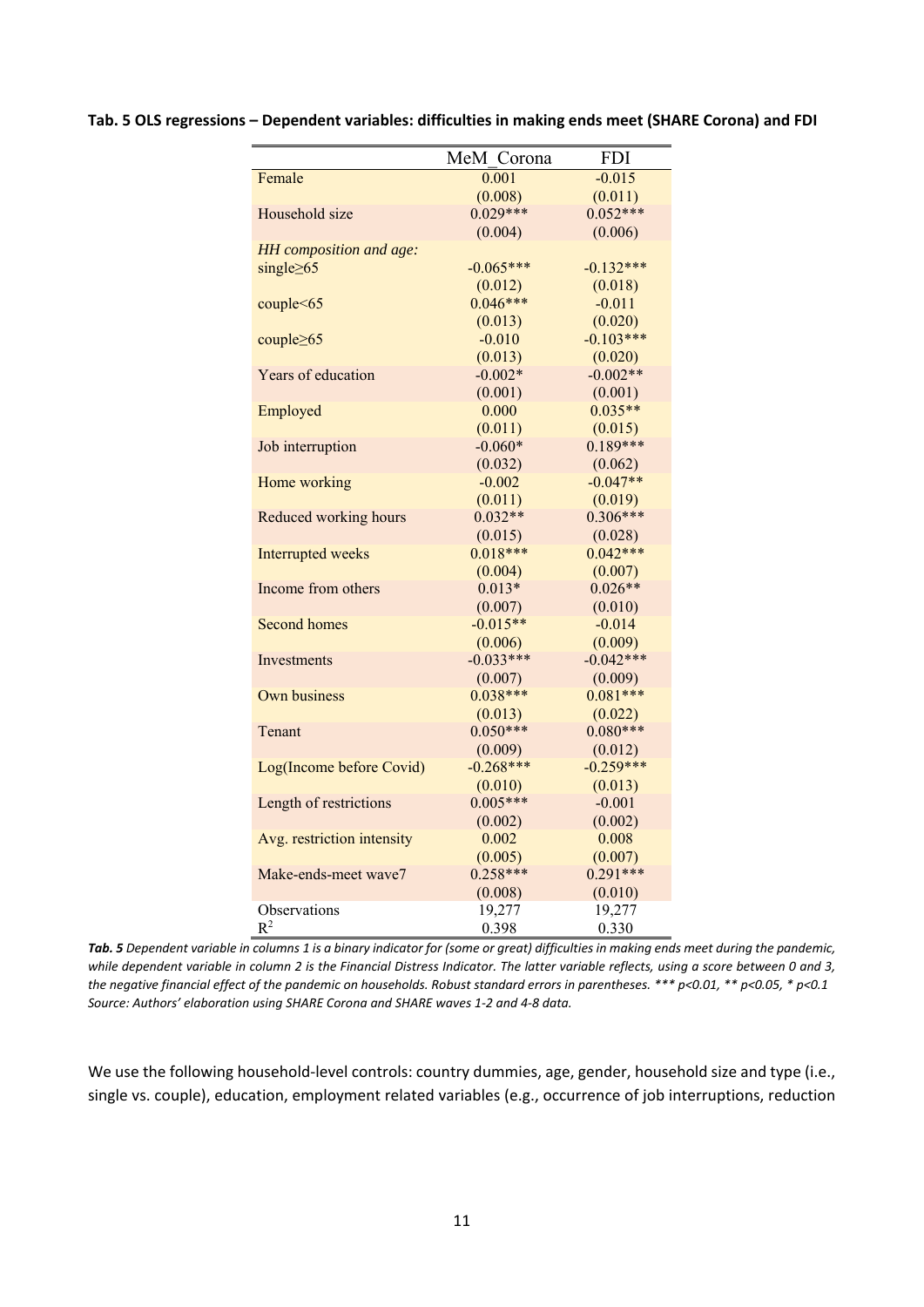**Tab. 5 OLS regressions – Dependent variables: difficulties in making ends meet (SHARE Corona) and FDI**

| | MeM_Corona | FDI |
|---|---|---|
| Female | 0.001 | -0.015 |
| | (0.008) | (0.011) |
| Household size | 0.029*** | 0.052*** |
| | (0.004) | (0.006) |
| *HH composition and age:* | | |
| single≥65 | -0.065*** | -0.132*** |
| | (0.012) | (0.018) |
| couple<65 | 0.046*** | -0.011 |
| | (0.013) | (0.020) |
| couple≥65 | -0.010 | -0.103*** |
| | (0.013) | (0.020) |
| Years of education | -0.002* | -0.002** |
| | (0.001) | (0.001) |
| Employed | 0.000 | 0.035** |
| | (0.011) | (0.015) |
| Job interruption | -0.060* | 0.189*** |
| | (0.032) | (0.062) |
| Home working | -0.002 | -0.047** |
| | (0.011) | (0.019) |
| Reduced working hours | 0.032** | 0.306*** |
| | (0.015) | (0.028) |
| Interrupted weeks | 0.018*** | 0.042*** |
| | (0.004) | (0.007) |
| Income from others | 0.013* | 0.026** |
| | (0.007) | (0.010) |
| Second homes | -0.015** | -0.014 |
| | (0.006) | (0.009) |
| Investments | -0.033*** | -0.042*** |
| | (0.007) | (0.009) |
| Own business | 0.038*** | 0.081*** |
| | (0.013) | (0.022) |
| Tenant | 0.050*** | 0.080*** |
| | (0.009) | (0.012) |
| Log(Income before Covid) | -0.268*** | -0.259*** |
| | (0.010) | (0.013) |
| Length of restrictions | 0.005*** | -0.001 |
| | (0.002) | (0.002) |
| Avg. restriction intensity | 0.002 | 0.008 |
| | (0.005) | (0.007) |
| Make-ends-meet wave7 | 0.258*** | 0.291*** |
| | (0.008) | (0.010) |
| Observations | 19,277 | 19,277 |
| $R^2$ | 0.398 | 0.330 |

***Tab. 5*** *Dependent variable in columns 1 is a binary indicator for (some or great) difficulties in making ends meet during the pandemic, while dependent variable in column 2 is the Financial Distress Indicator. The latter variable reflects, using a score between 0 and 3, the negative financial effect of the pandemic on households. Robust standard errors in parentheses. \*\*\* p<0.01, \*\* p<0.05, \* p<0.1 Source: Authors' elaboration using SHARE Corona and SHARE waves 1-2 and 4-8 data.*

We use the following household-level controls: country dummies, age, gender, household size and type (i.e., single vs. couple), education, employment related variables (e.g., occurrence of job interruptions, reduction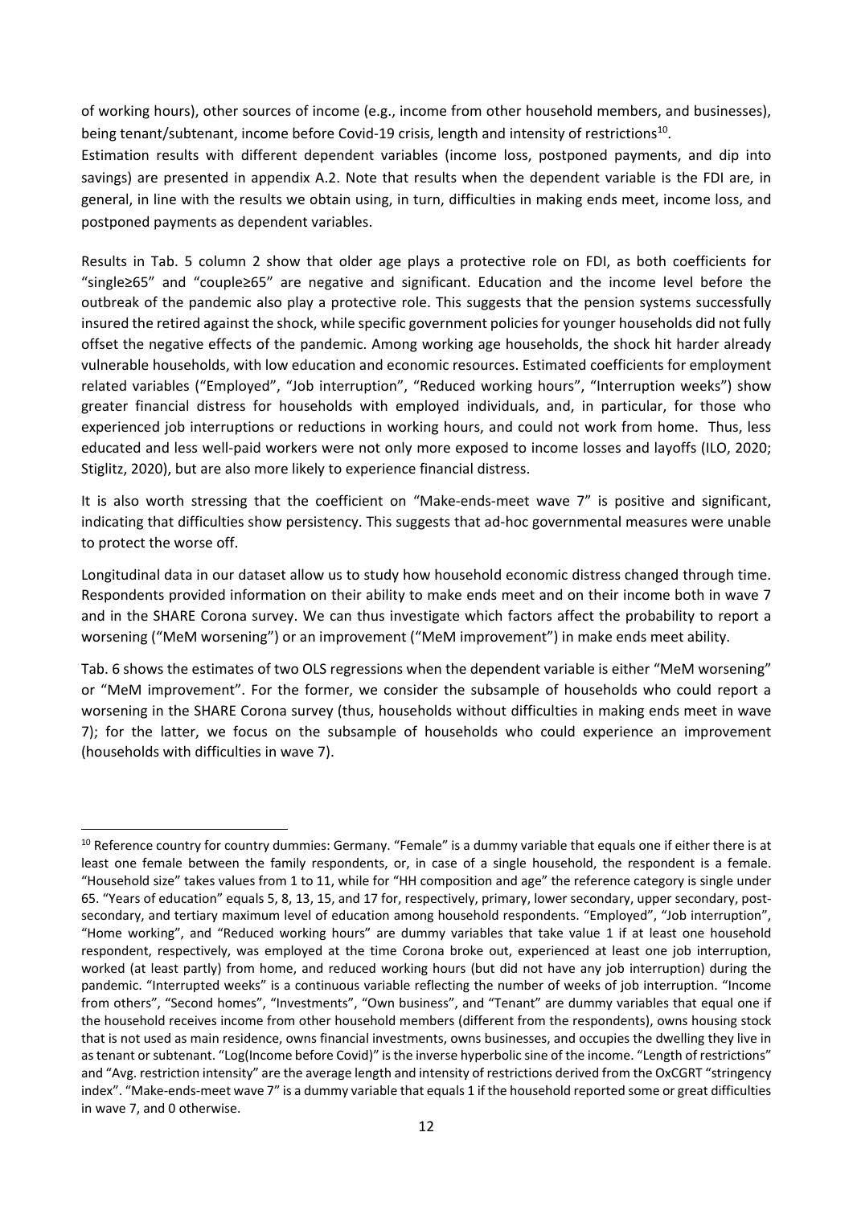of working hours), other sources of income (e.g., income from other household members, and businesses), being tenant/subtenant, income before Covid-19 crisis, length and intensity of restrictions[10].

Estimation results with different dependent variables (income loss, postponed payments, and dip into savings) are presented in appendix A.2. Note that results when the dependent variable is the FDI are, in general, in line with the results we obtain using, in turn, difficulties in making ends meet, income loss, and postponed payments as dependent variables.

Results in Tab. 5 column 2 show that older age plays a protective role on FDI, as both coefficients for "single≥65" and "couple≥65" are negative and significant. Education and the income level before the outbreak of the pandemic also play a protective role. This suggests that the pension systems successfully insured the retired against the shock, while specific government policies for younger households did not fully offset the negative effects of the pandemic. Among working age households, the shock hit harder already vulnerable households, with low education and economic resources. Estimated coefficients for employment related variables ("Employed", "Job interruption", "Reduced working hours", "Interruption weeks") show greater financial distress for households with employed individuals, and, in particular, for those who experienced job interruptions or reductions in working hours, and could not work from home. Thus, less educated and less well-paid workers were not only more exposed to income losses and layoffs (ILO, 2020; Stiglitz, 2020), but are also more likely to experience financial distress.

It is also worth stressing that the coefficient on "Make-ends-meet wave 7" is positive and significant, indicating that difficulties show persistency. This suggests that ad-hoc governmental measures were unable to protect the worse off.

Longitudinal data in our dataset allow us to study how household economic distress changed through time. Respondents provided information on their ability to make ends meet and on their income both in wave 7 and in the SHARE Corona survey. We can thus investigate which factors affect the probability to report a worsening ("MeM worsening") or an improvement ("MeM improvement") in make ends meet ability.

Tab. 6 shows the estimates of two OLS regressions when the dependent variable is either "MeM worsening" or "MeM improvement". For the former, we consider the subsample of households who could report a worsening in the SHARE Corona survey (thus, households without difficulties in making ends meet in wave 7); for the latter, we focus on the subsample of households who could experience an improvement (households with difficulties in wave 7).

---

[10] Reference country for country dummies: Germany. "Female" is a dummy variable that equals one if either there is at least one female between the family respondents, or, in case of a single household, the respondent is a female. "Household size" takes values from 1 to 11, while for "HH composition and age" the reference category is single under 65. "Years of education" equals 5, 8, 13, 15, and 17 for, respectively, primary, lower secondary, upper secondary, post-secondary, and tertiary maximum level of education among household respondents. "Employed", "Job interruption", "Home working", and "Reduced working hours" are dummy variables that take value 1 if at least one household respondent, respectively, was employed at the time Corona broke out, experienced at least one job interruption, worked (at least partly) from home, and reduced working hours (but did not have any job interruption) during the pandemic. "Interrupted weeks" is a continuous variable reflecting the number of weeks of job interruption. "Income from others", "Second homes", "Investments", "Own business", and "Tenant" are dummy variables that equal one if the household receives income from other household members (different from the respondents), owns housing stock that is not used as main residence, owns financial investments, owns businesses, and occupies the dwelling they live in as tenant or subtenant. "Log(Income before Covid)" is the inverse hyperbolic sine of the income. "Length of restrictions" and "Avg. restriction intensity" are the average length and intensity of restrictions derived from the OxCGRT "stringency index". "Make-ends-meet wave 7" is a dummy variable that equals 1 if the household reported some or great difficulties in wave 7, and 0 otherwise.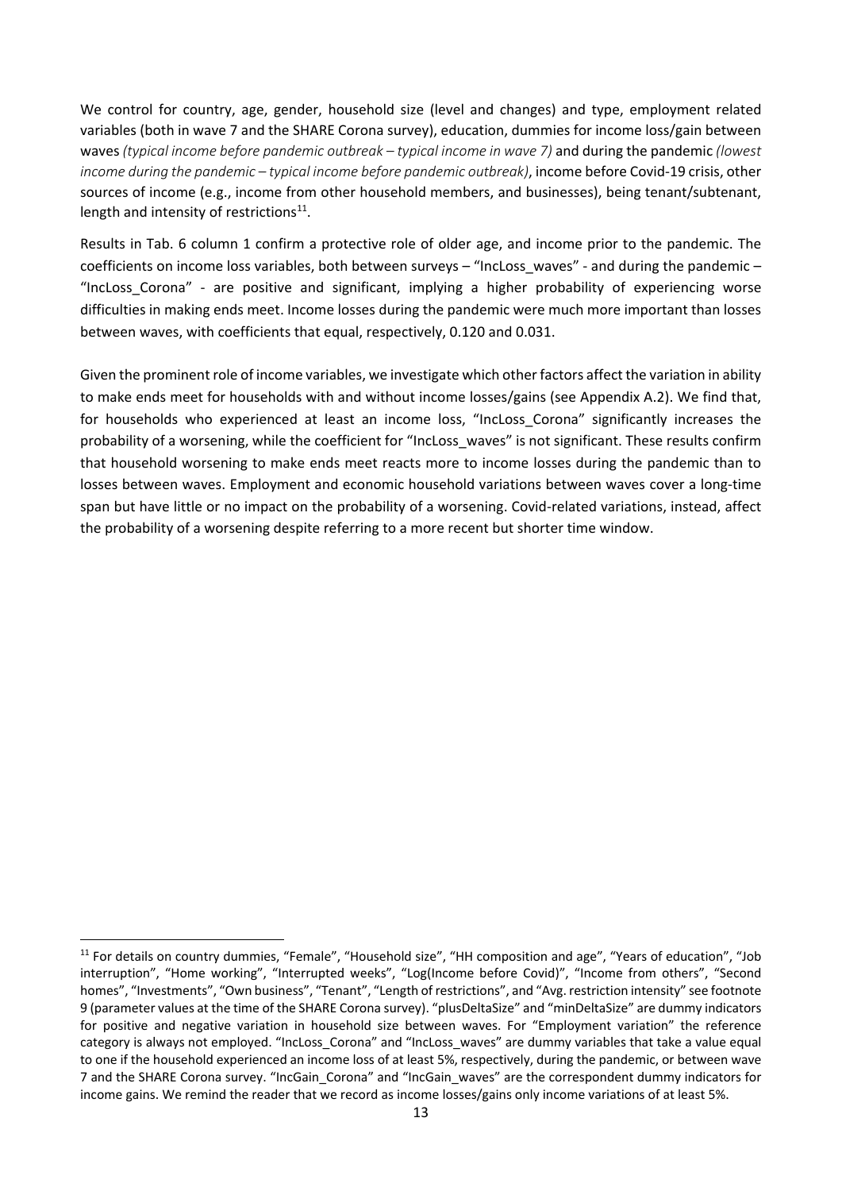We control for country, age, gender, household size (level and changes) and type, employment related variables (both in wave 7 and the SHARE Corona survey), education, dummies for income loss/gain between waves *(typical income before pandemic outbreak – typical income in wave 7)* and during the pandemic *(lowest income during the pandemic – typical income before pandemic outbreak)*, income before Covid-19 crisis, other sources of income (e.g., income from other household members, and businesses), being tenant/subtenant, length and intensity of restrictions[11].

Results in Tab. 6 column 1 confirm a protective role of older age, and income prior to the pandemic. The coefficients on income loss variables, both between surveys – "IncLoss_waves" - and during the pandemic – "IncLoss_Corona" - are positive and significant, implying a higher probability of experiencing worse difficulties in making ends meet. Income losses during the pandemic were much more important than losses between waves, with coefficients that equal, respectively, 0.120 and 0.031.

Given the prominent role of income variables, we investigate which other factors affect the variation in ability to make ends meet for households with and without income losses/gains (see Appendix A.2). We find that, for households who experienced at least an income loss, "IncLoss_Corona" significantly increases the probability of a worsening, while the coefficient for "IncLoss_waves" is not significant. These results confirm that household worsening to make ends meet reacts more to income losses during the pandemic than to losses between waves. Employment and economic household variations between waves cover a long-time span but have little or no impact on the probability of a worsening. Covid-related variations, instead, affect the probability of a worsening despite referring to a more recent but shorter time window.

[11] For details on country dummies, "Female", "Household size", "HH composition and age", "Years of education", "Job interruption", "Home working", "Interrupted weeks", "Log(Income before Covid)", "Income from others", "Second homes", "Investments", "Own business", "Tenant", "Length of restrictions", and "Avg. restriction intensity" see footnote 9 (parameter values at the time of the SHARE Corona survey). "plusDeltaSize" and "minDeltaSize" are dummy indicators for positive and negative variation in household size between waves. For "Employment variation" the reference category is always not employed. "IncLoss_Corona" and "IncLoss_waves" are dummy variables that take a value equal to one if the household experienced an income loss of at least 5%, respectively, during the pandemic, or between wave 7 and the SHARE Corona survey. "IncGain_Corona" and "IncGain_waves" are the correspondent dummy indicators for income gains. We remind the reader that we record as income losses/gains only income variations of at least 5%.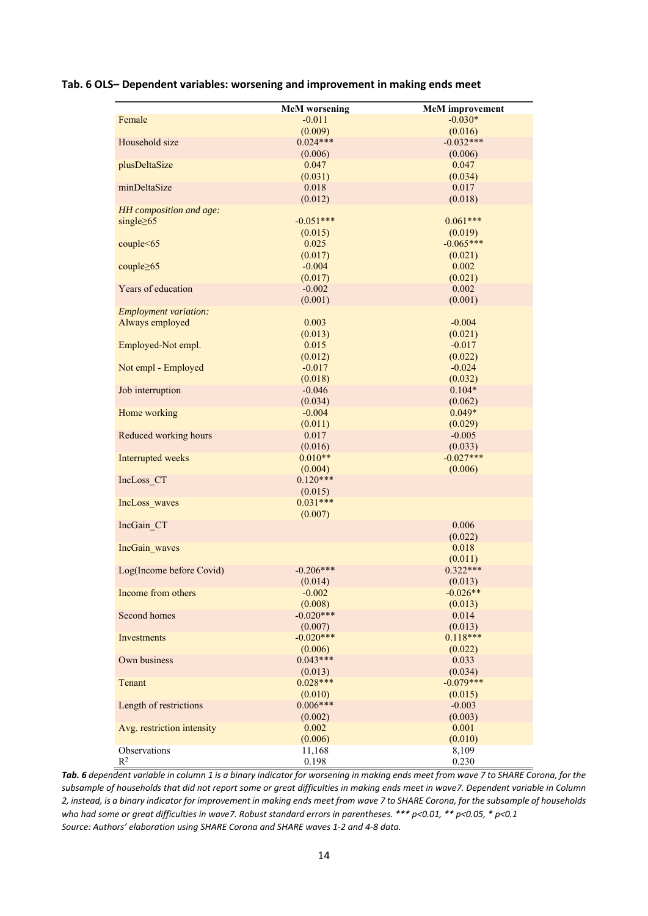**Tab. 6 OLS– Dependent variables: worsening and improvement in making ends meet**

| | MeM worsening | MeM improvement |
|---|---|---|
| Female | -0.011 | -0.030* |
| | (0.009) | (0.016) |
| Household size | 0.024*** | -0.032*** |
| | (0.006) | (0.006) |
| plusDeltaSize | 0.047 | 0.047 |
| | (0.031) | (0.034) |
| minDeltaSize | 0.018 | 0.017 |
| | (0.012) | (0.018) |
| *HH composition and age:* | | |
| single≥65 | -0.051*** | 0.061*** |
| | (0.015) | (0.019) |
| couple<65 | 0.025 | -0.065*** |
| | (0.017) | (0.021) |
| couple≥65 | -0.004 | 0.002 |
| | (0.017) | (0.021) |
| Years of education | -0.002 | 0.002 |
| | (0.001) | (0.001) |
| *Employment variation:* | | |
| Always employed | 0.003 | -0.004 |
| | (0.013) | (0.021) |
| Employed-Not empl. | 0.015 | -0.017 |
| | (0.012) | (0.022) |
| Not empl - Employed | -0.017 | -0.024 |
| | (0.018) | (0.032) |
| Job interruption | -0.046 | 0.104* |
| | (0.034) | (0.062) |
| Home working | -0.004 | 0.049* |
| | (0.011) | (0.029) |
| Reduced working hours | 0.017 | -0.005 |
| | (0.016) | (0.033) |
| Interrupted weeks | 0.010** | -0.027*** |
| | (0.004) | (0.006) |
| IncLoss_CT | 0.120*** | |
| | (0.015) | |
| IncLoss_waves | 0.031*** | |
| | (0.007) | |
| IncGain_CT | | 0.006 |
| | | (0.022) |
| IncGain_waves | | 0.018 |
| | | (0.011) |
| Log(Income before Covid) | -0.206*** | 0.322*** |
| | (0.014) | (0.013) |
| Income from others | -0.002 | -0.026** |
| | (0.008) | (0.013) |
| Second homes | -0.020*** | 0.014 |
| | (0.007) | (0.013) |
| Investments | -0.020*** | 0.118*** |
| | (0.006) | (0.022) |
| Own business | 0.043*** | 0.033 |
| | (0.013) | (0.034) |
| Tenant | 0.028*** | -0.079*** |
| | (0.010) | (0.015) |
| Length of restrictions | 0.006*** | -0.003 |
| | (0.002) | (0.003) |
| Avg. restriction intensity | 0.002 | 0.001 |
| | (0.006) | (0.010) |
| Observations | 11,168 | 8,109 |
| $R^2$ | 0.198 | 0.230 |

***Tab. 6*** *dependent variable in column 1 is a binary indicator for worsening in making ends meet from wave 7 to SHARE Corona, for the subsample of households that did not report some or great difficulties in making ends meet in wave7. Dependent variable in Column 2, instead, is a binary indicator for improvement in making ends meet from wave 7 to SHARE Corona, for the subsample of households who had some or great difficulties in wave7. Robust standard errors in parentheses. \*\*\* p<0.01, \*\* p<0.05, \* p<0.1*
*Source: Authors' elaboration using SHARE Corona and SHARE waves 1-2 and 4-8 data.*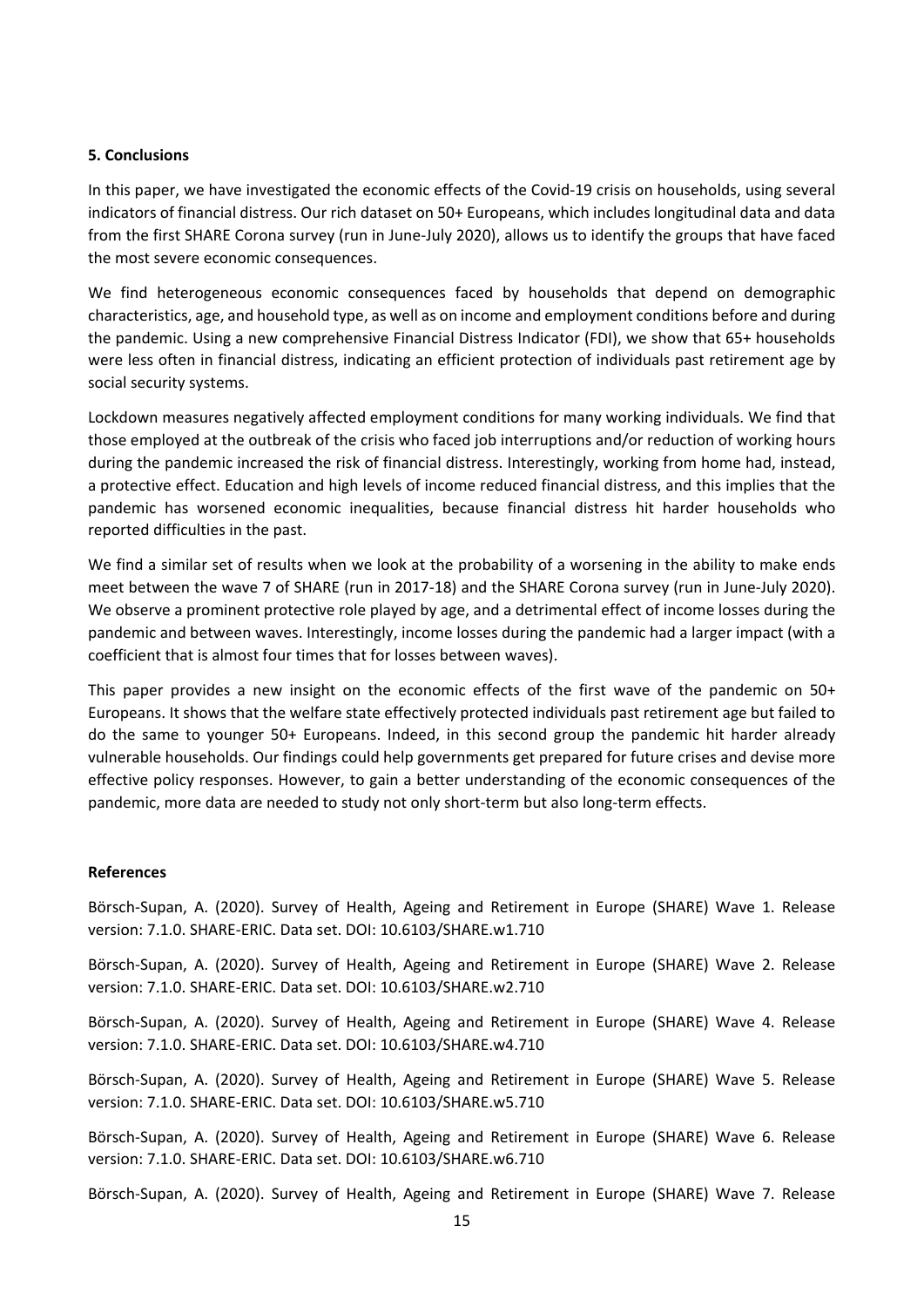### 5. Conclusions

In this paper, we have investigated the economic effects of the Covid-19 crisis on households, using several indicators of financial distress. Our rich dataset on 50+ Europeans, which includes longitudinal data and data from the first SHARE Corona survey (run in June-July 2020), allows us to identify the groups that have faced the most severe economic consequences.

We find heterogeneous economic consequences faced by households that depend on demographic characteristics, age, and household type, as well as on income and employment conditions before and during the pandemic. Using a new comprehensive Financial Distress Indicator (FDI), we show that 65+ households were less often in financial distress, indicating an efficient protection of individuals past retirement age by social security systems.

Lockdown measures negatively affected employment conditions for many working individuals. We find that those employed at the outbreak of the crisis who faced job interruptions and/or reduction of working hours during the pandemic increased the risk of financial distress. Interestingly, working from home had, instead, a protective effect. Education and high levels of income reduced financial distress, and this implies that the pandemic has worsened economic inequalities, because financial distress hit harder households who reported difficulties in the past.

We find a similar set of results when we look at the probability of a worsening in the ability to make ends meet between the wave 7 of SHARE (run in 2017-18) and the SHARE Corona survey (run in June-July 2020). We observe a prominent protective role played by age, and a detrimental effect of income losses during the pandemic and between waves. Interestingly, income losses during the pandemic had a larger impact (with a coefficient that is almost four times that for losses between waves).

This paper provides a new insight on the economic effects of the first wave of the pandemic on 50+ Europeans. It shows that the welfare state effectively protected individuals past retirement age but failed to do the same to younger 50+ Europeans. Indeed, in this second group the pandemic hit harder already vulnerable households. Our findings could help governments get prepared for future crises and devise more effective policy responses. However, to gain a better understanding of the economic consequences of the pandemic, more data are needed to study not only short-term but also long-term effects.

### References

Börsch-Supan, A. (2020). Survey of Health, Ageing and Retirement in Europe (SHARE) Wave 1. Release version: 7.1.0. SHARE-ERIC. Data set. DOI: 10.6103/SHARE.w1.710

Börsch-Supan, A. (2020). Survey of Health, Ageing and Retirement in Europe (SHARE) Wave 2. Release version: 7.1.0. SHARE-ERIC. Data set. DOI: 10.6103/SHARE.w2.710

Börsch-Supan, A. (2020). Survey of Health, Ageing and Retirement in Europe (SHARE) Wave 4. Release version: 7.1.0. SHARE-ERIC. Data set. DOI: 10.6103/SHARE.w4.710

Börsch-Supan, A. (2020). Survey of Health, Ageing and Retirement in Europe (SHARE) Wave 5. Release version: 7.1.0. SHARE-ERIC. Data set. DOI: 10.6103/SHARE.w5.710

Börsch-Supan, A. (2020). Survey of Health, Ageing and Retirement in Europe (SHARE) Wave 6. Release version: 7.1.0. SHARE-ERIC. Data set. DOI: 10.6103/SHARE.w6.710

Börsch-Supan, A. (2020). Survey of Health, Ageing and Retirement in Europe (SHARE) Wave 7. Release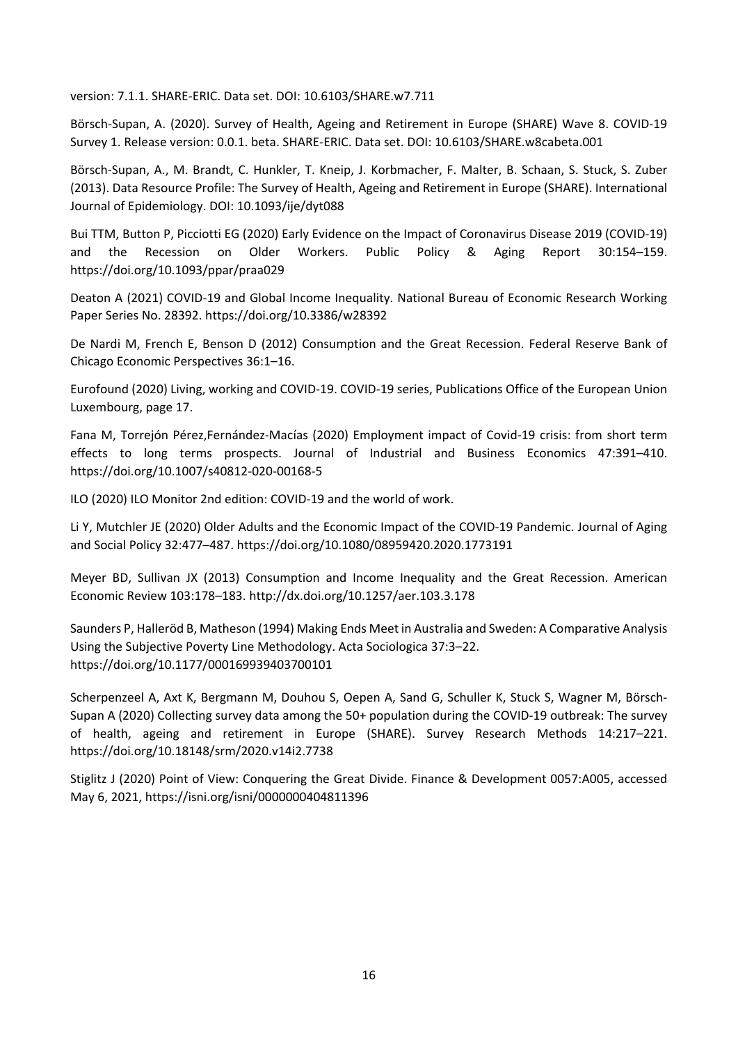version: 7.1.1. SHARE-ERIC. Data set. DOI: 10.6103/SHARE.w7.711

Börsch-Supan, A. (2020). Survey of Health, Ageing and Retirement in Europe (SHARE) Wave 8. COVID-19 Survey 1. Release version: 0.0.1. beta. SHARE-ERIC. Data set. DOI: 10.6103/SHARE.w8cabeta.001

Börsch-Supan, A., M. Brandt, C. Hunkler, T. Kneip, J. Korbmacher, F. Malter, B. Schaan, S. Stuck, S. Zuber (2013). Data Resource Profile: The Survey of Health, Ageing and Retirement in Europe (SHARE). International Journal of Epidemiology. DOI: 10.1093/ije/dyt088

Bui TTM, Button P, Picciotti EG (2020) Early Evidence on the Impact of Coronavirus Disease 2019 (COVID-19) and the Recession on Older Workers. Public Policy & Aging Report 30:154–159. https://doi.org/10.1093/ppar/praa029

Deaton A (2021) COVID-19 and Global Income Inequality. National Bureau of Economic Research Working Paper Series No. 28392. https://doi.org/10.3386/w28392

De Nardi M, French E, Benson D (2012) Consumption and the Great Recession. Federal Reserve Bank of Chicago Economic Perspectives 36:1–16.

Eurofound (2020) Living, working and COVID-19. COVID-19 series, Publications Office of the European Union Luxembourg, page 17.

Fana M, Torrejón Pérez,Fernández-Macías (2020) Employment impact of Covid-19 crisis: from short term effects to long terms prospects. Journal of Industrial and Business Economics 47:391–410. https://doi.org/10.1007/s40812-020-00168-5

ILO (2020) ILO Monitor 2nd edition: COVID-19 and the world of work.

Li Y, Mutchler JE (2020) Older Adults and the Economic Impact of the COVID-19 Pandemic. Journal of Aging and Social Policy 32:477–487. https://doi.org/10.1080/08959420.2020.1773191

Meyer BD, Sullivan JX (2013) Consumption and Income Inequality and the Great Recession. American Economic Review 103:178–183. http://dx.doi.org/10.1257/aer.103.3.178

Saunders P, Halleröd B, Matheson (1994) Making Ends Meet in Australia and Sweden: A Comparative Analysis Using the Subjective Poverty Line Methodology. Acta Sociologica 37:3–22. https://doi.org/10.1177/000169939403700101

Scherpenzeel A, Axt K, Bergmann M, Douhou S, Oepen A, Sand G, Schuller K, Stuck S, Wagner M, Börsch-Supan A (2020) Collecting survey data among the 50+ population during the COVID-19 outbreak: The survey of health, ageing and retirement in Europe (SHARE). Survey Research Methods 14:217–221. https://doi.org/10.18148/srm/2020.v14i2.7738

Stiglitz J (2020) Point of View: Conquering the Great Divide. Finance & Development 0057:A005, accessed May 6, 2021, https://isni.org/isni/0000000404811396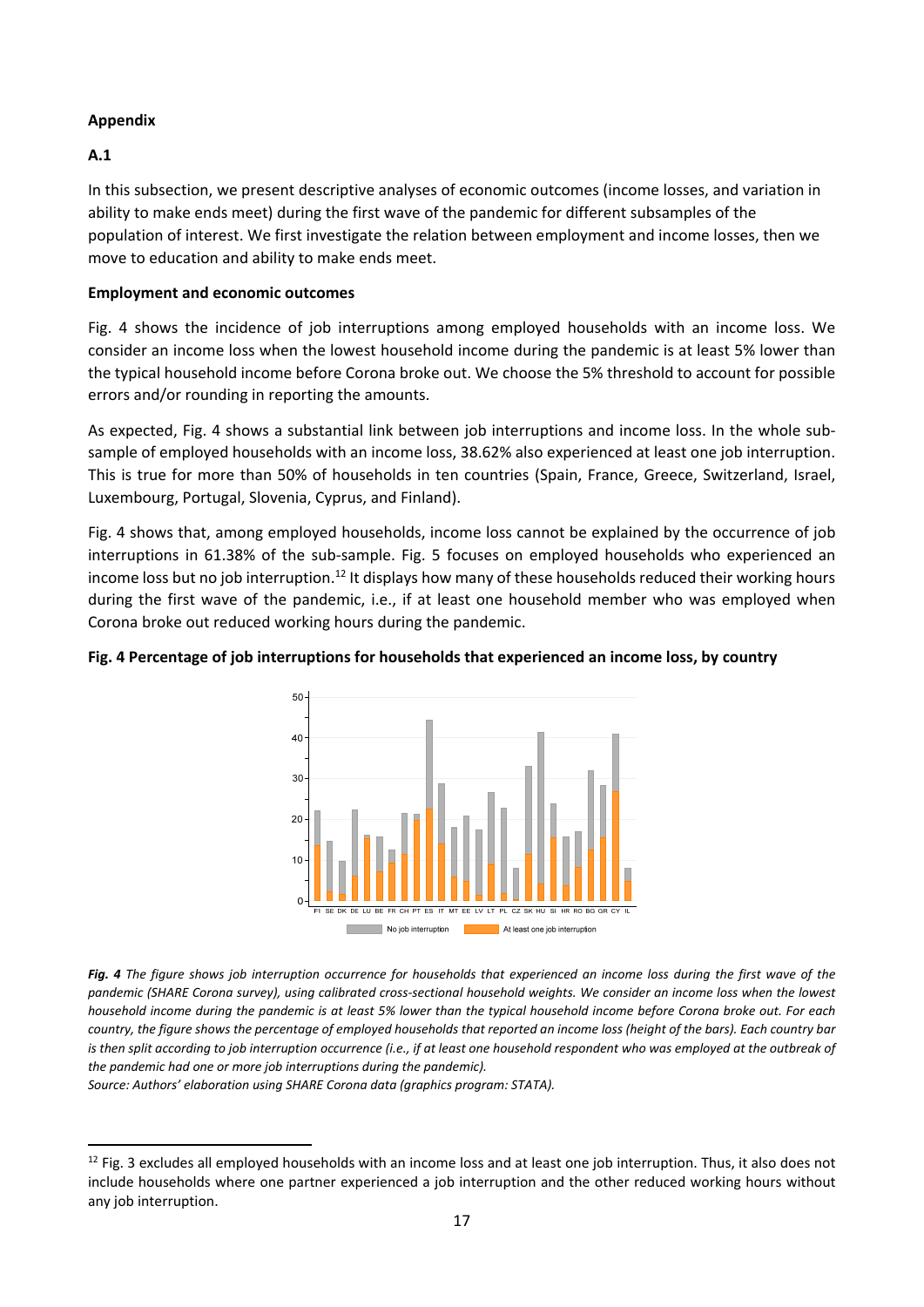**Appendix**

**A.1**

In this subsection, we present descriptive analyses of economic outcomes (income losses, and variation in ability to make ends meet) during the first wave of the pandemic for different subsamples of the population of interest. We first investigate the relation between employment and income losses, then we move to education and ability to make ends meet.

**Employment and economic outcomes**

Fig. 4 shows the incidence of job interruptions among employed households with an income loss. We consider an income loss when the lowest household income during the pandemic is at least 5% lower than the typical household income before Corona broke out. We choose the 5% threshold to account for possible errors and/or rounding in reporting the amounts.

As expected, Fig. 4 shows a substantial link between job interruptions and income loss. In the whole sub-sample of employed households with an income loss, 38.62% also experienced at least one job interruption. This is true for more than 50% of households in ten countries (Spain, France, Greece, Switzerland, Israel, Luxembourg, Portugal, Slovenia, Cyprus, and Finland).

Fig. 4 shows that, among employed households, income loss cannot be explained by the occurrence of job interruptions in 61.38% of the sub-sample. Fig. 5 focuses on employed households who experienced an income loss but no job interruption.[12] It displays how many of these households reduced their working hours during the first wave of the pandemic, i.e., if at least one household member who was employed when Corona broke out reduced working hours during the pandemic.

**Fig. 4 Percentage of job interruptions for households that experienced an income loss, by country**

***Fig. 4** The figure shows job interruption occurrence for households that experienced an income loss during the first wave of the pandemic (SHARE Corona survey), using calibrated cross-sectional household weights. We consider an income loss when the lowest household income during the pandemic is at least 5% lower than the typical household income before Corona broke out. For each country, the figure shows the percentage of employed households that reported an income loss (height of the bars). Each country bar is then split according to job interruption occurrence (i.e., if at least one household respondent who was employed at the outbreak of the pandemic had one or more job interruptions during the pandemic).*

*Source: Authors' elaboration using SHARE Corona data (graphics program: STATA).*

[12] Fig. 3 excludes all employed households with an income loss and at least one job interruption. Thus, it also does not include households where one partner experienced a job interruption and the other reduced working hours without any job interruption.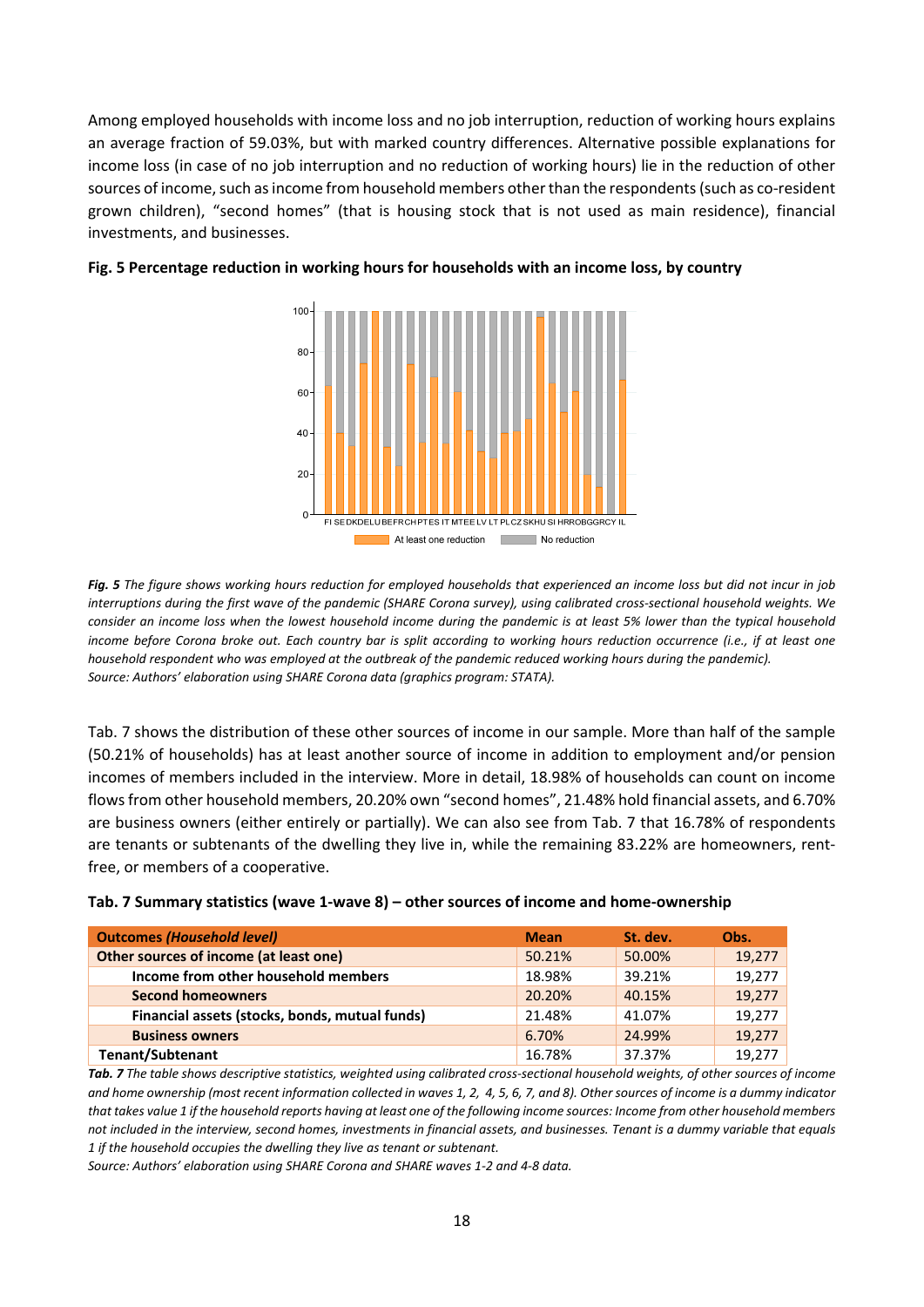Among employed households with income loss and no job interruption, reduction of working hours explains an average fraction of 59.03%, but with marked country differences. Alternative possible explanations for income loss (in case of no job interruption and no reduction of working hours) lie in the reduction of other sources of income, such as income from household members other than the respondents (such as co-resident grown children), "second homes" (that is housing stock that is not used as main residence), financial investments, and businesses.

**Fig. 5 Percentage reduction in working hours for households with an income loss, by country**

***Fig. 5*** *The figure shows working hours reduction for employed households that experienced an income loss but did not incur in job interruptions during the first wave of the pandemic (SHARE Corona survey), using calibrated cross-sectional household weights. We consider an income loss when the lowest household income during the pandemic is at least 5% lower than the typical household income before Corona broke out. Each country bar is split according to working hours reduction occurrence (i.e., if at least one household respondent who was employed at the outbreak of the pandemic reduced working hours during the pandemic).*
*Source: Authors' elaboration using SHARE Corona data (graphics program: STATA).*

Tab. 7 shows the distribution of these other sources of income in our sample. More than half of the sample (50.21% of households) has at least another source of income in addition to employment and/or pension incomes of members included in the interview. More in detail, 18.98% of households can count on income flows from other household members, 20.20% own "second homes", 21.48% hold financial assets, and 6.70% are business owners (either entirely or partially). We can also see from Tab. 7 that 16.78% of respondents are tenants or subtenants of the dwelling they live in, while the remaining 83.22% are homeowners, rent-free, or members of a cooperative.

**Tab. 7 Summary statistics (wave 1-wave 8) – other sources of income and home-ownership**

| **Outcomes *(Household level)*** | **Mean** | **St. dev.** | **Obs.** |
|---|---|---|---|
| **Other sources of income (at least one)** | 50.21% | 50.00% | 19,277 |
| **Income from other household members** | 18.98% | 39.21% | 19,277 |
| **Second homeowners** | 20.20% | 40.15% | 19,277 |
| **Financial assets (stocks, bonds, mutual funds)** | 21.48% | 41.07% | 19,277 |
| **Business owners** | 6.70% | 24.99% | 19,277 |
| **Tenant/Subtenant** | 16.78% | 37.37% | 19,277 |

***Tab. 7*** *The table shows descriptive statistics, weighted using calibrated cross-sectional household weights, of other sources of income and home ownership (most recent information collected in waves 1, 2, 4, 5, 6, 7, and 8). Other sources of income is a dummy indicator that takes value 1 if the household reports having at least one of the following income sources: Income from other household members not included in the interview, second homes, investments in financial assets, and businesses. Tenant is a dummy variable that equals 1 if the household occupies the dwelling they live in as tenant or subtenant.*
*Source: Authors' elaboration using SHARE Corona and SHARE waves 1-2 and 4-8 data.*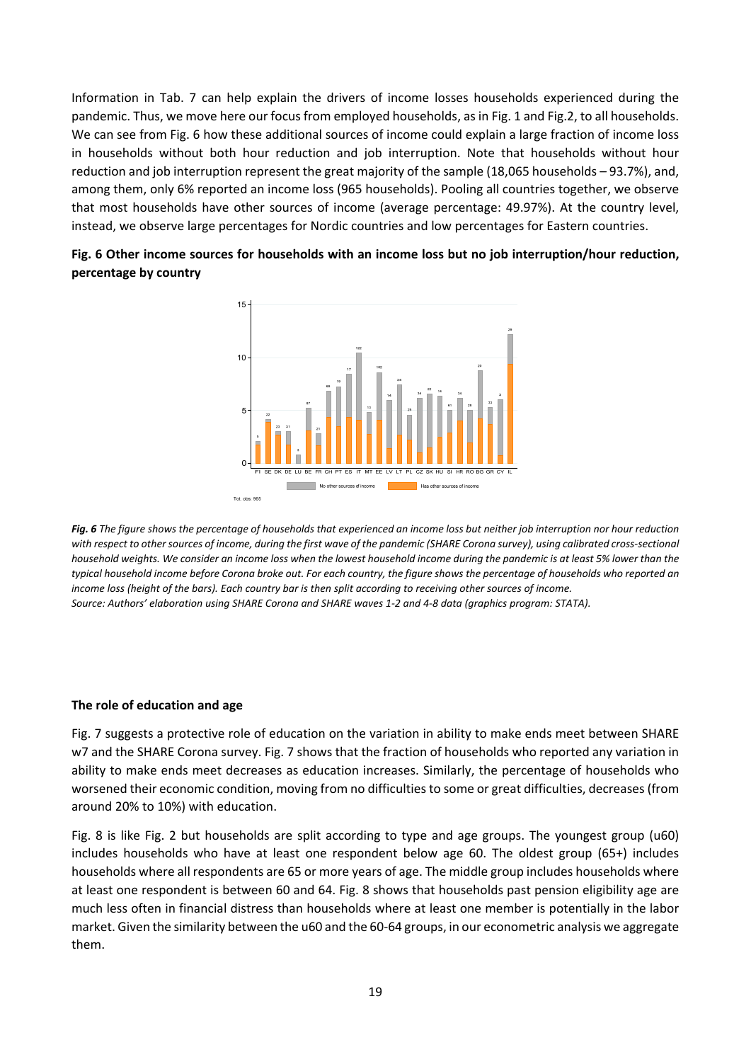Information in Tab. 7 can help explain the drivers of income losses households experienced during the pandemic. Thus, we move here our focus from employed households, as in Fig. 1 and Fig.2, to all households. We can see from Fig. 6 how these additional sources of income could explain a large fraction of income loss in households without both hour reduction and job interruption. Note that households without hour reduction and job interruption represent the great majority of the sample (18,065 households – 93.7%), and, among them, only 6% reported an income loss (965 households). Pooling all countries together, we observe that most households have other sources of income (average percentage: 49.97%). At the country level, instead, we observe large percentages for Nordic countries and low percentages for Eastern countries.

**Fig. 6 Other income sources for households with an income loss but no job interruption/hour reduction, percentage by country**

***Fig. 6*** *The figure shows the percentage of households that experienced an income loss but neither job interruption nor hour reduction with respect to other sources of income, during the first wave of the pandemic (SHARE Corona survey), using calibrated cross-sectional household weights. We consider an income loss when the lowest household income during the pandemic is at least 5% lower than the typical household income before Corona broke out. For each country, the figure shows the percentage of households who reported an income loss (height of the bars). Each country bar is then split according to receiving other sources of income.*
*Source: Authors' elaboration using SHARE Corona and SHARE waves 1-2 and 4-8 data (graphics program: STATA).*

## The role of education and age

Fig. 7 suggests a protective role of education on the variation in ability to make ends meet between SHARE w7 and the SHARE Corona survey. Fig. 7 shows that the fraction of households who reported any variation in ability to make ends meet decreases as education increases. Similarly, the percentage of households who worsened their economic condition, moving from no difficulties to some or great difficulties, decreases (from around 20% to 10%) with education.

Fig. 8 is like Fig. 2 but households are split according to type and age groups. The youngest group (u60) includes households who have at least one respondent below age 60. The oldest group (65+) includes households where all respondents are 65 or more years of age. The middle group includes households where at least one respondent is between 60 and 64. Fig. 8 shows that households past pension eligibility age are much less often in financial distress than households where at least one member is potentially in the labor market. Given the similarity between the u60 and the 60-64 groups, in our econometric analysis we aggregate them.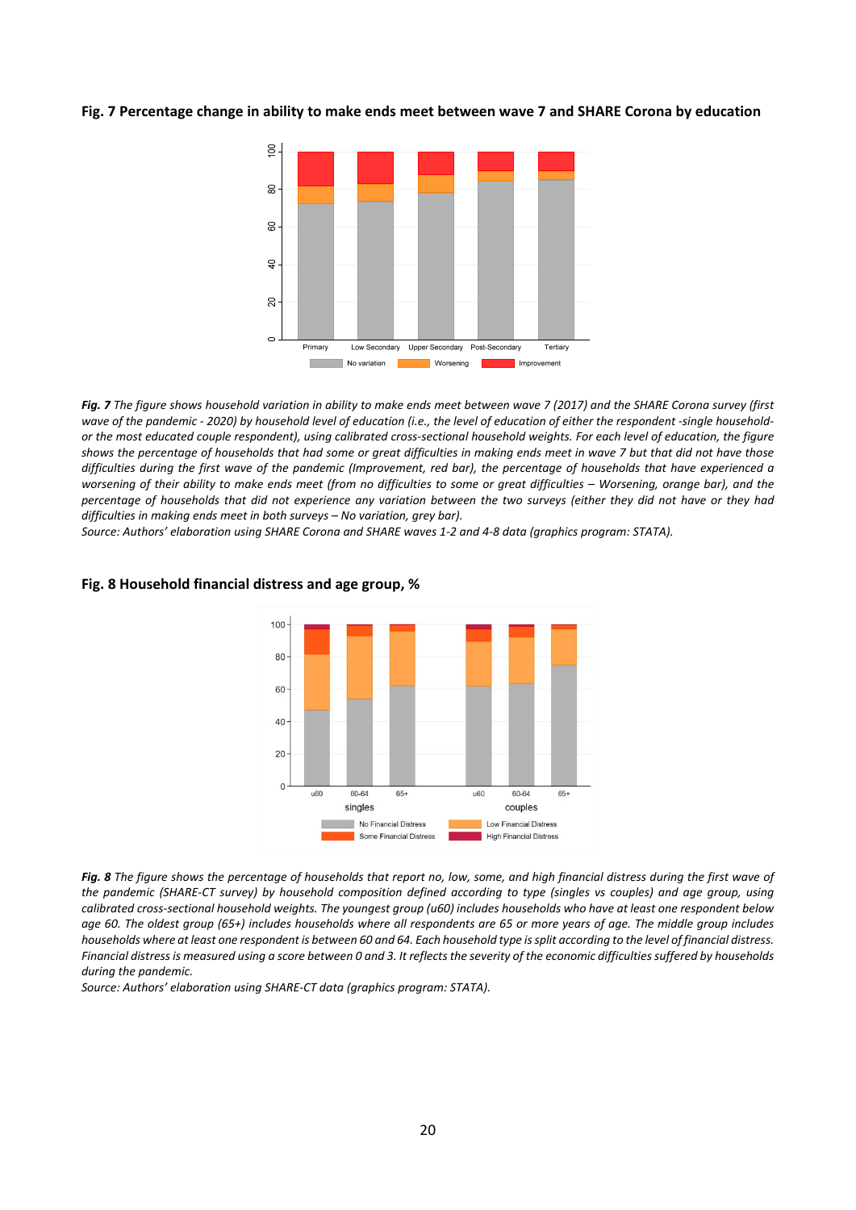**Fig. 7 Percentage change in ability to make ends meet between wave 7 and SHARE Corona by education**

***Fig. 7*** *The figure shows household variation in ability to make ends meet between wave 7 (2017) and the SHARE Corona survey (first wave of the pandemic - 2020) by household level of education (i.e., the level of education of either the respondent -single household- or the most educated couple respondent), using calibrated cross-sectional household weights. For each level of education, the figure shows the percentage of households that had some or great difficulties in making ends meet in wave 7 but that did not have those difficulties during the first wave of the pandemic (Improvement, red bar), the percentage of households that have experienced a worsening of their ability to make ends meet (from no difficulties to some or great difficulties – Worsening, orange bar), and the percentage of households that did not experience any variation between the two surveys (either they did not have or they had difficulties in making ends meet in both surveys – No variation, grey bar).*

*Source: Authors' elaboration using SHARE Corona and SHARE waves 1-2 and 4-8 data (graphics program: STATA).*

**Fig. 8 Household financial distress and age group, %**

***Fig. 8*** *The figure shows the percentage of households that report no, low, some, and high financial distress during the first wave of the pandemic (SHARE-CT survey) by household composition defined according to type (singles vs couples) and age group, using calibrated cross-sectional household weights. The youngest group (u60) includes households who have at least one respondent below age 60. The oldest group (65+) includes households where all respondents are 65 or more years of age. The middle group includes households where at least one respondent is between 60 and 64. Each household type is split according to the level of financial distress. Financial distress is measured using a score between 0 and 3. It reflects the severity of the economic difficulties suffered by households during the pandemic.*

*Source: Authors' elaboration using SHARE-CT data (graphics program: STATA).*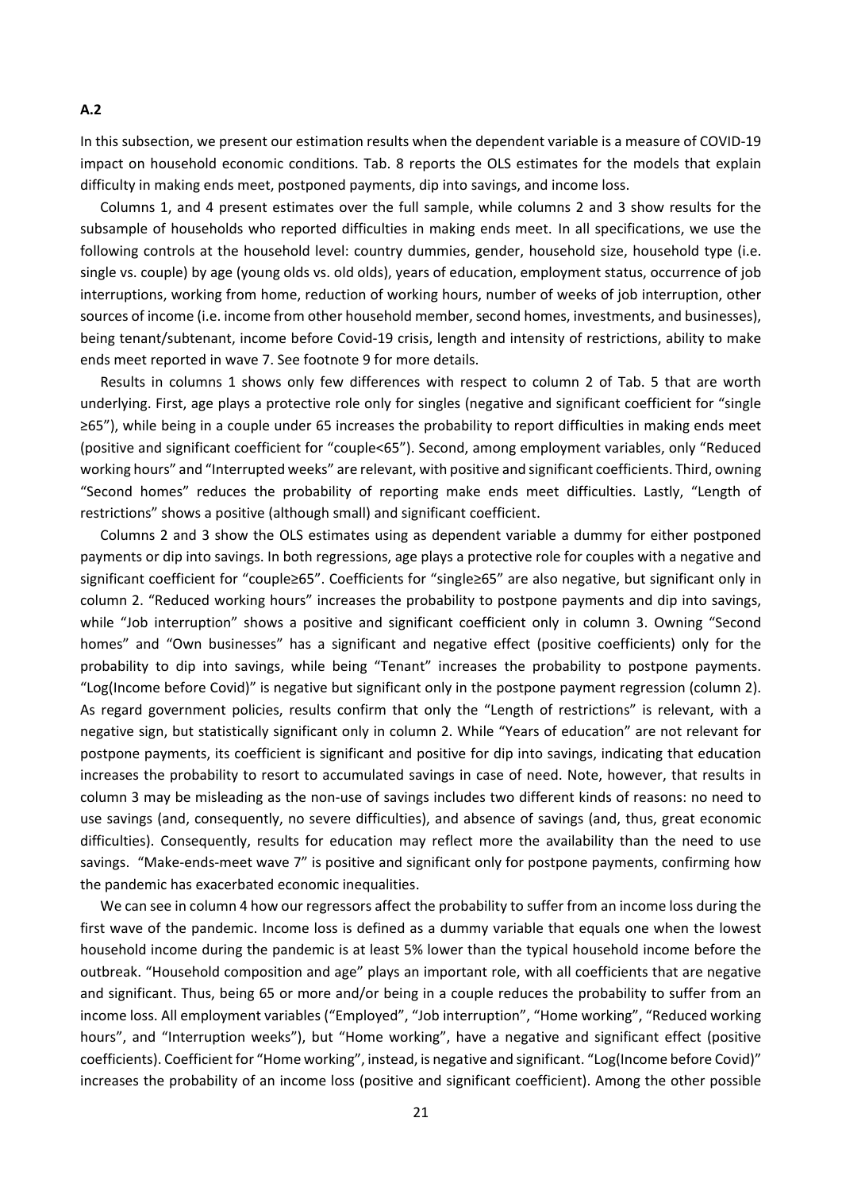**A.2**

In this subsection, we present our estimation results when the dependent variable is a measure of COVID-19 impact on household economic conditions. Tab. 8 reports the OLS estimates for the models that explain difficulty in making ends meet, postponed payments, dip into savings, and income loss.

Columns 1, and 4 present estimates over the full sample, while columns 2 and 3 show results for the subsample of households who reported difficulties in making ends meet. In all specifications, we use the following controls at the household level: country dummies, gender, household size, household type (i.e. single vs. couple) by age (young olds vs. old olds), years of education, employment status, occurrence of job interruptions, working from home, reduction of working hours, number of weeks of job interruption, other sources of income (i.e. income from other household member, second homes, investments, and businesses), being tenant/subtenant, income before Covid-19 crisis, length and intensity of restrictions, ability to make ends meet reported in wave 7. See footnote 9 for more details.

Results in columns 1 shows only few differences with respect to column 2 of Tab. 5 that are worth underlying. First, age plays a protective role only for singles (negative and significant coefficient for "single ≥65"), while being in a couple under 65 increases the probability to report difficulties in making ends meet (positive and significant coefficient for "couple<65"). Second, among employment variables, only "Reduced working hours" and "Interrupted weeks" are relevant, with positive and significant coefficients. Third, owning "Second homes" reduces the probability of reporting make ends meet difficulties. Lastly, "Length of restrictions" shows a positive (although small) and significant coefficient.

Columns 2 and 3 show the OLS estimates using as dependent variable a dummy for either postponed payments or dip into savings. In both regressions, age plays a protective role for couples with a negative and significant coefficient for "couple≥65". Coefficients for "single≥65" are also negative, but significant only in column 2. "Reduced working hours" increases the probability to postpone payments and dip into savings, while "Job interruption" shows a positive and significant coefficient only in column 3. Owning "Second homes" and "Own businesses" has a significant and negative effect (positive coefficients) only for the probability to dip into savings, while being "Tenant" increases the probability to postpone payments. "Log(Income before Covid)" is negative but significant only in the postpone payment regression (column 2). As regard government policies, results confirm that only the "Length of restrictions" is relevant, with a negative sign, but statistically significant only in column 2. While "Years of education" are not relevant for postpone payments, its coefficient is significant and positive for dip into savings, indicating that education increases the probability to resort to accumulated savings in case of need. Note, however, that results in column 3 may be misleading as the non-use of savings includes two different kinds of reasons: no need to use savings (and, consequently, no severe difficulties), and absence of savings (and, thus, great economic difficulties). Consequently, results for education may reflect more the availability than the need to use savings. "Make-ends-meet wave 7" is positive and significant only for postpone payments, confirming how the pandemic has exacerbated economic inequalities.

We can see in column 4 how our regressors affect the probability to suffer from an income loss during the first wave of the pandemic. Income loss is defined as a dummy variable that equals one when the lowest household income during the pandemic is at least 5% lower than the typical household income before the outbreak. "Household composition and age" plays an important role, with all coefficients that are negative and significant. Thus, being 65 or more and/or being in a couple reduces the probability to suffer from an income loss. All employment variables ("Employed", "Job interruption", "Home working", "Reduced working hours", and "Interruption weeks"), but "Home working", have a negative and significant effect (positive coefficients). Coefficient for "Home working", instead, is negative and significant. "Log(Income before Covid)" increases the probability of an income loss (positive and significant coefficient). Among the other possible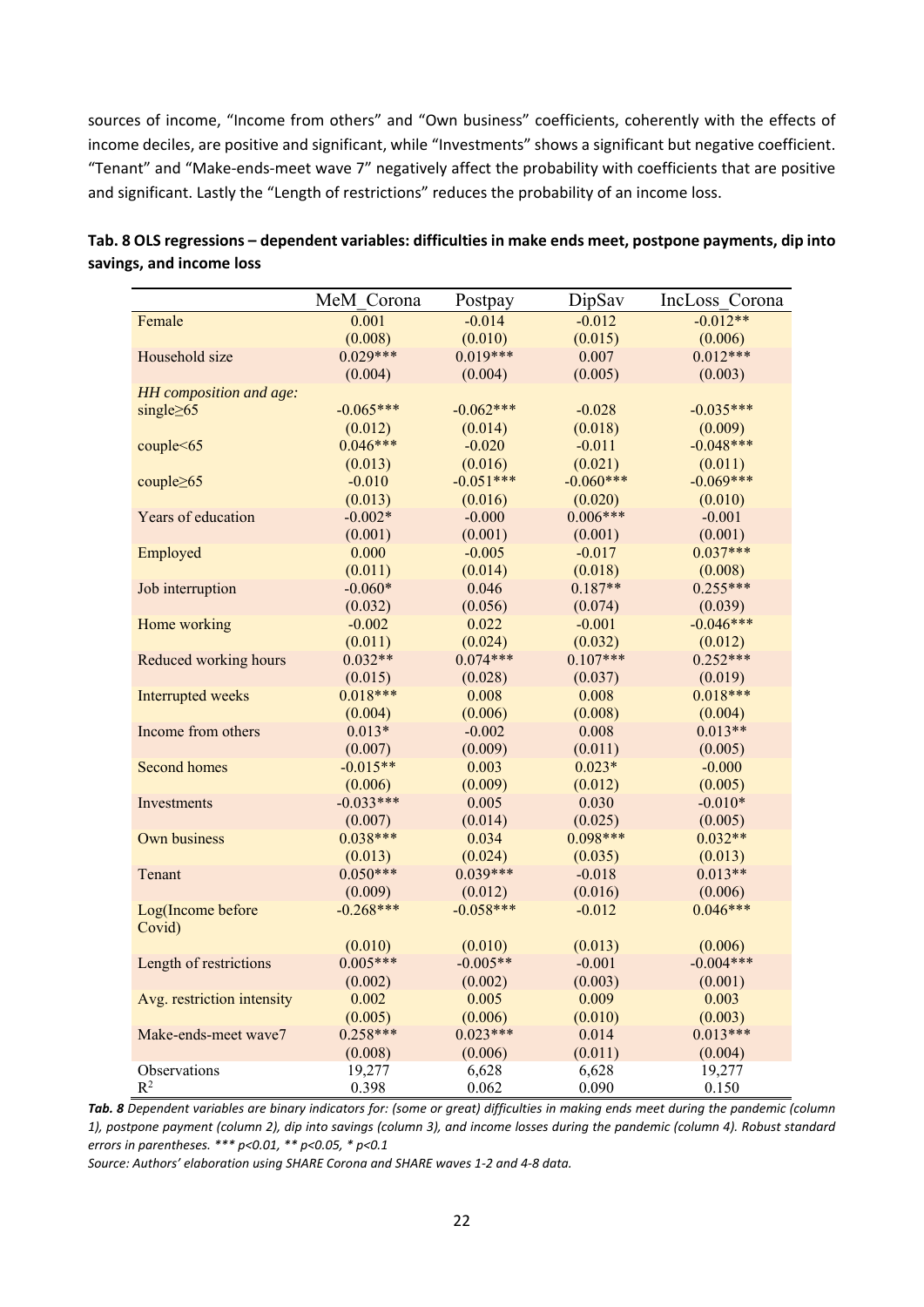sources of income, "Income from others" and "Own business" coefficients, coherently with the effects of income deciles, are positive and significant, while "Investments" shows a significant but negative coefficient. "Tenant" and "Make-ends-meet wave 7" negatively affect the probability with coefficients that are positive and significant. Lastly the "Length of restrictions" reduces the probability of an income loss.

**Tab. 8 OLS regressions – dependent variables: difficulties in make ends meet, postpone payments, dip into savings, and income loss**

| | MeM_Corona | Postpay | DipSav | IncLoss_Corona |
|---|---|---|---|---|
| Female | 0.001 | -0.014 | -0.012 | -0.012** |
| | (0.008) | (0.010) | (0.015) | (0.006) |
| Household size | 0.029*** | 0.019*** | 0.007 | 0.012*** |
| | (0.004) | (0.004) | (0.005) | (0.003) |
| *HH composition and age:* | | | | |
| single≥65 | -0.065*** | -0.062*** | -0.028 | -0.035*** |
| | (0.012) | (0.014) | (0.018) | (0.009) |
| couple<65 | 0.046*** | -0.020 | -0.011 | -0.048*** |
| | (0.013) | (0.016) | (0.021) | (0.011) |
| couple≥65 | -0.010 | -0.051*** | -0.060*** | -0.069*** |
| | (0.013) | (0.016) | (0.020) | (0.010) |
| Years of education | -0.002* | -0.000 | 0.006*** | -0.001 |
| | (0.001) | (0.001) | (0.001) | (0.001) |
| Employed | 0.000 | -0.005 | -0.017 | 0.037*** |
| | (0.011) | (0.014) | (0.018) | (0.008) |
| Job interruption | -0.060* | 0.046 | 0.187** | 0.255*** |
| | (0.032) | (0.056) | (0.074) | (0.039) |
| Home working | -0.002 | 0.022 | -0.001 | -0.046*** |
| | (0.011) | (0.024) | (0.032) | (0.012) |
| Reduced working hours | 0.032** | 0.074*** | 0.107*** | 0.252*** |
| | (0.015) | (0.028) | (0.037) | (0.019) |
| Interrupted weeks | 0.018*** | 0.008 | 0.008 | 0.018*** |
| | (0.004) | (0.006) | (0.008) | (0.004) |
| Income from others | 0.013* | -0.002 | 0.008 | 0.013** |
| | (0.007) | (0.009) | (0.011) | (0.005) |
| Second homes | -0.015** | 0.003 | 0.023* | -0.000 |
| | (0.006) | (0.009) | (0.012) | (0.005) |
| Investments | -0.033*** | 0.005 | 0.030 | -0.010* |
| | (0.007) | (0.014) | (0.025) | (0.005) |
| Own business | 0.038*** | 0.034 | 0.098*** | 0.032** |
| | (0.013) | (0.024) | (0.035) | (0.013) |
| Tenant | 0.050*** | 0.039*** | -0.018 | 0.013** |
| | (0.009) | (0.012) | (0.016) | (0.006) |
| Log(Income before Covid) | -0.268*** | -0.058*** | -0.012 | 0.046*** |
| | (0.010) | (0.010) | (0.013) | (0.006) |
| Length of restrictions | 0.005*** | -0.005** | -0.001 | -0.004*** |
| | (0.002) | (0.002) | (0.003) | (0.001) |
| Avg. restriction intensity | 0.002 | 0.005 | 0.009 | 0.003 |
| | (0.005) | (0.006) | (0.010) | (0.003) |
| Make-ends-meet wave7 | 0.258*** | 0.023*** | 0.014 | 0.013*** |
| | (0.008) | (0.006) | (0.011) | (0.004) |
| Observations | 19,277 | 6,628 | 6,628 | 19,277 |
| $R^2$ | 0.398 | 0.062 | 0.090 | 0.150 |

***Tab. 8*** *Dependent variables are binary indicators for: (some or great) difficulties in making ends meet during the pandemic (column 1), postpone payment (column 2), dip into savings (column 3), and income losses during the pandemic (column 4). Robust standard errors in parentheses. *** p<0.01, ** p<0.05, * p<0.1*

*Source: Authors' elaboration using SHARE Corona and SHARE waves 1-2 and 4-8 data.*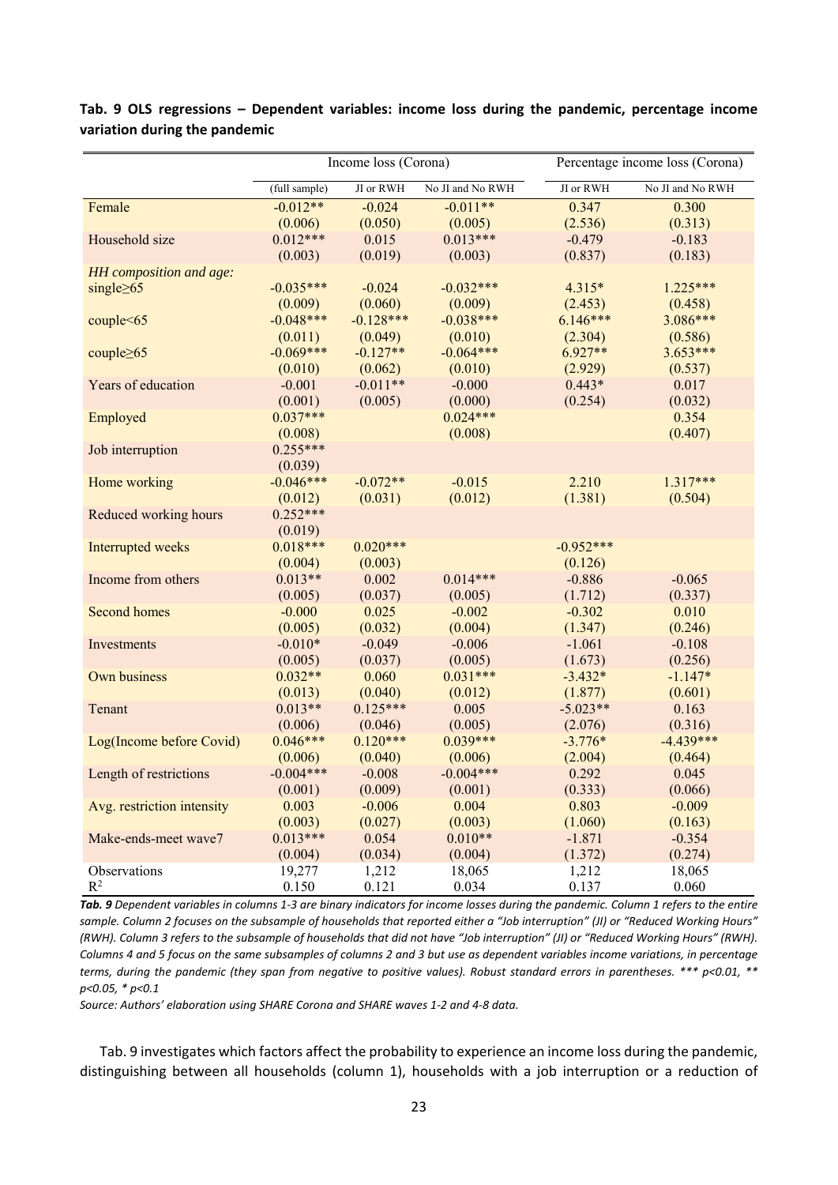**Tab. 9 OLS regressions – Dependent variables: income loss during the pandemic, percentage income variation during the pandemic**

| | Income loss (Corona) | | | Percentage income loss (Corona) | |
|---|---|---|---|---|---|
| | (full sample) | JI or RWH | No JI and No RWH | JI or RWH | No JI and No RWH |
| Female | -0.012** | -0.024 | -0.011** | 0.347 | 0.300 |
| | (0.006) | (0.050) | (0.005) | (2.536) | (0.313) |
| Household size | 0.012*** | 0.015 | 0.013*** | -0.479 | -0.183 |
| | (0.003) | (0.019) | (0.003) | (0.837) | (0.183) |
| *HH composition and age:* | | | | | |
| single≥65 | -0.035*** | -0.024 | -0.032*** | 4.315* | 1.225*** |
| | (0.009) | (0.060) | (0.009) | (2.453) | (0.458) |
| couple<65 | -0.048*** | -0.128*** | -0.038*** | 6.146*** | 3.086*** |
| | (0.011) | (0.049) | (0.010) | (2.304) | (0.586) |
| couple≥65 | -0.069*** | -0.127** | -0.064*** | 6.927** | 3.653*** |
| | (0.010) | (0.062) | (0.010) | (2.929) | (0.537) |
| Years of education | -0.001 | -0.011** | -0.000 | 0.443* | 0.017 |
| | (0.001) | (0.005) | (0.000) | (0.254) | (0.032) |
| Employed | 0.037*** | | 0.024*** | | 0.354 |
| | (0.008) | | (0.008) | | (0.407) |
| Job interruption | 0.255*** | | | | |
| | (0.039) | | | | |
| Home working | -0.046*** | -0.072** | -0.015 | 2.210 | 1.317*** |
| | (0.012) | (0.031) | (0.012) | (1.381) | (0.504) |
| Reduced working hours | 0.252*** | | | | |
| | (0.019) | | | | |
| Interrupted weeks | 0.018*** | 0.020*** | | -0.952*** | |
| | (0.004) | (0.003) | | (0.126) | |
| Income from others | 0.013** | 0.002 | 0.014*** | -0.886 | -0.065 |
| | (0.005) | (0.037) | (0.005) | (1.712) | (0.337) |
| Second homes | -0.000 | 0.025 | -0.002 | -0.302 | 0.010 |
| | (0.005) | (0.032) | (0.004) | (1.347) | (0.246) |
| Investments | -0.010* | -0.049 | -0.006 | -1.061 | -0.108 |
| | (0.005) | (0.037) | (0.005) | (1.673) | (0.256) |
| Own business | 0.032** | 0.060 | 0.031*** | -3.432* | -1.147* |
| | (0.013) | (0.040) | (0.012) | (1.877) | (0.601) |
| Tenant | 0.013** | 0.125*** | 0.005 | -5.023** | 0.163 |
| | (0.006) | (0.046) | (0.005) | (2.076) | (0.316) |
| Log(Income before Covid) | 0.046*** | 0.120*** | 0.039*** | -3.776* | -4.439*** |
| | (0.006) | (0.040) | (0.006) | (2.004) | (0.464) |
| Length of restrictions | -0.004*** | -0.008 | -0.004*** | 0.292 | 0.045 |
| | (0.001) | (0.009) | (0.001) | (0.333) | (0.066) |
| Avg. restriction intensity | 0.003 | -0.006 | 0.004 | 0.803 | -0.009 |
| | (0.003) | (0.027) | (0.003) | (1.060) | (0.163) |
| Make-ends-meet wave7 | 0.013*** | 0.054 | 0.010** | -1.871 | -0.354 |
| | (0.004) | (0.034) | (0.004) | (1.372) | (0.274) |
| Observations | 19,277 | 1,212 | 18,065 | 1,212 | 18,065 |
| $R^2$ | 0.150 | 0.121 | 0.034 | 0.137 | 0.060 |

***Tab. 9** Dependent variables in columns 1-3 are binary indicators for income losses during the pandemic. Column 1 refers to the entire sample. Column 2 focuses on the subsample of households that reported either a "Job interruption" (JI) or "Reduced Working Hours" (RWH). Column 3 refers to the subsample of households that did not have "Job interruption" (JI) or "Reduced Working Hours" (RWH). Columns 4 and 5 focus on the same subsamples of columns 2 and 3 but use as dependent variables income variations, in percentage terms, during the pandemic (they span from negative to positive values). Robust standard errors in parentheses. *** p<0.01, ** p<0.05, * p<0.1*

*Source: Authors' elaboration using SHARE Corona and SHARE waves 1-2 and 4-8 data.*

Tab. 9 investigates which factors affect the probability to experience an income loss during the pandemic, distinguishing between all households (column 1), households with a job interruption or a reduction of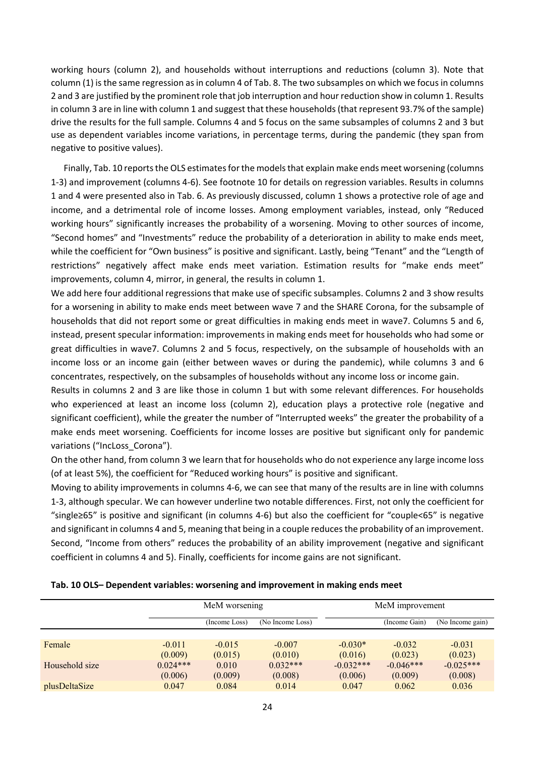working hours (column 2), and households without interruptions and reductions (column 3). Note that column (1) is the same regression as in column 4 of Tab. 8. The two subsamples on which we focus in columns 2 and 3 are justified by the prominent role that job interruption and hour reduction show in column 1. Results in column 3 are in line with column 1 and suggest that these households (that represent 93.7% of the sample) drive the results for the full sample. Columns 4 and 5 focus on the same subsamples of columns 2 and 3 but use as dependent variables income variations, in percentage terms, during the pandemic (they span from negative to positive values).

Finally, Tab. 10 reports the OLS estimates for the models that explain make ends meet worsening (columns 1-3) and improvement (columns 4-6). See footnote 10 for details on regression variables. Results in columns 1 and 4 were presented also in Tab. 6. As previously discussed, column 1 shows a protective role of age and income, and a detrimental role of income losses. Among employment variables, instead, only "Reduced working hours" significantly increases the probability of a worsening. Moving to other sources of income, "Second homes" and "Investments" reduce the probability of a deterioration in ability to make ends meet, while the coefficient for "Own business" is positive and significant. Lastly, being "Tenant" and the "Length of restrictions" negatively affect make ends meet variation. Estimation results for "make ends meet" improvements, column 4, mirror, in general, the results in column 1.

We add here four additional regressions that make use of specific subsamples. Columns 2 and 3 show results for a worsening in ability to make ends meet between wave 7 and the SHARE Corona, for the subsample of households that did not report some or great difficulties in making ends meet in wave7. Columns 5 and 6, instead, present specular information: improvements in making ends meet for households who had some or great difficulties in wave7. Columns 2 and 5 focus, respectively, on the subsample of households with an income loss or an income gain (either between waves or during the pandemic), while columns 3 and 6 concentrates, respectively, on the subsamples of households without any income loss or income gain.

Results in columns 2 and 3 are like those in column 1 but with some relevant differences. For households who experienced at least an income loss (column 2), education plays a protective role (negative and significant coefficient), while the greater the number of "Interrupted weeks" the greater the probability of a make ends meet worsening. Coefficients for income losses are positive but significant only for pandemic variations ("IncLoss_Corona").

On the other hand, from column 3 we learn that for households who do not experience any large income loss (of at least 5%), the coefficient for "Reduced working hours" is positive and significant.

Moving to ability improvements in columns 4-6, we can see that many of the results are in line with columns 1-3, although specular. We can however underline two notable differences. First, not only the coefficient for "single≥65" is positive and significant (in columns 4-6) but also the coefficient for "couple<65" is negative and significant in columns 4 and 5, meaning that being in a couple reduces the probability of an improvement. Second, "Income from others" reduces the probability of an ability improvement (negative and significant coefficient in columns 4 and 5). Finally, coefficients for income gains are not significant.

**Tab. 10 OLS– Dependent variables: worsening and improvement in making ends meet**

| | MeM worsening | | | MeM improvement | | |
|---|---|---|---|---|---|---|
| | | (Income Loss) | (No Income Loss) | | (Income Gain) | (No Income gain) |
| Female | -0.011 | -0.015 | -0.007 | -0.030* | -0.032 | -0.031 |
| | (0.009) | (0.015) | (0.010) | (0.016) | (0.023) | (0.023) |
| Household size | 0.024*** | 0.010 | 0.032*** | -0.032*** | -0.046*** | -0.025*** |
| | (0.006) | (0.009) | (0.008) | (0.006) | (0.009) | (0.008) |
| plusDeltaSize | 0.047 | 0.084 | 0.014 | 0.047 | 0.062 | 0.036 |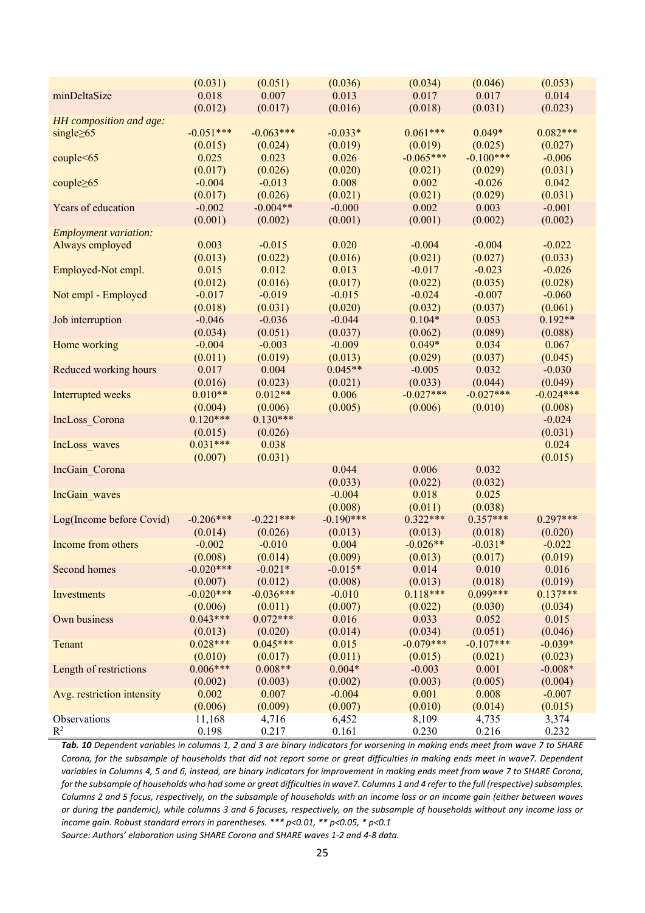| | | | | | | |
|---|---|---|---|---|---|---|
| | (0.031) | (0.051) | (0.036) | (0.034) | (0.046) | (0.053) |
| minDeltaSize | 0.018 | 0.007 | 0.013 | 0.017 | 0.017 | 0.014 |
| | (0.012) | (0.017) | (0.016) | (0.018) | (0.031) | (0.023) |
| *HH composition and age:* | | | | | | |
| single≥65 | -0.051*** | -0.063*** | -0.033* | 0.061*** | 0.049* | 0.082*** |
| | (0.015) | (0.024) | (0.019) | (0.019) | (0.025) | (0.027) |
| couple<65 | 0.025 | 0.023 | 0.026 | -0.065*** | -0.100*** | -0.006 |
| | (0.017) | (0.026) | (0.020) | (0.021) | (0.029) | (0.031) |
| couple≥65 | -0.004 | -0.013 | 0.008 | 0.002 | -0.026 | 0.042 |
| | (0.017) | (0.026) | (0.021) | (0.021) | (0.029) | (0.031) |
| Years of education | -0.002 | -0.004** | -0.000 | 0.002 | 0.003 | -0.001 |
| | (0.001) | (0.002) | (0.001) | (0.001) | (0.002) | (0.002) |
| *Employment variation:* | | | | | | |
| Always employed | 0.003 | -0.015 | 0.020 | -0.004 | -0.004 | -0.022 |
| | (0.013) | (0.022) | (0.016) | (0.021) | (0.027) | (0.033) |
| Employed-Not empl. | 0.015 | 0.012 | 0.013 | -0.017 | -0.023 | -0.026 |
| | (0.012) | (0.016) | (0.017) | (0.022) | (0.035) | (0.028) |
| Not empl - Employed | -0.017 | -0.019 | -0.015 | -0.024 | -0.007 | -0.060 |
| | (0.018) | (0.031) | (0.020) | (0.032) | (0.037) | (0.061) |
| Job interruption | -0.046 | -0.036 | -0.044 | 0.104* | 0.053 | 0.192** |
| | (0.034) | (0.051) | (0.037) | (0.062) | (0.089) | (0.088) |
| Home working | -0.004 | -0.003 | -0.009 | 0.049* | 0.034 | 0.067 |
| | (0.011) | (0.019) | (0.013) | (0.029) | (0.037) | (0.045) |
| Reduced working hours | 0.017 | 0.004 | 0.045** | -0.005 | 0.032 | -0.030 |
| | (0.016) | (0.023) | (0.021) | (0.033) | (0.044) | (0.049) |
| Interrupted weeks | 0.010** | 0.012** | 0.006 | -0.027*** | -0.027*** | -0.024*** |
| | (0.004) | (0.006) | (0.005) | (0.006) | (0.010) | (0.008) |
| IncLoss_Corona | 0.120*** | 0.130*** | | | | -0.024 |
| | (0.015) | (0.026) | | | | (0.031) |
| IncLoss_waves | 0.031*** | 0.038 | | | | 0.024 |
| | (0.007) | (0.031) | | | | (0.015) |
| IncGain_Corona | | | 0.044 | 0.006 | 0.032 | |
| | | | (0.033) | (0.022) | (0.032) | |
| IncGain_waves | | | -0.004 | 0.018 | 0.025 | |
| | | | (0.008) | (0.011) | (0.038) | |
| Log(Income before Covid) | -0.206*** | -0.221*** | -0.190*** | 0.322*** | 0.357*** | 0.297*** |
| | (0.014) | (0.026) | (0.013) | (0.013) | (0.018) | (0.020) |
| Income from others | -0.002 | -0.010 | 0.004 | -0.026** | -0.031* | -0.022 |
| | (0.008) | (0.014) | (0.009) | (0.013) | (0.017) | (0.019) |
| Second homes | -0.020*** | -0.021* | -0.015* | 0.014 | 0.010 | 0.016 |
| | (0.007) | (0.012) | (0.008) | (0.013) | (0.018) | (0.019) |
| Investments | -0.020*** | -0.036*** | -0.010 | 0.118*** | 0.099*** | 0.137*** |
| | (0.006) | (0.011) | (0.007) | (0.022) | (0.030) | (0.034) |
| Own business | 0.043*** | 0.072*** | 0.016 | 0.033 | 0.052 | 0.015 |
| | (0.013) | (0.020) | (0.014) | (0.034) | (0.051) | (0.046) |
| Tenant | 0.028*** | 0.045*** | 0.015 | -0.079*** | -0.107*** | -0.039* |
| | (0.010) | (0.017) | (0.011) | (0.015) | (0.021) | (0.023) |
| Length of restrictions | 0.006*** | 0.008** | 0.004* | -0.003 | 0.001 | -0.008* |
| | (0.002) | (0.003) | (0.002) | (0.003) | (0.005) | (0.004) |
| Avg. restriction intensity | 0.002 | 0.007 | -0.004 | 0.001 | 0.008 | -0.007 |
| | (0.006) | (0.009) | (0.007) | (0.010) | (0.014) | (0.015) |
| Observations | 11,168 | 4,716 | 6,452 | 8,109 | 4,735 | 3,374 |
| $R^2$ | 0.198 | 0.217 | 0.161 | 0.230 | 0.216 | 0.232 |

***Tab. 10*** *Dependent variables in columns 1, 2 and 3 are binary indicators for worsening in making ends meet from wave 7 to SHARE Corona, for the subsample of households that did not report some or great difficulties in making ends meet in wave7. Dependent variables in Columns 4, 5 and 6, instead, are binary indicators for improvement in making ends meet from wave 7 to SHARE Corona, for the subsample of households who had some or great difficulties in wave7. Columns 1 and 4 refer to the full (respective) subsamples. Columns 2 and 5 focus, respectively, on the subsample of households with an income loss or an income gain (either between waves or during the pandemic), while columns 3 and 6 focuses, respectively, on the subsample of households without any income loss or income gain. Robust standard errors in parentheses. *** p<0.01, ** p<0.05, * p<0.1*

*Source: Authors' elaboration using SHARE Corona and SHARE waves 1-2 and 4-8 data.*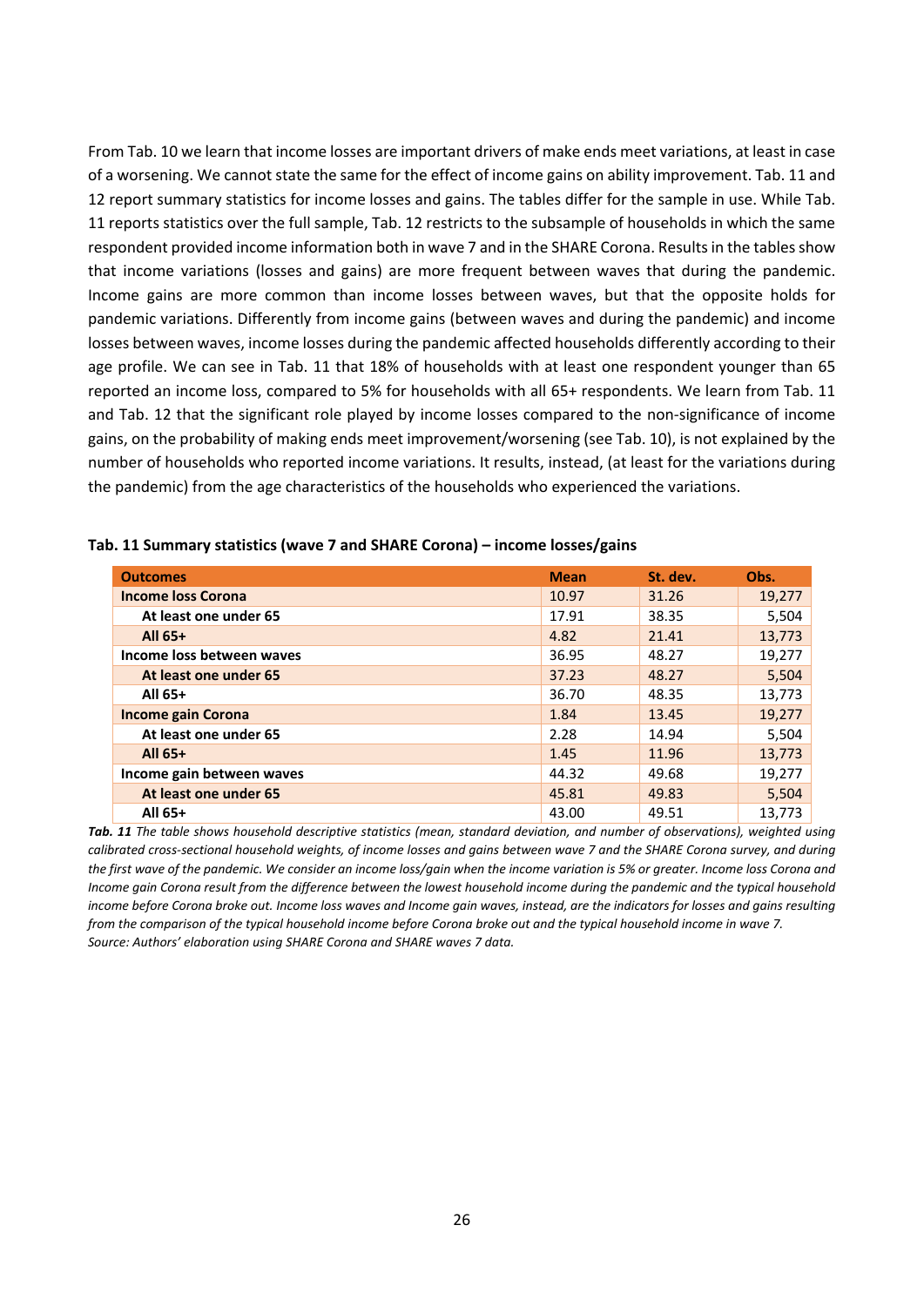From Tab. 10 we learn that income losses are important drivers of make ends meet variations, at least in case of a worsening. We cannot state the same for the effect of income gains on ability improvement. Tab. 11 and 12 report summary statistics for income losses and gains. The tables differ for the sample in use. While Tab. 11 reports statistics over the full sample, Tab. 12 restricts to the subsample of households in which the same respondent provided income information both in wave 7 and in the SHARE Corona. Results in the tables show that income variations (losses and gains) are more frequent between waves that during the pandemic. Income gains are more common than income losses between waves, but that the opposite holds for pandemic variations. Differently from income gains (between waves and during the pandemic) and income losses between waves, income losses during the pandemic affected households differently according to their age profile. We can see in Tab. 11 that 18% of households with at least one respondent younger than 65 reported an income loss, compared to 5% for households with all 65+ respondents. We learn from Tab. 11 and Tab. 12 that the significant role played by income losses compared to the non-significance of income gains, on the probability of making ends meet improvement/worsening (see Tab. 10), is not explained by the number of households who reported income variations. It results, instead, (at least for the variations during the pandemic) from the age characteristics of the households who experienced the variations.

**Tab. 11 Summary statistics (wave 7 and SHARE Corona) – income losses/gains**

| Outcomes | Mean | St. dev. | Obs. |
|---|---|---|---|
| **Income loss Corona** | 10.97 | 31.26 | 19,277 |
| **At least one under 65** | 17.91 | 38.35 | 5,504 |
| **All 65+** | 4.82 | 21.41 | 13,773 |
| **Income loss between waves** | 36.95 | 48.27 | 19,277 |
| **At least one under 65** | 37.23 | 48.27 | 5,504 |
| **All 65+** | 36.70 | 48.35 | 13,773 |
| **Income gain Corona** | 1.84 | 13.45 | 19,277 |
| **At least one under 65** | 2.28 | 14.94 | 5,504 |
| **All 65+** | 1.45 | 11.96 | 13,773 |
| **Income gain between waves** | 44.32 | 49.68 | 19,277 |
| **At least one under 65** | 45.81 | 49.83 | 5,504 |
| **All 65+** | 43.00 | 49.51 | 13,773 |

***Tab. 11*** *The table shows household descriptive statistics (mean, standard deviation, and number of observations), weighted using calibrated cross-sectional household weights, of income losses and gains between wave 7 and the SHARE Corona survey, and during the first wave of the pandemic. We consider an income loss/gain when the income variation is 5% or greater. Income loss Corona and Income gain Corona result from the difference between the lowest household income during the pandemic and the typical household income before Corona broke out. Income loss waves and Income gain waves, instead, are the indicators for losses and gains resulting from the comparison of the typical household income before Corona broke out and the typical household income in wave 7.*
*Source: Authors' elaboration using SHARE Corona and SHARE waves 7 data.*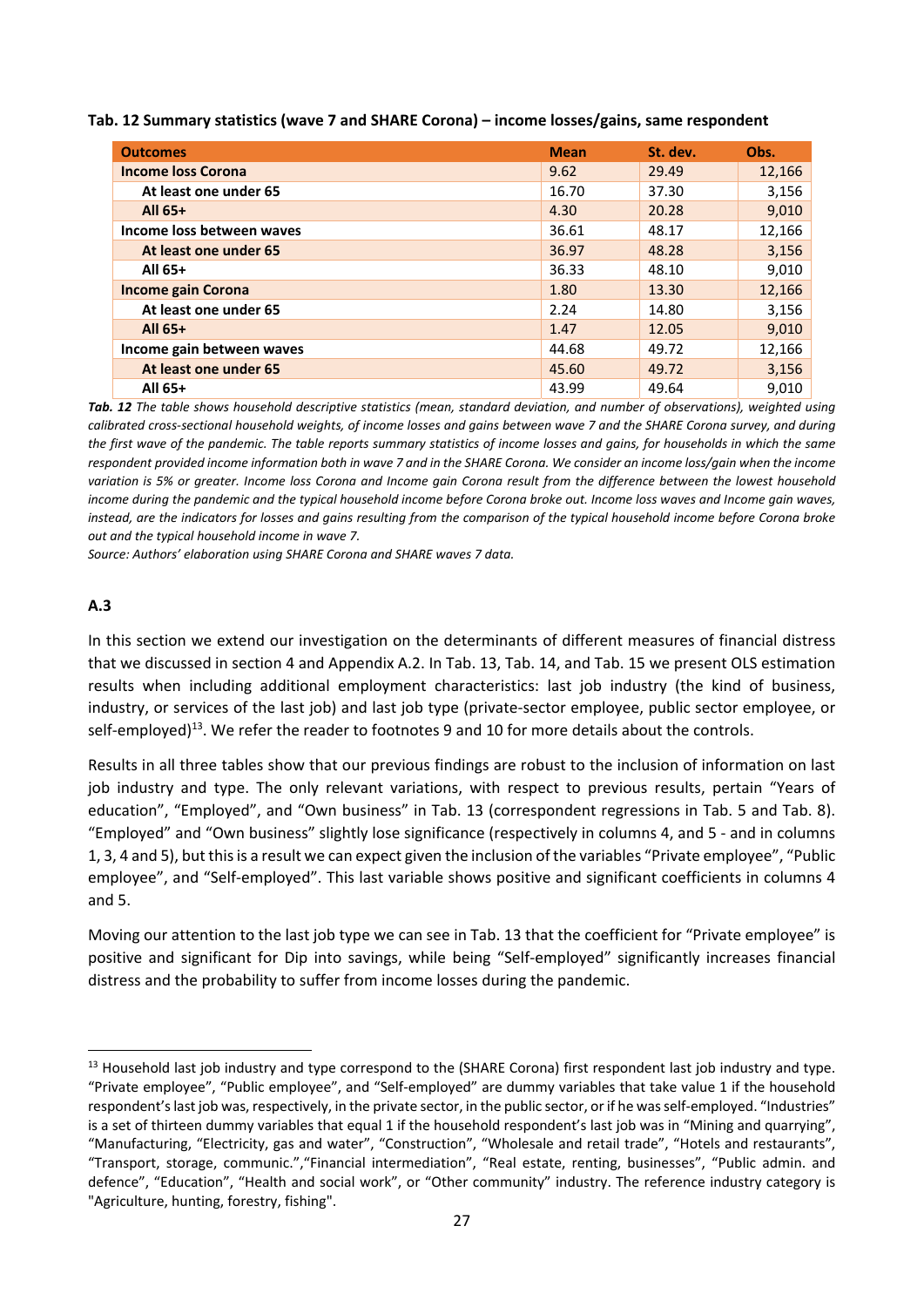**Tab. 12 Summary statistics (wave 7 and SHARE Corona) – income losses/gains, same respondent**

| Outcomes | Mean | St. dev. | Obs. |
|---|---|---|---|
| **Income loss Corona** | 9.62 | 29.49 | 12,166 |
| **At least one under 65** | 16.70 | 37.30 | 3,156 |
| **All 65+** | 4.30 | 20.28 | 9,010 |
| **Income loss between waves** | 36.61 | 48.17 | 12,166 |
| **At least one under 65** | 36.97 | 48.28 | 3,156 |
| **All 65+** | 36.33 | 48.10 | 9,010 |
| **Income gain Corona** | 1.80 | 13.30 | 12,166 |
| **At least one under 65** | 2.24 | 14.80 | 3,156 |
| **All 65+** | 1.47 | 12.05 | 9,010 |
| **Income gain between waves** | 44.68 | 49.72 | 12,166 |
| **At least one under 65** | 45.60 | 49.72 | 3,156 |
| **All 65+** | 43.99 | 49.64 | 9,010 |

***Tab. 12*** *The table shows household descriptive statistics (mean, standard deviation, and number of observations), weighted using calibrated cross-sectional household weights, of income losses and gains between wave 7 and the SHARE Corona survey, and during the first wave of the pandemic. The table reports summary statistics of income losses and gains, for households in which the same respondent provided income information both in wave 7 and in the SHARE Corona. We consider an income loss/gain when the income variation is 5% or greater. Income loss Corona and Income gain Corona result from the difference between the lowest household income during the pandemic and the typical household income before Corona broke out. Income loss waves and Income gain waves, instead, are the indicators for losses and gains resulting from the comparison of the typical household income before Corona broke out and the typical household income in wave 7.*

*Source: Authors' elaboration using SHARE Corona and SHARE waves 7 data.*

### A.3

In this section we extend our investigation on the determinants of different measures of financial distress that we discussed in section 4 and Appendix A.2. In Tab. 13, Tab. 14, and Tab. 15 we present OLS estimation results when including additional employment characteristics: last job industry (the kind of business, industry, or services of the last job) and last job type (private-sector employee, public sector employee, or self-employed)[13]. We refer the reader to footnotes 9 and 10 for more details about the controls.

Results in all three tables show that our previous findings are robust to the inclusion of information on last job industry and type. The only relevant variations, with respect to previous results, pertain "Years of education", "Employed", and "Own business" in Tab. 13 (correspondent regressions in Tab. 5 and Tab. 8). "Employed" and "Own business" slightly lose significance (respectively in columns 4, and 5 - and in columns 1, 3, 4 and 5), but this is a result we can expect given the inclusion of the variables "Private employee", "Public employee", and "Self-employed". This last variable shows positive and significant coefficients in columns 4 and 5.

Moving our attention to the last job type we can see in Tab. 13 that the coefficient for "Private employee" is positive and significant for Dip into savings, while being "Self-employed" significantly increases financial distress and the probability to suffer from income losses during the pandemic.

[13] Household last job industry and type correspond to the (SHARE Corona) first respondent last job industry and type. "Private employee", "Public employee", and "Self-employed" are dummy variables that take value 1 if the household respondent's last job was, respectively, in the private sector, in the public sector, or if he was self-employed. "Industries" is a set of thirteen dummy variables that equal 1 if the household respondent's last job was in "Mining and quarrying", "Manufacturing, "Electricity, gas and water", "Construction", "Wholesale and retail trade", "Hotels and restaurants", "Transport, storage, communic.","Financial intermediation", "Real estate, renting, businesses", "Public admin. and defence", "Education", "Health and social work", or "Other community" industry. The reference industry category is "Agriculture, hunting, forestry, fishing".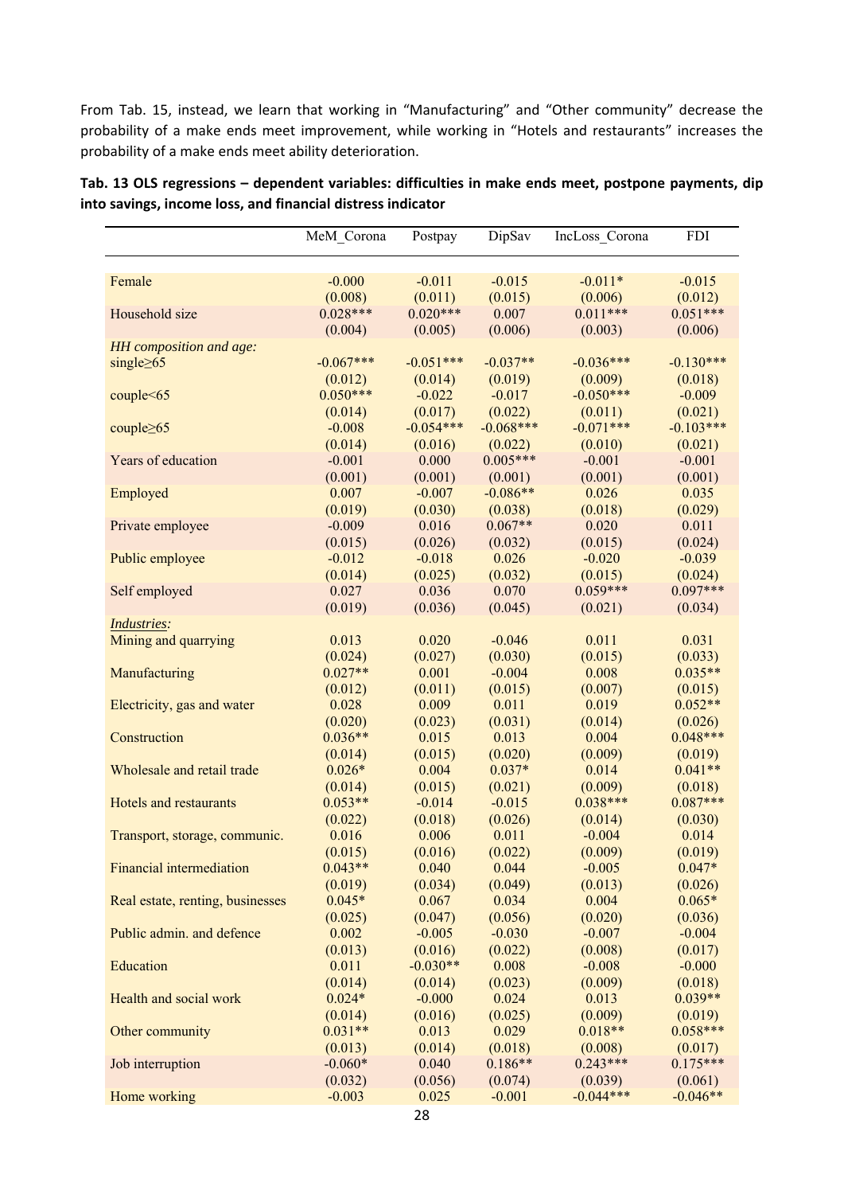From Tab. 15, instead, we learn that working in "Manufacturing" and "Other community" decrease the probability of a make ends meet improvement, while working in "Hotels and restaurants" increases the probability of a make ends meet ability deterioration.

**Tab. 13 OLS regressions – dependent variables: difficulties in make ends meet, postpone payments, dip into savings, income loss, and financial distress indicator**

| | MeM_Corona | Postpay | DipSav | IncLoss_Corona | FDI |
|---|---|---|---|---|---|
| Female | -0.000 | -0.011 | -0.015 | -0.011* | -0.015 |
| | (0.008) | (0.011) | (0.015) | (0.006) | (0.012) |
| Household size | 0.028*** | 0.020*** | 0.007 | 0.011*** | 0.051*** |
| | (0.004) | (0.005) | (0.006) | (0.003) | (0.006) |
| *HH composition and age:* | | | | | |
| single≥65 | -0.067*** | -0.051*** | -0.037** | -0.036*** | -0.130*** |
| | (0.012) | (0.014) | (0.019) | (0.009) | (0.018) |
| couple<65 | 0.050*** | -0.022 | -0.017 | -0.050*** | -0.009 |
| | (0.014) | (0.017) | (0.022) | (0.011) | (0.021) |
| couple≥65 | -0.008 | -0.054*** | -0.068*** | -0.071*** | -0.103*** |
| | (0.014) | (0.016) | (0.022) | (0.010) | (0.021) |
| Years of education | -0.001 | 0.000 | 0.005*** | -0.001 | -0.001 |
| | (0.001) | (0.001) | (0.001) | (0.001) | (0.001) |
| Employed | 0.007 | -0.007 | -0.086** | 0.026 | 0.035 |
| | (0.019) | (0.030) | (0.038) | (0.018) | (0.029) |
| Private employee | -0.009 | 0.016 | 0.067** | 0.020 | 0.011 |
| | (0.015) | (0.026) | (0.032) | (0.015) | (0.024) |
| Public employee | -0.012 | -0.018 | 0.026 | -0.020 | -0.039 |
| | (0.014) | (0.025) | (0.032) | (0.015) | (0.024) |
| Self employed | 0.027 | 0.036 | 0.070 | 0.059*** | 0.097*** |
| | (0.019) | (0.036) | (0.045) | (0.021) | (0.034) |
| *Industries:* | | | | | |
| Mining and quarrying | 0.013 | 0.020 | -0.046 | 0.011 | 0.031 |
| | (0.024) | (0.027) | (0.030) | (0.015) | (0.033) |
| Manufacturing | 0.027** | 0.001 | -0.004 | 0.008 | 0.035** |
| | (0.012) | (0.011) | (0.015) | (0.007) | (0.015) |
| Electricity, gas and water | 0.028 | 0.009 | 0.011 | 0.019 | 0.052** |
| | (0.020) | (0.023) | (0.031) | (0.014) | (0.026) |
| Construction | 0.036** | 0.015 | 0.013 | 0.004 | 0.048*** |
| | (0.014) | (0.015) | (0.020) | (0.009) | (0.019) |
| Wholesale and retail trade | 0.026* | 0.004 | 0.037* | 0.014 | 0.041** |
| | (0.014) | (0.015) | (0.021) | (0.009) | (0.018) |
| Hotels and restaurants | 0.053** | -0.014 | -0.015 | 0.038*** | 0.087*** |
| | (0.022) | (0.018) | (0.026) | (0.014) | (0.030) |
| Transport, storage, communic. | 0.016 | 0.006 | 0.011 | -0.004 | 0.014 |
| | (0.015) | (0.016) | (0.022) | (0.009) | (0.019) |
| Financial intermediation | 0.043** | 0.040 | 0.044 | -0.005 | 0.047* |
| | (0.019) | (0.034) | (0.049) | (0.013) | (0.026) |
| Real estate, renting, businesses | 0.045* | 0.067 | 0.034 | 0.004 | 0.065* |
| | (0.025) | (0.047) | (0.056) | (0.020) | (0.036) |
| Public admin. and defence | 0.002 | -0.005 | -0.030 | -0.007 | -0.004 |
| | (0.013) | (0.016) | (0.022) | (0.008) | (0.017) |
| Education | 0.011 | -0.030** | 0.008 | -0.008 | -0.000 |
| | (0.014) | (0.014) | (0.023) | (0.009) | (0.018) |
| Health and social work | 0.024* | -0.000 | 0.024 | 0.013 | 0.039** |
| | (0.014) | (0.016) | (0.025) | (0.009) | (0.019) |
| Other community | 0.031** | 0.013 | 0.029 | 0.018** | 0.058*** |
| | (0.013) | (0.014) | (0.018) | (0.008) | (0.017) |
| Job interruption | -0.060* | 0.040 | 0.186** | 0.243*** | 0.175*** |
| | (0.032) | (0.056) | (0.074) | (0.039) | (0.061) |
| Home working | -0.003 | 0.025 | -0.001 | -0.044*** | -0.046** |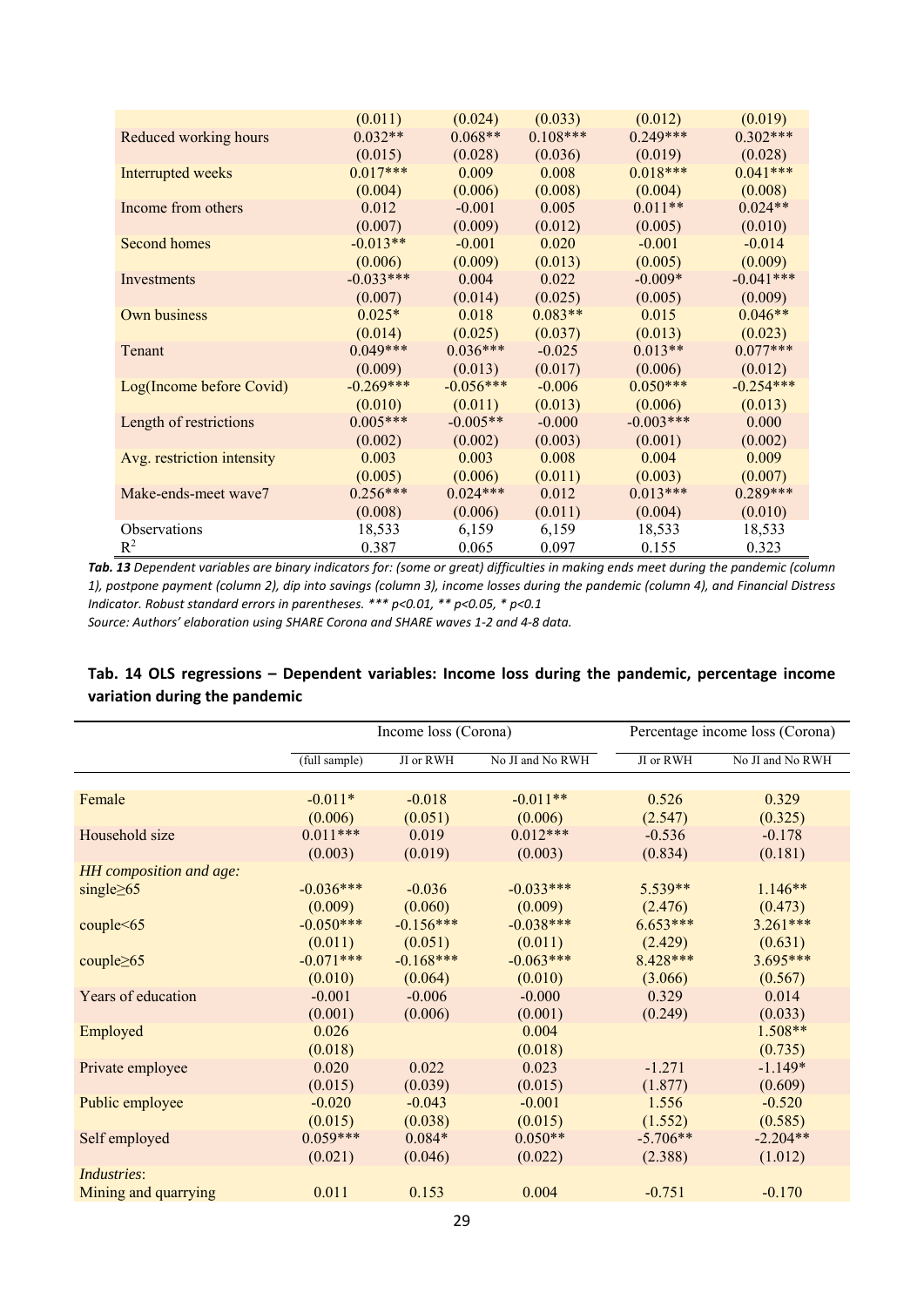| | | | | | |
|---|---|---|---|---|---|
| | (0.011) | (0.024) | (0.033) | (0.012) | (0.019) |
| Reduced working hours | 0.032** | 0.068** | 0.108*** | 0.249*** | 0.302*** |
| | (0.015) | (0.028) | (0.036) | (0.019) | (0.028) |
| Interrupted weeks | 0.017*** | 0.009 | 0.008 | 0.018*** | 0.041*** |
| | (0.004) | (0.006) | (0.008) | (0.004) | (0.008) |
| Income from others | 0.012 | -0.001 | 0.005 | 0.011** | 0.024** |
| | (0.007) | (0.009) | (0.012) | (0.005) | (0.010) |
| Second homes | -0.013** | -0.001 | 0.020 | -0.001 | -0.014 |
| | (0.006) | (0.009) | (0.013) | (0.005) | (0.009) |
| Investments | -0.033*** | 0.004 | 0.022 | -0.009* | -0.041*** |
| | (0.007) | (0.014) | (0.025) | (0.005) | (0.009) |
| Own business | 0.025* | 0.018 | 0.083** | 0.015 | 0.046** |
| | (0.014) | (0.025) | (0.037) | (0.013) | (0.023) |
| Tenant | 0.049*** | 0.036*** | -0.025 | 0.013** | 0.077*** |
| | (0.009) | (0.013) | (0.017) | (0.006) | (0.012) |
| Log(Income before Covid) | -0.269*** | -0.056*** | -0.006 | 0.050*** | -0.254*** |
| | (0.010) | (0.011) | (0.013) | (0.006) | (0.013) |
| Length of restrictions | 0.005*** | -0.005** | -0.000 | -0.003*** | 0.000 |
| | (0.002) | (0.002) | (0.003) | (0.001) | (0.002) |
| Avg. restriction intensity | 0.003 | 0.003 | 0.008 | 0.004 | 0.009 |
| | (0.005) | (0.006) | (0.011) | (0.003) | (0.007) |
| Make-ends-meet wave7 | 0.256*** | 0.024*** | 0.012 | 0.013*** | 0.289*** |
| | (0.008) | (0.006) | (0.011) | (0.004) | (0.010) |
| Observations | 18,533 | 6,159 | 6,159 | 18,533 | 18,533 |
| $R^2$ | 0.387 | 0.065 | 0.097 | 0.155 | 0.323 |

***Tab. 13** Dependent variables are binary indicators for: (some or great) difficulties in making ends meet during the pandemic (column 1), postpone payment (column 2), dip into savings (column 3), income losses during the pandemic (column 4), and Financial Distress Indicator. Robust standard errors in parentheses. \*\*\* p<0.01, \*\* p<0.05, \* p<0.1*

*Source: Authors' elaboration using SHARE Corona and SHARE waves 1-2 and 4-8 data.*

**Tab. 14 OLS regressions – Dependent variables: Income loss during the pandemic, percentage income variation during the pandemic**

| | Income loss (Corona) | | | Percentage income loss (Corona) | |
|---|---|---|---|---|---|
| | (full sample) | JI or RWH | No JI and No RWH | JI or RWH | No JI and No RWH |
| Female | -0.011* | -0.018 | -0.011** | 0.526 | 0.329 |
| | (0.006) | (0.051) | (0.006) | (2.547) | (0.325) |
| Household size | 0.011*** | 0.019 | 0.012*** | -0.536 | -0.178 |
| | (0.003) | (0.019) | (0.003) | (0.834) | (0.181) |
| *HH composition and age:* | | | | | |
| single≥65 | -0.036*** | -0.036 | -0.033*** | 5.539** | 1.146** |
| | (0.009) | (0.060) | (0.009) | (2.476) | (0.473) |
| couple<65 | -0.050*** | -0.156*** | -0.038*** | 6.653*** | 3.261*** |
| | (0.011) | (0.051) | (0.011) | (2.429) | (0.631) |
| couple≥65 | -0.071*** | -0.168*** | -0.063*** | 8.428*** | 3.695*** |
| | (0.010) | (0.064) | (0.010) | (3.066) | (0.567) |
| Years of education | -0.001 | -0.006 | -0.000 | 0.329 | 0.014 |
| | (0.001) | (0.006) | (0.001) | (0.249) | (0.033) |
| Employed | 0.026 | | 0.004 | | 1.508** |
| | (0.018) | | (0.018) | | (0.735) |
| Private employee | 0.020 | 0.022 | 0.023 | -1.271 | -1.149* |
| | (0.015) | (0.039) | (0.015) | (1.877) | (0.609) |
| Public employee | -0.020 | -0.043 | -0.001 | 1.556 | -0.520 |
| | (0.015) | (0.038) | (0.015) | (1.552) | (0.585) |
| Self employed | 0.059*** | 0.084* | 0.050** | -5.706** | -2.204** |
| | (0.021) | (0.046) | (0.022) | (2.388) | (1.012) |
| *Industries*: | | | | | |
| Mining and quarrying | 0.011 | 0.153 | 0.004 | -0.751 | -0.170 |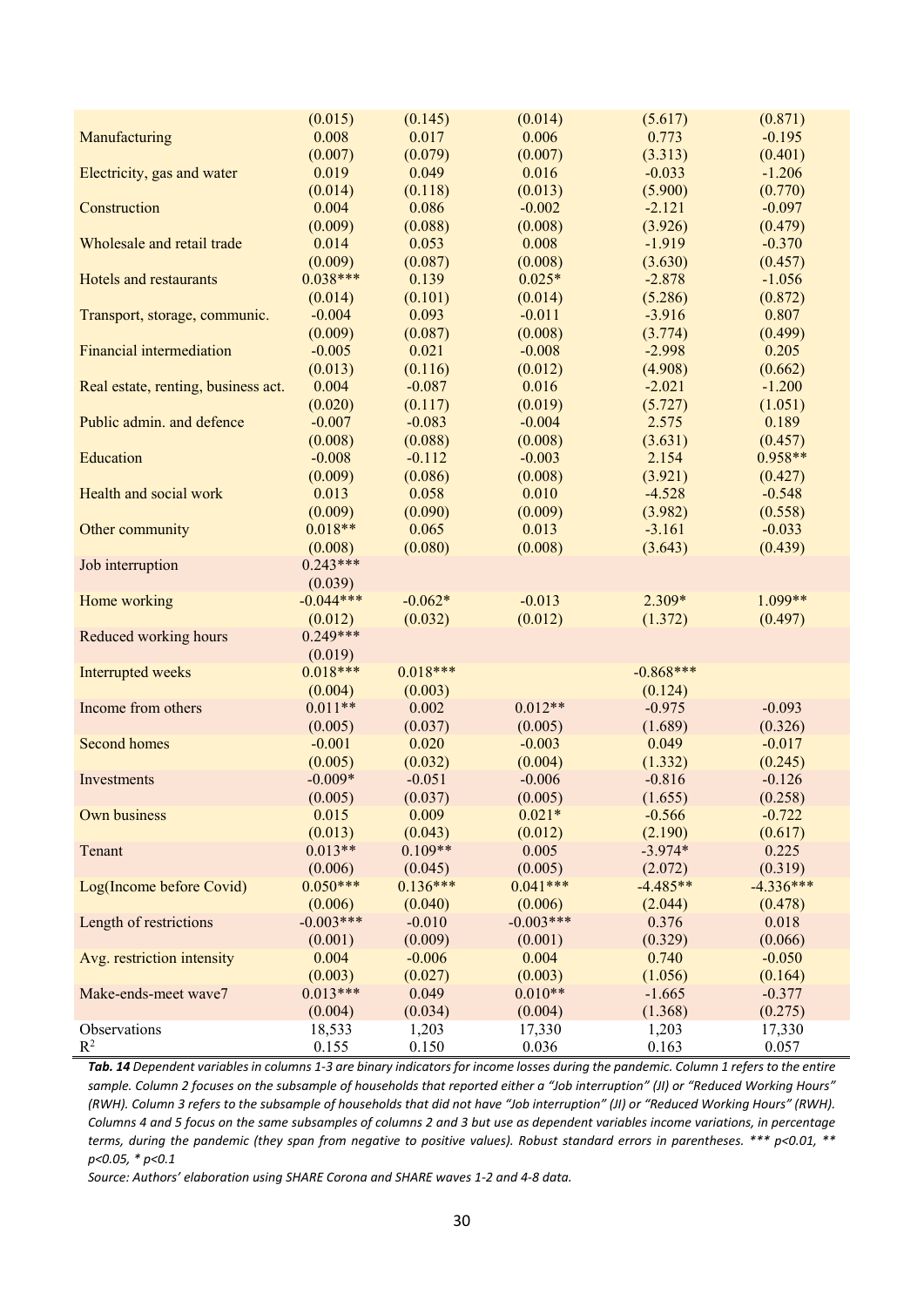| | (0.015) | (0.145) | (0.014) | (5.617) | (0.871) |
|---|---|---|---|---|---|
| Manufacturing | 0.008 | 0.017 | 0.006 | 0.773 | -0.195 |
| | (0.007) | (0.079) | (0.007) | (3.313) | (0.401) |
| Electricity, gas and water | 0.019 | 0.049 | 0.016 | -0.033 | -1.206 |
| | (0.014) | (0.118) | (0.013) | (5.900) | (0.770) |
| Construction | 0.004 | 0.086 | -0.002 | -2.121 | -0.097 |
| | (0.009) | (0.088) | (0.008) | (3.926) | (0.479) |
| Wholesale and retail trade | 0.014 | 0.053 | 0.008 | -1.919 | -0.370 |
| | (0.009) | (0.087) | (0.008) | (3.630) | (0.457) |
| Hotels and restaurants | 0.038*** | 0.139 | 0.025* | -2.878 | -1.056 |
| | (0.014) | (0.101) | (0.014) | (5.286) | (0.872) |
| Transport, storage, communic. | -0.004 | 0.093 | -0.011 | -3.916 | 0.807 |
| | (0.009) | (0.087) | (0.008) | (3.774) | (0.499) |
| Financial intermediation | -0.005 | 0.021 | -0.008 | -2.998 | 0.205 |
| | (0.013) | (0.116) | (0.012) | (4.908) | (0.662) |
| Real estate, renting, business act. | 0.004 | -0.087 | 0.016 | -2.021 | -1.200 |
| | (0.020) | (0.117) | (0.019) | (5.727) | (1.051) |
| Public admin. and defence | -0.007 | -0.083 | -0.004 | 2.575 | 0.189 |
| | (0.008) | (0.088) | (0.008) | (3.631) | (0.457) |
| Education | -0.008 | -0.112 | -0.003 | 2.154 | 0.958** |
| | (0.009) | (0.086) | (0.008) | (3.921) | (0.427) |
| Health and social work | 0.013 | 0.058 | 0.010 | -4.528 | -0.548 |
| | (0.009) | (0.090) | (0.009) | (3.982) | (0.558) |
| Other community | 0.018** | 0.065 | 0.013 | -3.161 | -0.033 |
| | (0.008) | (0.080) | (0.008) | (3.643) | (0.439) |
| Job interruption | 0.243*** | | | | |
| | (0.039) | | | | |
| Home working | -0.044*** | -0.062* | -0.013 | 2.309* | 1.099** |
| | (0.012) | (0.032) | (0.012) | (1.372) | (0.497) |
| Reduced working hours | 0.249*** | | | | |
| | (0.019) | | | | |
| Interrupted weeks | 0.018*** | 0.018*** | | -0.868*** | |
| | (0.004) | (0.003) | | (0.124) | |
| Income from others | 0.011** | 0.002 | 0.012** | -0.975 | -0.093 |
| | (0.005) | (0.037) | (0.005) | (1.689) | (0.326) |
| Second homes | -0.001 | 0.020 | -0.003 | 0.049 | -0.017 |
| | (0.005) | (0.032) | (0.004) | (1.332) | (0.245) |
| Investments | -0.009* | -0.051 | -0.006 | -0.816 | -0.126 |
| | (0.005) | (0.037) | (0.005) | (1.655) | (0.258) |
| Own business | 0.015 | 0.009 | 0.021* | -0.566 | -0.722 |
| | (0.013) | (0.043) | (0.012) | (2.190) | (0.617) |
| Tenant | 0.013** | 0.109** | 0.005 | -3.974* | 0.225 |
| | (0.006) | (0.045) | (0.005) | (2.072) | (0.319) |
| Log(Income before Covid) | 0.050*** | 0.136*** | 0.041*** | -4.485** | -4.336*** |
| | (0.006) | (0.040) | (0.006) | (2.044) | (0.478) |
| Length of restrictions | -0.003*** | -0.010 | -0.003*** | 0.376 | 0.018 |
| | (0.001) | (0.009) | (0.001) | (0.329) | (0.066) |
| Avg. restriction intensity | 0.004 | -0.006 | 0.004 | 0.740 | -0.050 |
| | (0.003) | (0.027) | (0.003) | (1.056) | (0.164) |
| Make-ends-meet wave7 | 0.013*** | 0.049 | 0.010** | -1.665 | -0.377 |
| | (0.004) | (0.034) | (0.004) | (1.368) | (0.275) |
| Observations | 18,533 | 1,203 | 17,330 | 1,203 | 17,330 |
| $R^2$ | 0.155 | 0.150 | 0.036 | 0.163 | 0.057 |

***Tab. 14*** *Dependent variables in columns 1-3 are binary indicators for income losses during the pandemic. Column 1 refers to the entire sample. Column 2 focuses on the subsample of households that reported either a "Job interruption" (JI) or "Reduced Working Hours" (RWH). Column 3 refers to the subsample of households that did not have "Job interruption" (JI) or "Reduced Working Hours" (RWH). Columns 4 and 5 focus on the same subsamples of columns 2 and 3 but use as dependent variables income variations, in percentage terms, during the pandemic (they span from negative to positive values). Robust standard errors in parentheses. *** p<0.01, ** p<0.05, * p<0.1*

*Source: Authors' elaboration using SHARE Corona and SHARE waves 1-2 and 4-8 data.*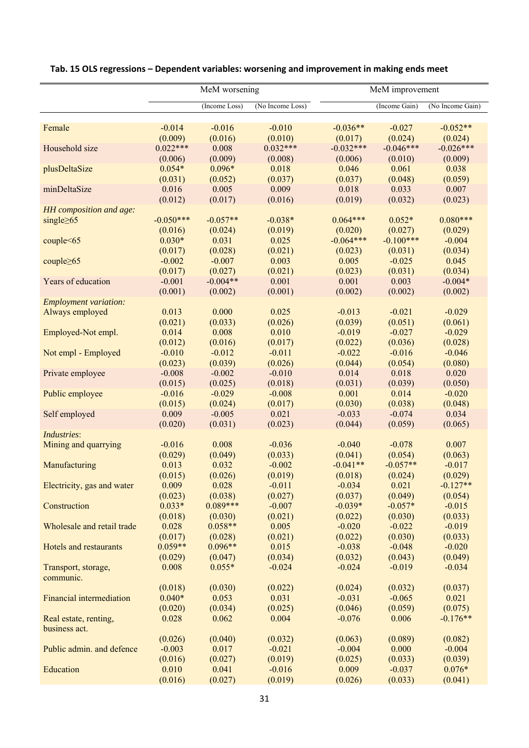**Tab. 15 OLS regressions – Dependent variables: worsening and improvement in making ends meet**

| | MeM worsening | | | MeM improvement | | |
|---|---|---|---|---|---|---|
| | | (Income Loss) | (No Income Loss) | | (Income Gain) | (No Income Gain) |
| Female | -0.014 | -0.016 | -0.010 | -0.036** | -0.027 | -0.052** |
| | (0.009) | (0.016) | (0.010) | (0.017) | (0.024) | (0.024) |
| Household size | 0.022*** | 0.008 | 0.032*** | -0.032*** | -0.046*** | -0.026*** |
| | (0.006) | (0.009) | (0.008) | (0.006) | (0.010) | (0.009) |
| plusDeltaSize | 0.054* | 0.096* | 0.018 | 0.046 | 0.061 | 0.038 |
| | (0.031) | (0.052) | (0.037) | (0.037) | (0.048) | (0.059) |
| minDeltaSize | 0.016 | 0.005 | 0.009 | 0.018 | 0.033 | 0.007 |
| | (0.012) | (0.017) | (0.016) | (0.019) | (0.032) | (0.023) |
| *HH composition and age:* | | | | | | |
| single≥65 | -0.050*** | -0.057** | -0.038* | 0.064*** | 0.052* | 0.080*** |
| | (0.016) | (0.024) | (0.019) | (0.020) | (0.027) | (0.029) |
| couple<65 | 0.030* | 0.031 | 0.025 | -0.064*** | -0.100*** | -0.004 |
| | (0.017) | (0.028) | (0.021) | (0.023) | (0.031) | (0.034) |
| couple≥65 | -0.002 | -0.007 | 0.003 | 0.005 | -0.025 | 0.045 |
| | (0.017) | (0.027) | (0.021) | (0.023) | (0.031) | (0.034) |
| Years of education | -0.001 | -0.004** | 0.001 | 0.001 | 0.003 | -0.004* |
| | (0.001) | (0.002) | (0.001) | (0.002) | (0.002) | (0.002) |
| *Employment variation:* | | | | | | |
| Always employed | 0.013 | 0.000 | 0.025 | -0.013 | -0.021 | -0.029 |
| | (0.021) | (0.033) | (0.026) | (0.039) | (0.051) | (0.061) |
| Employed-Not empl. | 0.014 | 0.008 | 0.010 | -0.019 | -0.027 | -0.029 |
| | (0.012) | (0.016) | (0.017) | (0.022) | (0.036) | (0.028) |
| Not empl - Employed | -0.010 | -0.012 | -0.011 | -0.022 | -0.016 | -0.046 |
| | (0.023) | (0.039) | (0.026) | (0.044) | (0.054) | (0.080) |
| Private employee | -0.008 | -0.002 | -0.010 | 0.014 | 0.018 | 0.020 |
| | (0.015) | (0.025) | (0.018) | (0.031) | (0.039) | (0.050) |
| Public employee | -0.016 | -0.029 | -0.008 | 0.001 | 0.014 | -0.020 |
| | (0.015) | (0.024) | (0.017) | (0.030) | (0.038) | (0.048) |
| Self employed | 0.009 | -0.005 | 0.021 | -0.033 | -0.074 | 0.034 |
| | (0.020) | (0.031) | (0.023) | (0.044) | (0.059) | (0.065) |
| *Industries*: | | | | | | |
| Mining and quarrying | -0.016 | 0.008 | -0.036 | -0.040 | -0.078 | 0.007 |
| | (0.029) | (0.049) | (0.033) | (0.041) | (0.054) | (0.063) |
| Manufacturing | 0.013 | 0.032 | -0.002 | -0.041** | -0.057** | -0.017 |
| | (0.015) | (0.026) | (0.019) | (0.018) | (0.024) | (0.029) |
| Electricity, gas and water | 0.009 | 0.028 | -0.011 | -0.034 | 0.021 | -0.127** |
| | (0.023) | (0.038) | (0.027) | (0.037) | (0.049) | (0.054) |
| Construction | 0.033* | 0.089*** | -0.007 | -0.039* | -0.057* | -0.015 |
| | (0.018) | (0.030) | (0.021) | (0.022) | (0.030) | (0.033) |
| Wholesale and retail trade | 0.028 | 0.058** | 0.005 | -0.020 | -0.022 | -0.019 |
| | (0.017) | (0.028) | (0.021) | (0.022) | (0.030) | (0.033) |
| Hotels and restaurants | 0.059** | 0.096** | 0.015 | -0.038 | -0.048 | -0.020 |
| | (0.029) | (0.047) | (0.034) | (0.032) | (0.043) | (0.049) |
| Transport, storage, communic. | 0.008 | 0.055* | -0.024 | -0.024 | -0.019 | -0.034 |
| | (0.018) | (0.030) | (0.022) | (0.024) | (0.032) | (0.037) |
| Financial intermediation | 0.040* | 0.053 | 0.031 | -0.031 | -0.065 | 0.021 |
| | (0.020) | (0.034) | (0.025) | (0.046) | (0.059) | (0.075) |
| Real estate, renting, business act. | 0.028 | 0.062 | 0.004 | -0.076 | 0.006 | -0.176** |
| | (0.026) | (0.040) | (0.032) | (0.063) | (0.089) | (0.082) |
| Public admin. and defence | -0.003 | 0.017 | -0.021 | -0.004 | 0.000 | -0.004 |
| | (0.016) | (0.027) | (0.019) | (0.025) | (0.033) | (0.039) |
| Education | 0.010 | 0.041 | -0.016 | 0.009 | -0.037 | 0.076* |
| | (0.016) | (0.027) | (0.019) | (0.026) | (0.033) | (0.041) |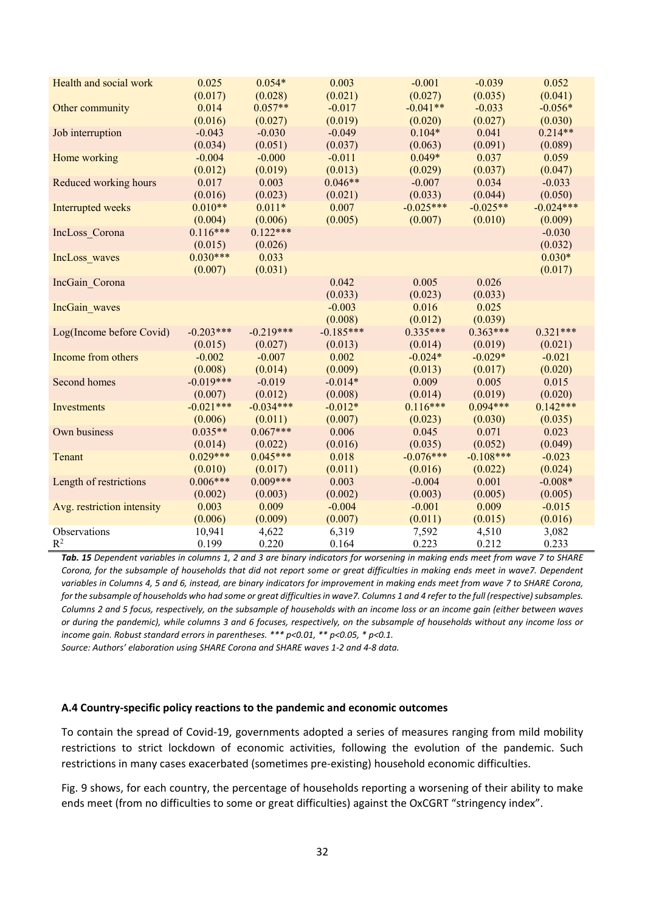| | | | | | | |
|---|---|---|---|---|---|---|
| Health and social work | 0.025 | 0.054* | 0.003 | -0.001 | -0.039 | 0.052 |
| | (0.017) | (0.028) | (0.021) | (0.027) | (0.035) | (0.041) |
| Other community | 0.014 | 0.057** | -0.017 | -0.041** | -0.033 | -0.056* |
| | (0.016) | (0.027) | (0.019) | (0.020) | (0.027) | (0.030) |
| Job interruption | -0.043 | -0.030 | -0.049 | 0.104* | 0.041 | 0.214** |
| | (0.034) | (0.051) | (0.037) | (0.063) | (0.091) | (0.089) |
| Home working | -0.004 | -0.000 | -0.011 | 0.049* | 0.037 | 0.059 |
| | (0.012) | (0.019) | (0.013) | (0.029) | (0.037) | (0.047) |
| Reduced working hours | 0.017 | 0.003 | 0.046** | -0.007 | 0.034 | -0.033 |
| | (0.016) | (0.023) | (0.021) | (0.033) | (0.044) | (0.050) |
| Interrupted weeks | 0.010** | 0.011* | 0.007 | -0.025*** | -0.025** | -0.024*** |
| | (0.004) | (0.006) | (0.005) | (0.007) | (0.010) | (0.009) |
| IncLoss_Corona | 0.116*** | 0.122*** | | | | -0.030 |
| | (0.015) | (0.026) | | | | (0.032) |
| IncLoss_waves | 0.030*** | 0.033 | | | | 0.030* |
| | (0.007) | (0.031) | | | | (0.017) |
| IncGain_Corona | | | 0.042 | 0.005 | 0.026 | |
| | | | (0.033) | (0.023) | (0.033) | |
| IncGain_waves | | | -0.003 | 0.016 | 0.025 | |
| | | | (0.008) | (0.012) | (0.039) | |
| Log(Income before Covid) | -0.203*** | -0.219*** | -0.185*** | 0.335*** | 0.363*** | 0.321*** |
| | (0.015) | (0.027) | (0.013) | (0.014) | (0.019) | (0.021) |
| Income from others | -0.002 | -0.007 | 0.002 | -0.024* | -0.029* | -0.021 |
| | (0.008) | (0.014) | (0.009) | (0.013) | (0.017) | (0.020) |
| Second homes | -0.019*** | -0.019 | -0.014* | 0.009 | 0.005 | 0.015 |
| | (0.007) | (0.012) | (0.008) | (0.014) | (0.019) | (0.020) |
| Investments | -0.021*** | -0.034*** | -0.012* | 0.116*** | 0.094*** | 0.142*** |
| | (0.006) | (0.011) | (0.007) | (0.023) | (0.030) | (0.035) |
| Own business | 0.035** | 0.067*** | 0.006 | 0.045 | 0.071 | 0.023 |
| | (0.014) | (0.022) | (0.016) | (0.035) | (0.052) | (0.049) |
| Tenant | 0.029*** | 0.045*** | 0.018 | -0.076*** | -0.108*** | -0.023 |
| | (0.010) | (0.017) | (0.011) | (0.016) | (0.022) | (0.024) |
| Length of restrictions | 0.006*** | 0.009*** | 0.003 | -0.004 | 0.001 | -0.008* |
| | (0.002) | (0.003) | (0.002) | (0.003) | (0.005) | (0.005) |
| Avg. restriction intensity | 0.003 | 0.009 | -0.004 | -0.001 | 0.009 | -0.015 |
| | (0.006) | (0.009) | (0.007) | (0.011) | (0.015) | (0.016) |
| Observations | 10,941 | 4,622 | 6,319 | 7,592 | 4,510 | 3,082 |
| $R^2$ | 0.199 | 0.220 | 0.164 | 0.223 | 0.212 | 0.233 |

***Tab. 15*** *Dependent variables in columns 1, 2 and 3 are binary indicators for worsening in making ends meet from wave 7 to SHARE Corona, for the subsample of households that did not report some or great difficulties in making ends meet in wave7. Dependent variables in Columns 4, 5 and 6, instead, are binary indicators for improvement in making ends meet from wave 7 to SHARE Corona, for the subsample of households who had some or great difficulties in wave7. Columns 1 and 4 refer to the full (respective) subsamples. Columns 2 and 5 focus, respectively, on the subsample of households with an income loss or an income gain (either between waves or during the pandemic), while columns 3 and 6 focuses, respectively, on the subsample of households without any income loss or income gain. Robust standard errors in parentheses. \*\*\* p<0.01, \*\* p<0.05, \* p<0.1.*

*Source: Authors' elaboration using SHARE Corona and SHARE waves 1-2 and 4-8 data.*

#### A.4 Country-specific policy reactions to the pandemic and economic outcomes

To contain the spread of Covid-19, governments adopted a series of measures ranging from mild mobility restrictions to strict lockdown of economic activities, following the evolution of the pandemic. Such restrictions in many cases exacerbated (sometimes pre-existing) household economic difficulties.

Fig. 9 shows, for each country, the percentage of households reporting a worsening of their ability to make ends meet (from no difficulties to some or great difficulties) against the OxCGRT "stringency index".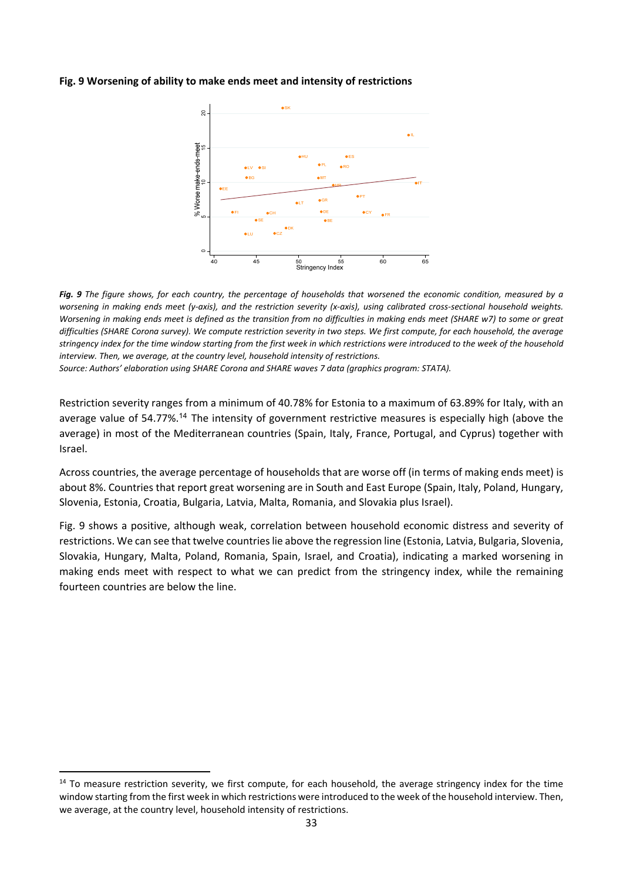**Fig. 9 Worsening of ability to make ends meet and intensity of restrictions**

% Worse make-ends-meet

0
5
10
15
20

40
45
50
55
60
65

Stringency Index

SK
IL
HU
ES
PL
RO
LV
SI
BG
MT
EE
HR
IT
PT
LT
GR
FI
CH
DE
CY
FR
SE
BE
DK
LU
CZ

***Fig. 9*** *The figure shows, for each country, the percentage of households that worsened the economic condition, measured by a worsening in making ends meet (y-axis), and the restriction severity (x-axis), using calibrated cross-sectional household weights. Worsening in making ends meet is defined as the transition from no difficulties in making ends meet (SHARE w7) to some or great difficulties (SHARE Corona survey). We compute restriction severity in two steps. We first compute, for each household, the average stringency index for the time window starting from the first week in which restrictions were introduced to the week of the household interview. Then, we average, at the country level, household intensity of restrictions.*

*Source: Authors' elaboration using SHARE Corona and SHARE waves 7 data (graphics program: STATA).*

Restriction severity ranges from a minimum of 40.78% for Estonia to a maximum of 63.89% for Italy, with an average value of 54.77%.[14] The intensity of government restrictive measures is especially high (above the average) in most of the Mediterranean countries (Spain, Italy, France, Portugal, and Cyprus) together with Israel.

Across countries, the average percentage of households that are worse off (in terms of making ends meet) is about 8%. Countries that report great worsening are in South and East Europe (Spain, Italy, Poland, Hungary, Slovenia, Estonia, Croatia, Bulgaria, Latvia, Malta, Romania, and Slovakia plus Israel).

Fig. 9 shows a positive, although weak, correlation between household economic distress and severity of restrictions. We can see that twelve countries lie above the regression line (Estonia, Latvia, Bulgaria, Slovenia, Slovakia, Hungary, Malta, Poland, Romania, Spain, Israel, and Croatia), indicating a marked worsening in making ends meet with respect to what we can predict from the stringency index, while the remaining fourteen countries are below the line.

[14] To measure restriction severity, we first compute, for each household, the average stringency index for the time window starting from the first week in which restrictions were introduced to the week of the household interview. Then, we average, at the country level, household intensity of restrictions.